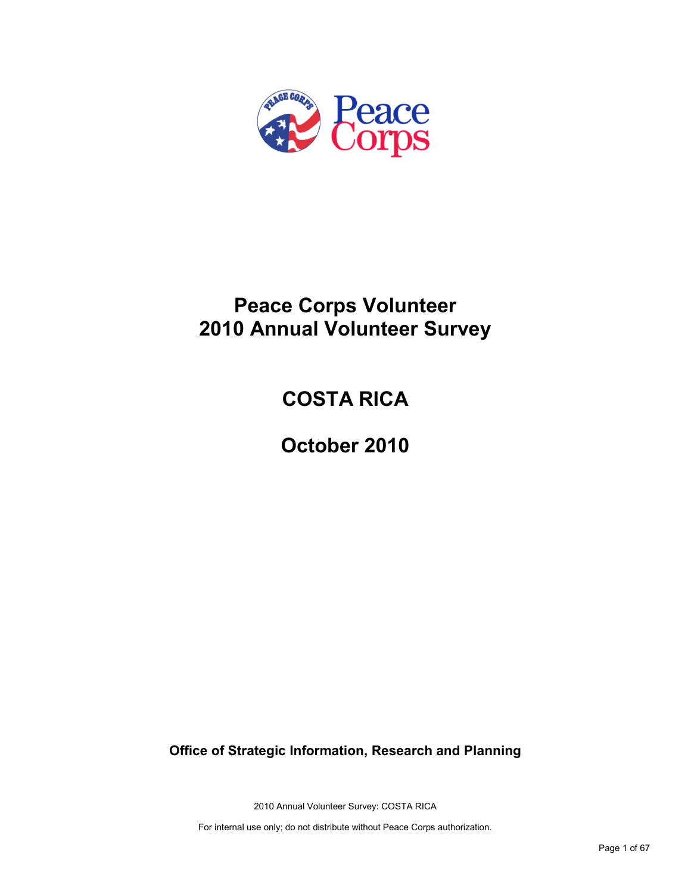# Peace Corps Volunteer
# 2010 Annual Volunteer Survey

## COSTA RICA

## October 2010

**Office of Strategic Information, Research and Planning**

For internal use only; do not distribute without Peace Corps authorization.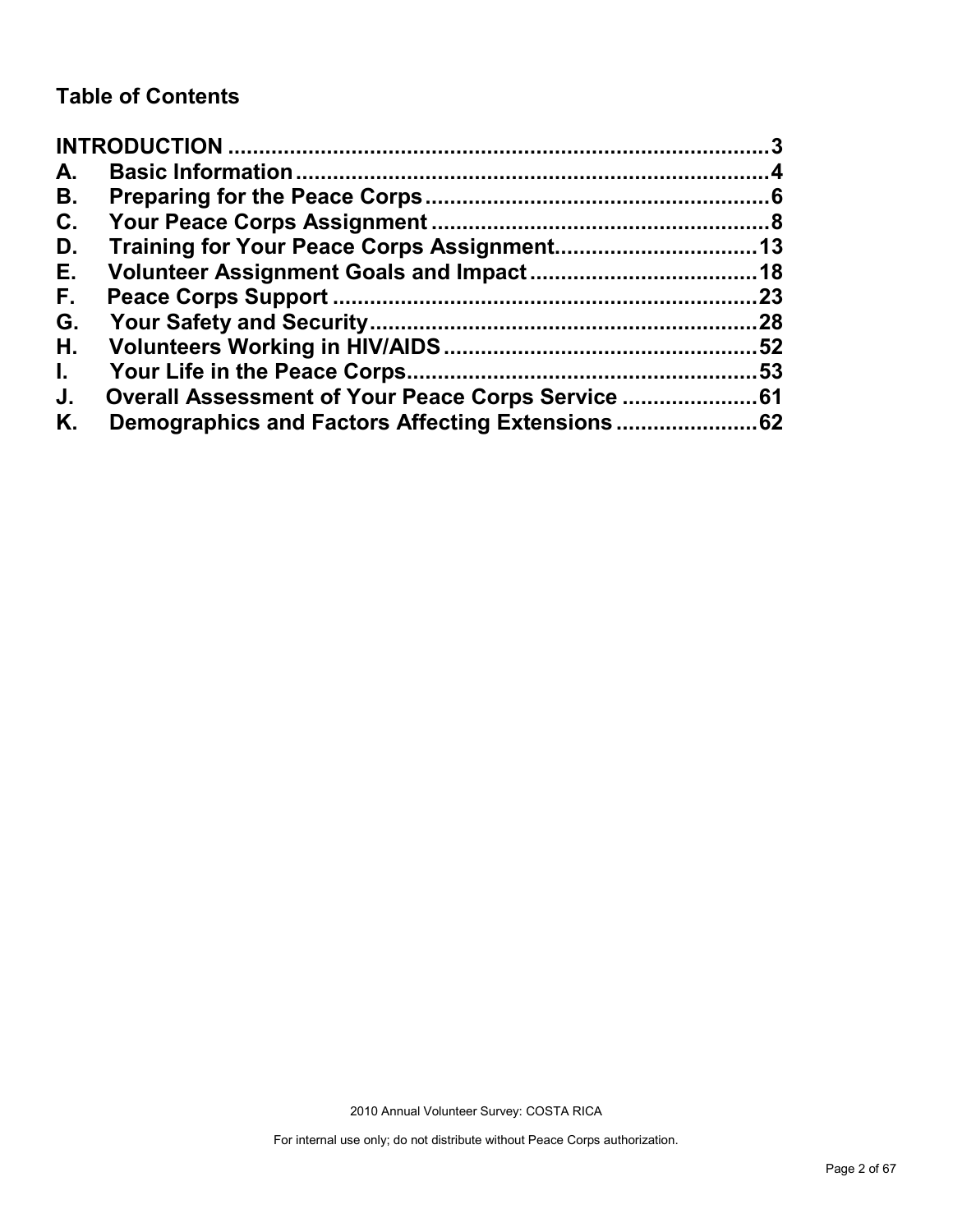## Table of Contents

| | | |
|---|---|---|
| **INTRODUCTION** | | **3** |
| **A.** | **Basic Information** | **4** |
| **B.** | **Preparing for the Peace Corps** | **6** |
| **C.** | **Your Peace Corps Assignment** | **8** |
| **D.** | **Training for Your Peace Corps Assignment** | **13** |
| **E.** | **Volunteer Assignment Goals and Impact** | **18** |
| **F.** | **Peace Corps Support** | **23** |
| **G.** | **Your Safety and Security** | **28** |
| **H.** | **Volunteers Working in HIV/AIDS** | **52** |
| **I.** | **Your Life in the Peace Corps** | **53** |
| **J.** | **Overall Assessment of Your Peace Corps Service** | **61** |
| **K.** | **Demographics and Factors Affecting Extensions** | **62** |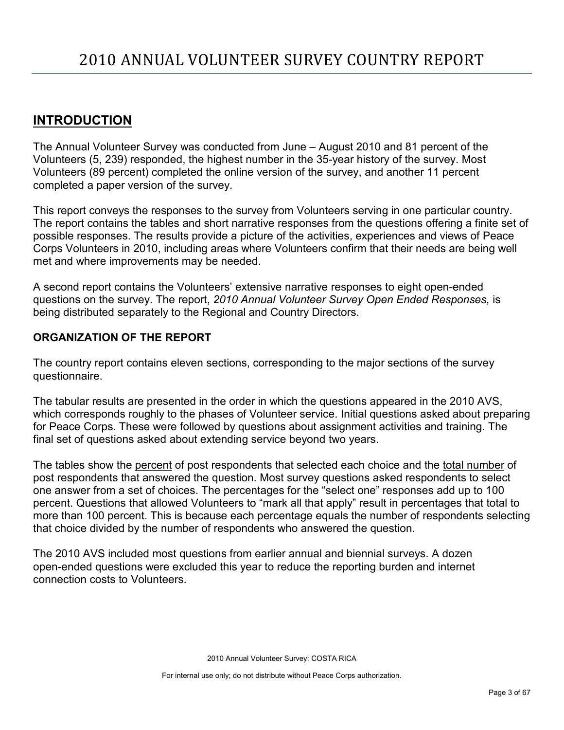# 2010 ANNUAL VOLUNTEER SURVEY COUNTRY REPORT

## INTRODUCTION

The Annual Volunteer Survey was conducted from June – August 2010 and 81 percent of the Volunteers (5, 239) responded, the highest number in the 35-year history of the survey. Most Volunteers (89 percent) completed the online version of the survey, and another 11 percent completed a paper version of the survey.

This report conveys the responses to the survey from Volunteers serving in one particular country. The report contains the tables and short narrative responses from the questions offering a finite set of possible responses. The results provide a picture of the activities, experiences and views of Peace Corps Volunteers in 2010, including areas where Volunteers confirm that their needs are being well met and where improvements may be needed.

A second report contains the Volunteers' extensive narrative responses to eight open-ended questions on the survey. The report, *2010 Annual Volunteer Survey Open Ended Responses,* is being distributed separately to the Regional and Country Directors.

### ORGANIZATION OF THE REPORT

The country report contains eleven sections, corresponding to the major sections of the survey questionnaire.

The tabular results are presented in the order in which the questions appeared in the 2010 AVS, which corresponds roughly to the phases of Volunteer service. Initial questions asked about preparing for Peace Corps. These were followed by questions about assignment activities and training. The final set of questions asked about extending service beyond two years.

The tables show the <u>percent</u> of post respondents that selected each choice and the <u>total number</u> of post respondents that answered the question. Most survey questions asked respondents to select one answer from a set of choices. The percentages for the "select one" responses add up to 100 percent. Questions that allowed Volunteers to "mark all that apply" result in percentages that total to more than 100 percent. This is because each percentage equals the number of respondents selecting that choice divided by the number of respondents who answered the question.

The 2010 AVS included most questions from earlier annual and biennial surveys. A dozen open-ended questions were excluded this year to reduce the reporting burden and internet connection costs to Volunteers.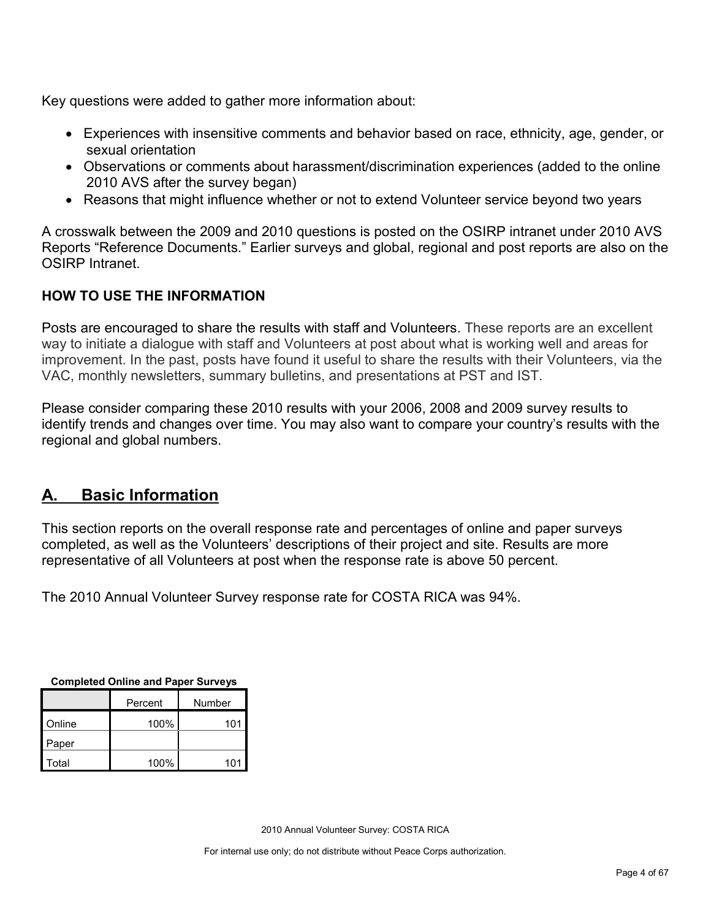Key questions were added to gather more information about:

- Experiences with insensitive comments and behavior based on race, ethnicity, age, gender, or sexual orientation
- Observations or comments about harassment/discrimination experiences (added to the online 2010 AVS after the survey began)
- Reasons that might influence whether or not to extend Volunteer service beyond two years

A crosswalk between the 2009 and 2010 questions is posted on the OSIRP intranet under 2010 AVS Reports "Reference Documents." Earlier surveys and global, regional and post reports are also on the OSIRP Intranet.

**HOW TO USE THE INFORMATION**

Posts are encouraged to share the results with staff and Volunteers. These reports are an excellent way to initiate a dialogue with staff and Volunteers at post about what is working well and areas for improvement. In the past, posts have found it useful to share the results with their Volunteers, via the VAC, monthly newsletters, summary bulletins, and presentations at PST and IST.

Please consider comparing these 2010 results with your 2006, 2008 and 2009 survey results to identify trends and changes over time. You may also want to compare your country's results with the regional and global numbers.

## A. Basic Information

This section reports on the overall response rate and percentages of online and paper surveys completed, as well as the Volunteers' descriptions of their project and site. Results are more representative of all Volunteers at post when the response rate is above 50 percent.

The 2010 Annual Volunteer Survey response rate for COSTA RICA was 94%.

**Completed Online and Paper Surveys**

| | Percent | Number |
|---|---|---|
| Online | 100% | 101 |
| Paper | | |
| Total | 100% | 101 |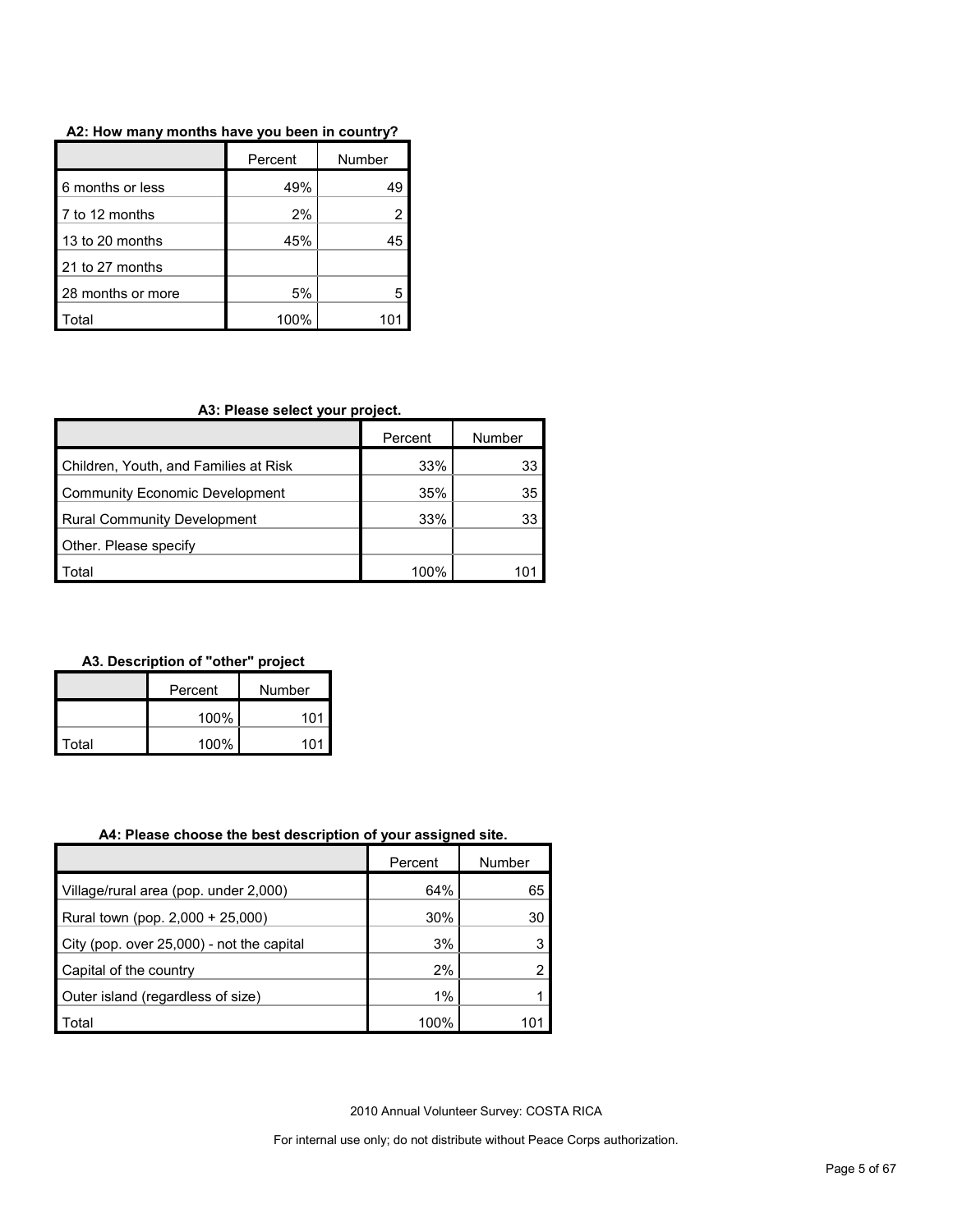**A2: How many months have you been in country?**

| | Percent | Number |
|---|---|---|
| 6 months or less | 49% | 49 |
| 7 to 12 months | 2% | 2 |
| 13 to 20 months | 45% | 45 |
| 21 to 27 months | | |
| 28 months or more | 5% | 5 |
| Total | 100% | 101 |

**A3: Please select your project.**

| | Percent | Number |
|---|---|---|
| Children, Youth, and Families at Risk | 33% | 33 |
| Community Economic Development | 35% | 35 |
| Rural Community Development | 33% | 33 |
| Other. Please specify | | |
| Total | 100% | 101 |

**A3. Description of "other" project**

| | Percent | Number |
|---|---|---|
| | 100% | 101 |
| Total | 100% | 101 |

**A4: Please choose the best description of your assigned site.**

| | Percent | Number |
|---|---|---|
| Village/rural area (pop. under 2,000) | 64% | 65 |
| Rural town (pop. 2,000 + 25,000) | 30% | 30 |
| City (pop. over 25,000) - not the capital | 3% | 3 |
| Capital of the country | 2% | 2 |
| Outer island (regardless of size) | 1% | 1 |
| Total | 100% | 101 |

2010 Annual Volunteer Survey: COSTA RICA

For internal use only; do not distribute without Peace Corps authorization.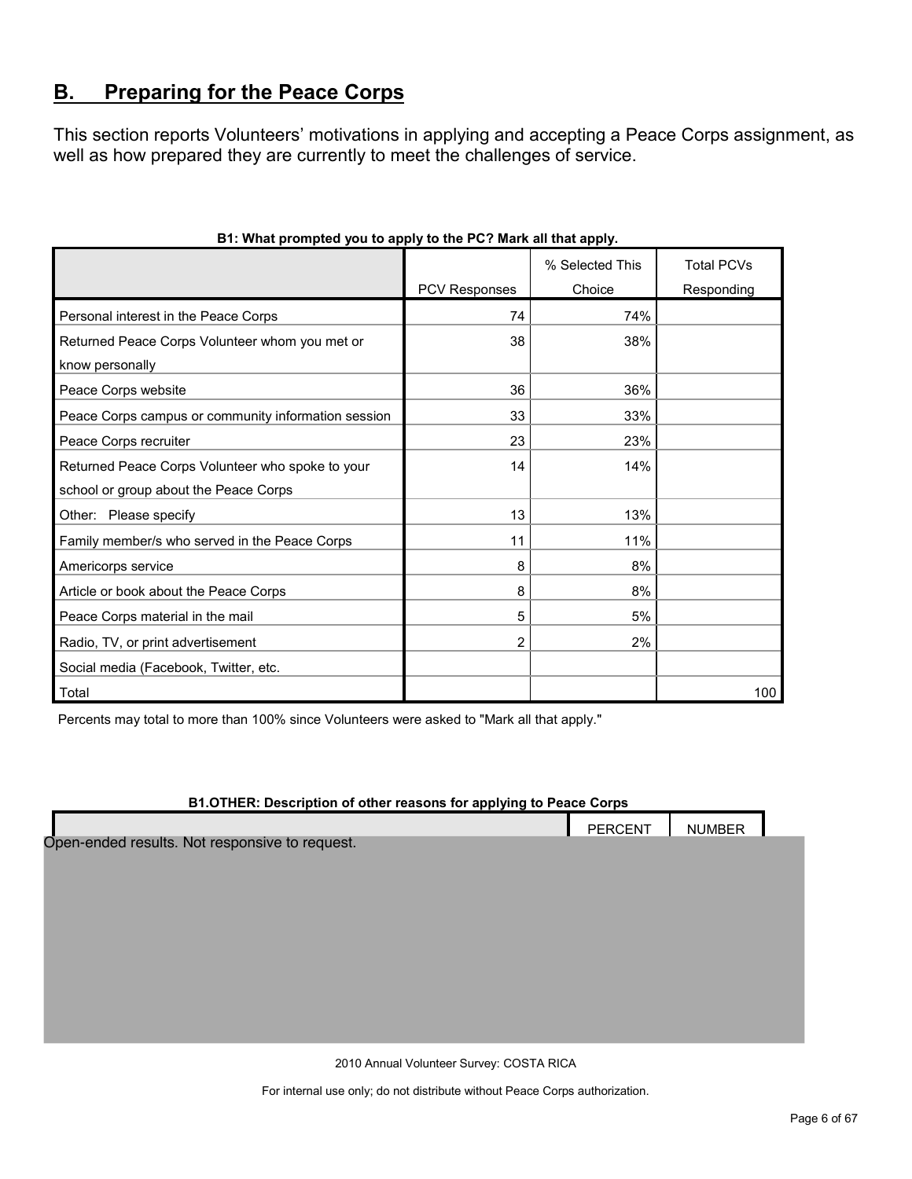## B. Preparing for the Peace Corps

This section reports Volunteers' motivations in applying and accepting a Peace Corps assignment, as well as how prepared they are currently to meet the challenges of service.

**B1: What prompted you to apply to the PC? Mark all that apply.**

| | PCV Responses | % Selected This Choice | Total PCVs Responding |
|---|---|---|---|
| Personal interest in the Peace Corps | 74 | 74% | |
| Returned Peace Corps Volunteer whom you met or know personally | 38 | 38% | |
| Peace Corps website | 36 | 36% | |
| Peace Corps campus or community information session | 33 | 33% | |
| Peace Corps recruiter | 23 | 23% | |
| Returned Peace Corps Volunteer who spoke to your school or group about the Peace Corps | 14 | 14% | |
| Other: Please specify | 13 | 13% | |
| Family member/s who served in the Peace Corps | 11 | 11% | |
| Americorps service | 8 | 8% | |
| Article or book about the Peace Corps | 8 | 8% | |
| Peace Corps material in the mail | 5 | 5% | |
| Radio, TV, or print advertisement | 2 | 2% | |
| Social media (Facebook, Twitter, etc. | | | |
| Total | | | 100 |

Percents may total to more than 100% since Volunteers were asked to "Mark all that apply."

**B1.OTHER: Description of other reasons for applying to Peace Corps**

| | PERCENT | NUMBER |
|---|---|---|

Open-ended results. Not responsive to request.

2010 Annual Volunteer Survey: COSTA RICA

For internal use only; do not distribute without Peace Corps authorization.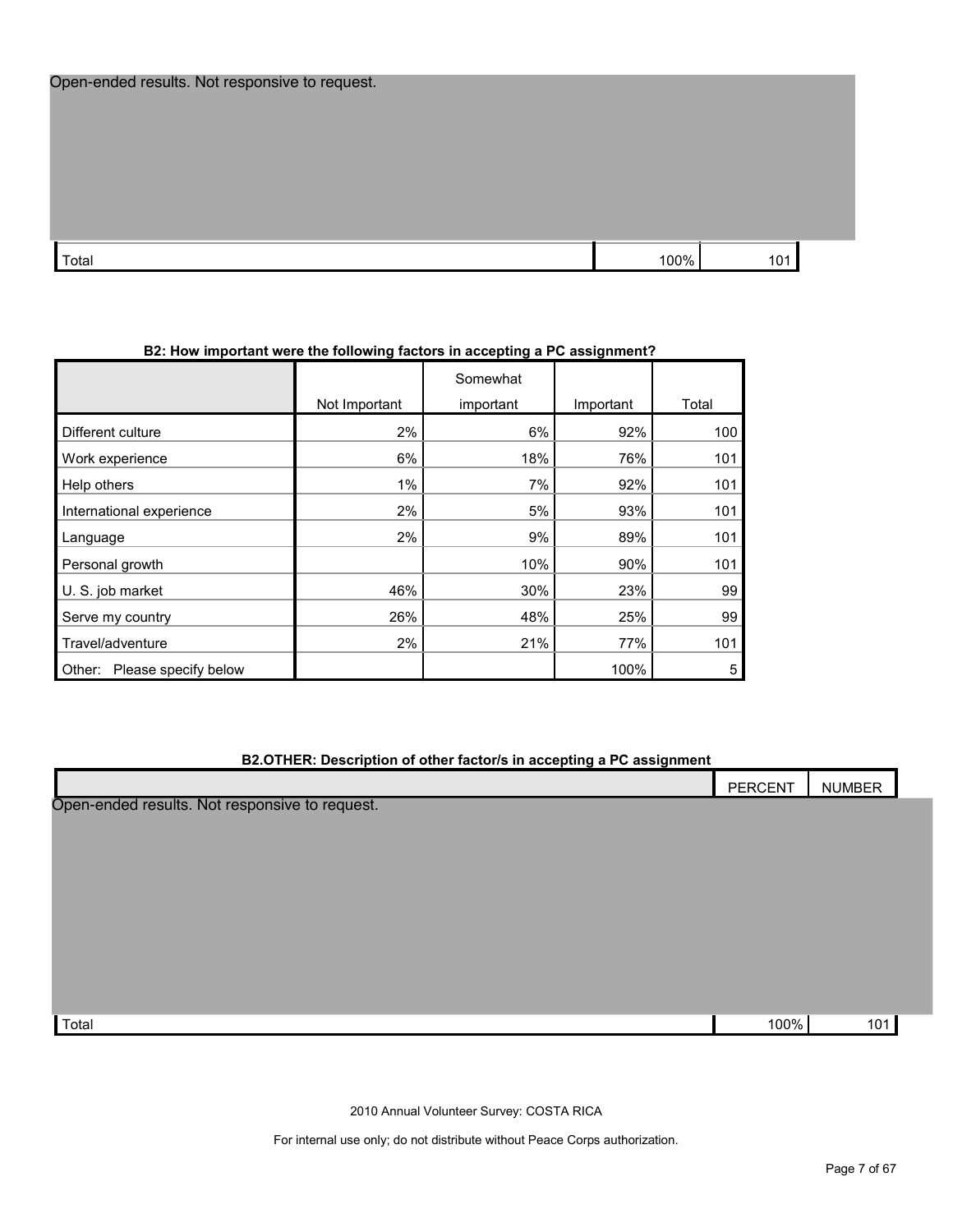Open-ended results. Not responsive to request.

| | | |
|---|---|---|
| Total | 100% | 101 |

**B2: How important were the following factors in accepting a PC assignment?**

| | Not Important | Somewhat important | Important | Total |
|---|---|---|---|---|
| Different culture | 2% | 6% | 92% | 100 |
| Work experience | 6% | 18% | 76% | 101 |
| Help others | 1% | 7% | 92% | 101 |
| International experience | 2% | 5% | 93% | 101 |
| Language | 2% | 9% | 89% | 101 |
| Personal growth | | 10% | 90% | 101 |
| U. S. job market | 46% | 30% | 23% | 99 |
| Serve my country | 26% | 48% | 25% | 99 |
| Travel/adventure | 2% | 21% | 77% | 101 |
| Other: Please specify below | | | 100% | 5 |

**B2.OTHER: Description of other factor/s in accepting a PC assignment**

| | PERCENT | NUMBER |
|---|---|---|
| Open-ended results. Not responsive to request. | | |
| Total | 100% | 101 |

2010 Annual Volunteer Survey: COSTA RICA

For internal use only; do not distribute without Peace Corps authorization.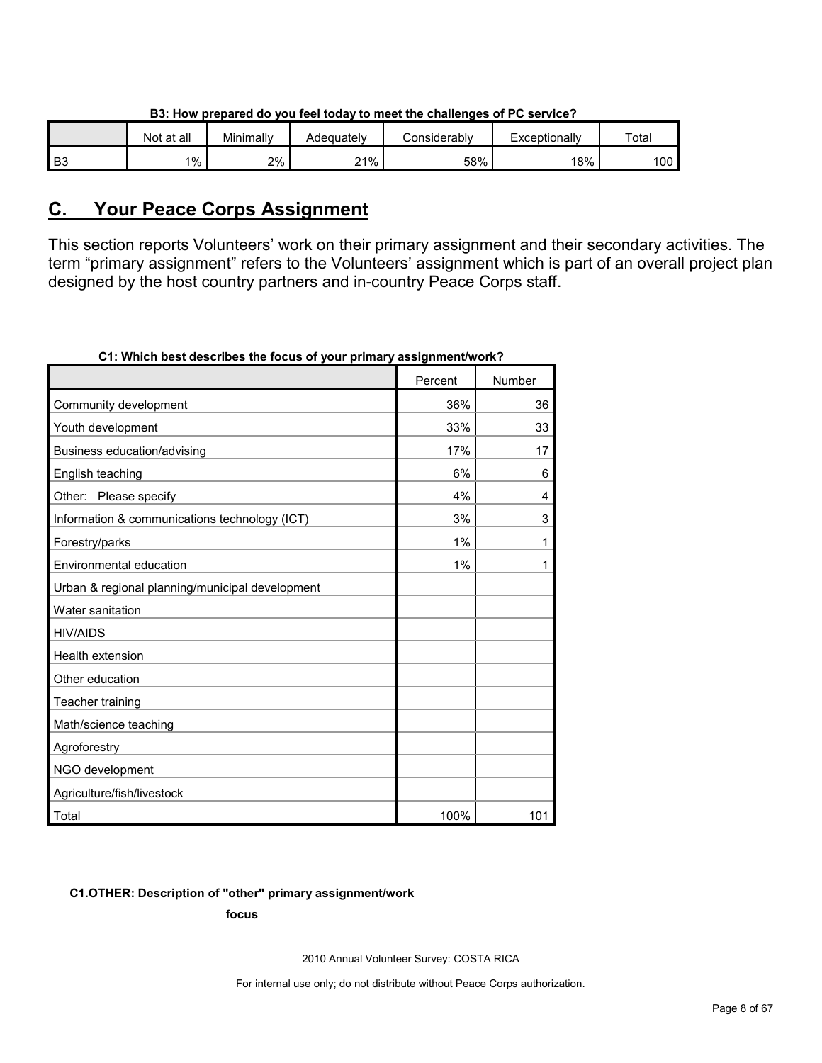**B3: How prepared do you feel today to meet the challenges of PC service?**

| | Not at all | Minimally | Adequately | Considerably | Exceptionally | Total |
|---|---|---|---|---|---|---|
| B3 | 1% | 2% | 21% | 58% | 18% | 100 |

## C. Your Peace Corps Assignment

This section reports Volunteers' work on their primary assignment and their secondary activities. The term "primary assignment" refers to the Volunteers' assignment which is part of an overall project plan designed by the host country partners and in-country Peace Corps staff.

**C1: Which best describes the focus of your primary assignment/work?**

| | Percent | Number |
|---|---|---|
| Community development | 36% | 36 |
| Youth development | 33% | 33 |
| Business education/advising | 17% | 17 |
| English teaching | 6% | 6 |
| Other: Please specify | 4% | 4 |
| Information & communications technology (ICT) | 3% | 3 |
| Forestry/parks | 1% | 1 |
| Environmental education | 1% | 1 |
| Urban & regional planning/municipal development | | |
| Water sanitation | | |
| HIV/AIDS | | |
| Health extension | | |
| Other education | | |
| Teacher training | | |
| Math/science teaching | | |
| Agroforestry | | |
| NGO development | | |
| Agriculture/fish/livestock | | |
| Total | 100% | 101 |

**C1.OTHER: Description of "other" primary assignment/work focus**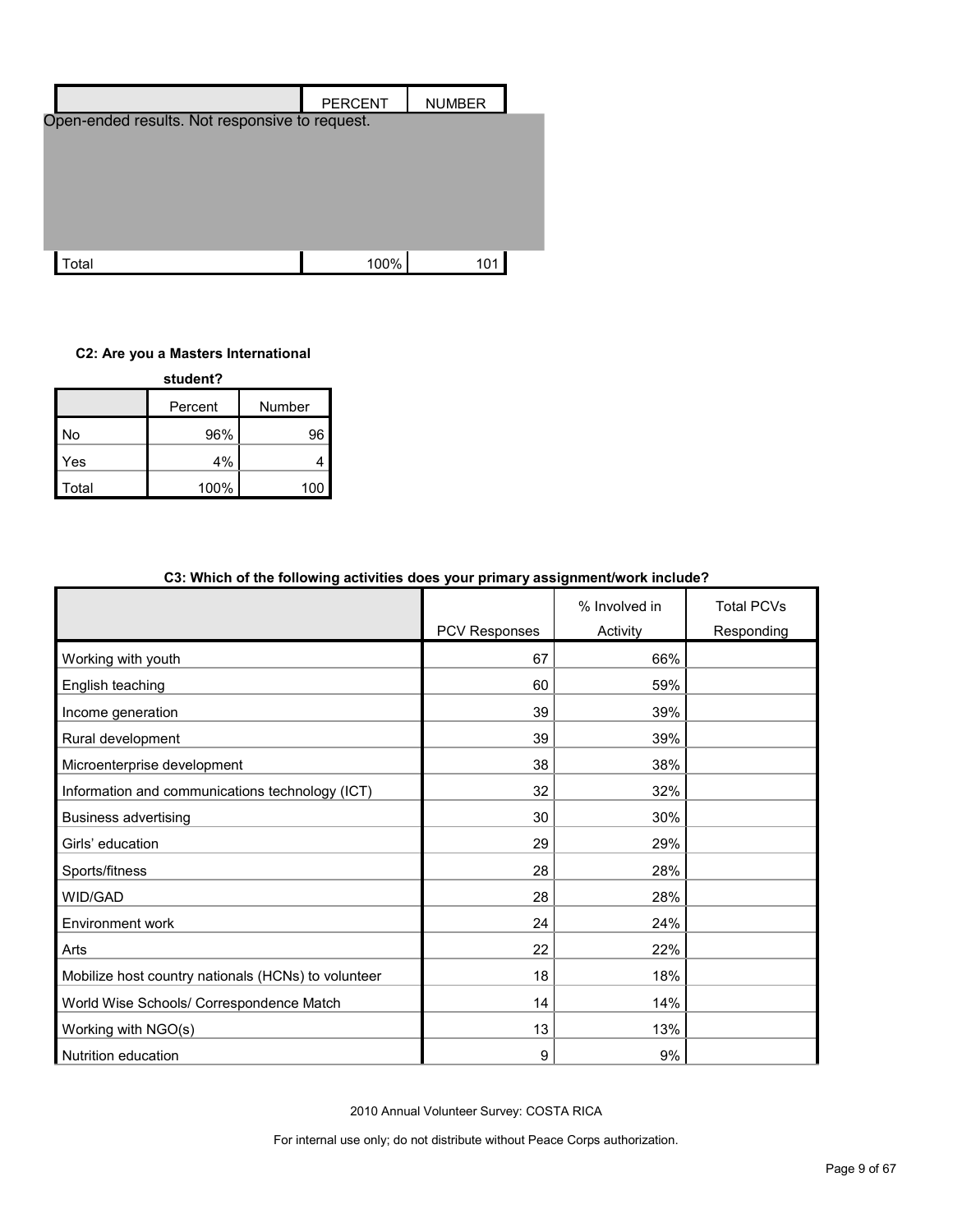| | PERCENT | NUMBER |
|---|---|---|
| Open-ended results. Not responsive to request. | | |
| Total | 100% | 101 |

**C2: Are you a Masters International student?**

| | Percent | Number |
|---|---|---|
| No | 96% | 96 |
| Yes | 4% | 4 |
| Total | 100% | 100 |

**C3: Which of the following activities does your primary assignment/work include?**

| | PCV Responses | % Involved in Activity | Total PCVs Responding |
|---|---|---|---|
| Working with youth | 67 | 66% | |
| English teaching | 60 | 59% | |
| Income generation | 39 | 39% | |
| Rural development | 39 | 39% | |
| Microenterprise development | 38 | 38% | |
| Information and communications technology (ICT) | 32 | 32% | |
| Business advertising | 30 | 30% | |
| Girls' education | 29 | 29% | |
| Sports/fitness | 28 | 28% | |
| WID/GAD | 28 | 28% | |
| Environment work | 24 | 24% | |
| Arts | 22 | 22% | |
| Mobilize host country nationals (HCNs) to volunteer | 18 | 18% | |
| World Wise Schools/ Correspondence Match | 14 | 14% | |
| Working with NGO(s) | 13 | 13% | |
| Nutrition education | 9 | 9% | |

2010 Annual Volunteer Survey: COSTA RICA

For internal use only; do not distribute without Peace Corps authorization.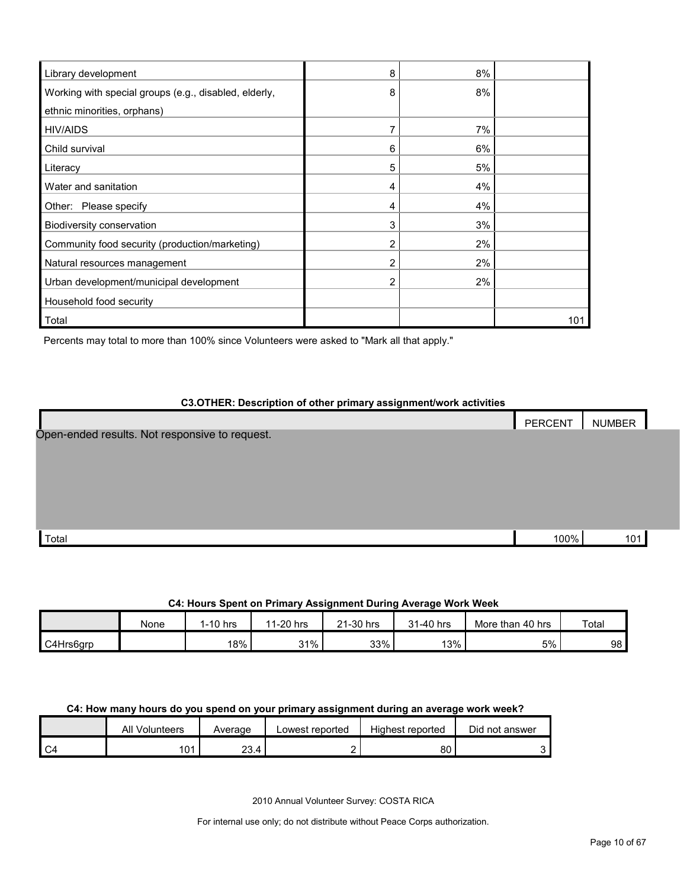| | | | |
|---|---|---|---|
| Library development | 8 | 8% | |
| Working with special groups (e.g., disabled, elderly, ethnic minorities, orphans) | 8 | 8% | |
| HIV/AIDS | 7 | 7% | |
| Child survival | 6 | 6% | |
| Literacy | 5 | 5% | |
| Water and sanitation | 4 | 4% | |
| Other: Please specify | 4 | 4% | |
| Biodiversity conservation | 3 | 3% | |
| Community food security (production/marketing) | 2 | 2% | |
| Natural resources management | 2 | 2% | |
| Urban development/municipal development | 2 | 2% | |
| Household food security | | | |
| Total | | | 101 |

Percents may total to more than 100% since Volunteers were asked to "Mark all that apply."

**C3.OTHER: Description of other primary assignment/work activities**

| | PERCENT | NUMBER |
|---|---|---|
| Open-ended results. Not responsive to request. | | |
| Total | 100% | 101 |

**C4: Hours Spent on Primary Assignment During Average Work Week**

| | None | 1-10 hrs | 11-20 hrs | 21-30 hrs | 31-40 hrs | More than 40 hrs | Total |
|---|---|---|---|---|---|---|---|
| C4Hrs6grp | | 18% | 31% | 33% | 13% | 5% | 98 |

**C4: How many hours do you spend on your primary assignment during an average work week?**

| | All Volunteers | Average | Lowest reported | Highest reported | Did not answer |
|---|---|---|---|---|---|
| C4 | 101 | 23.4 | 2 | 80 | 3 |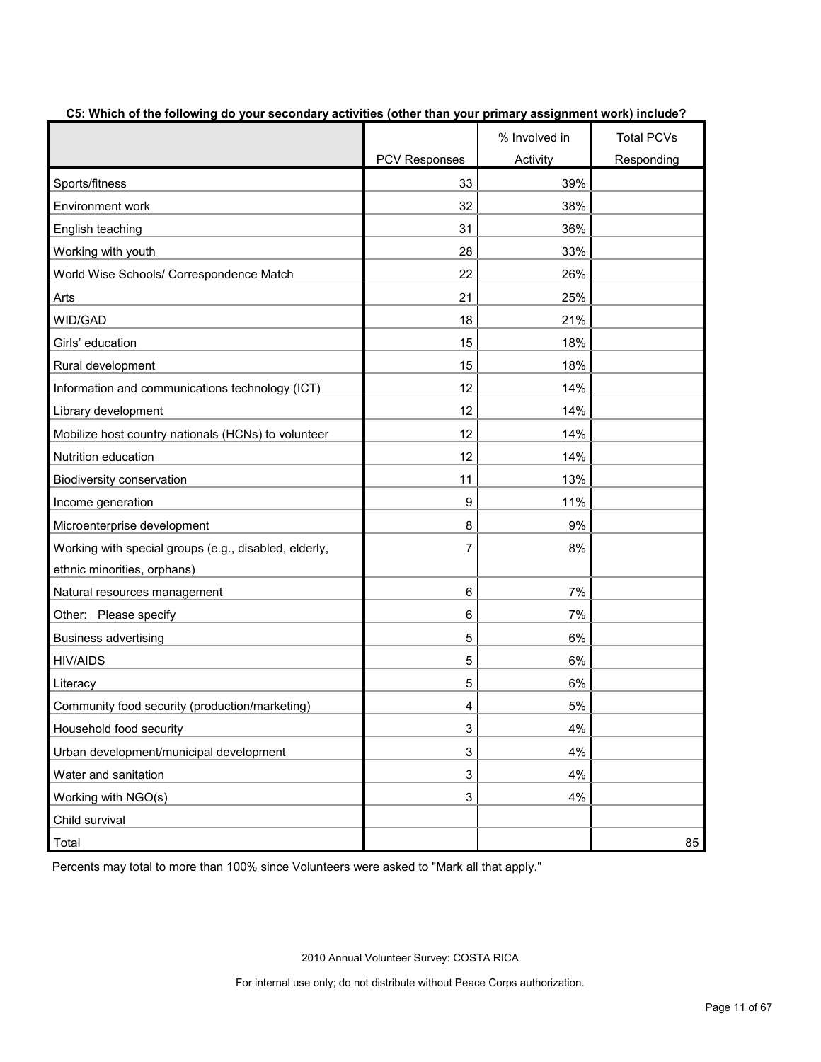**C5: Which of the following do your secondary activities (other than your primary assignment work) include?**

| | PCV Responses | % Involved in Activity | Total PCVs Responding |
|---|---|---|---|
| Sports/fitness | 33 | 39% | |
| Environment work | 32 | 38% | |
| English teaching | 31 | 36% | |
| Working with youth | 28 | 33% | |
| World Wise Schools/ Correspondence Match | 22 | 26% | |
| Arts | 21 | 25% | |
| WID/GAD | 18 | 21% | |
| Girls' education | 15 | 18% | |
| Rural development | 15 | 18% | |
| Information and communications technology (ICT) | 12 | 14% | |
| Library development | 12 | 14% | |
| Mobilize host country nationals (HCNs) to volunteer | 12 | 14% | |
| Nutrition education | 12 | 14% | |
| Biodiversity conservation | 11 | 13% | |
| Income generation | 9 | 11% | |
| Microenterprise development | 8 | 9% | |
| Working with special groups (e.g., disabled, elderly, ethnic minorities, orphans) | 7 | 8% | |
| Natural resources management | 6 | 7% | |
| Other: Please specify | 6 | 7% | |
| Business advertising | 5 | 6% | |
| HIV/AIDS | 5 | 6% | |
| Literacy | 5 | 6% | |
| Community food security (production/marketing) | 4 | 5% | |
| Household food security | 3 | 4% | |
| Urban development/municipal development | 3 | 4% | |
| Water and sanitation | 3 | 4% | |
| Working with NGO(s) | 3 | 4% | |
| Child survival | | | |
| Total | | | 85 |

Percents may total to more than 100% since Volunteers were asked to "Mark all that apply."

2010 Annual Volunteer Survey: COSTA RICA

For internal use only; do not distribute without Peace Corps authorization.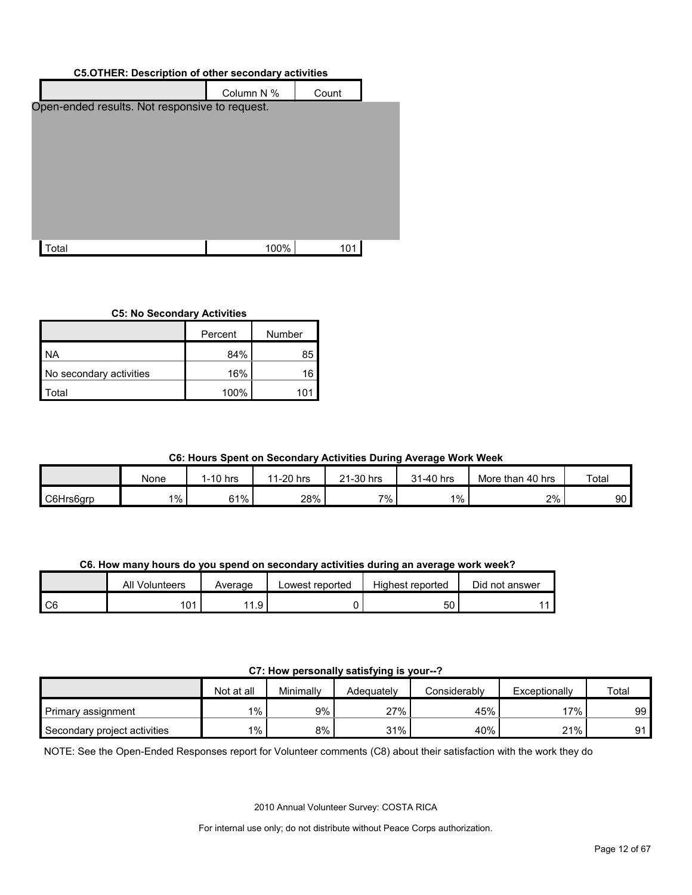**C5.OTHER: Description of other secondary activities**

| | Column N % | Count |
|---|---|---|
| Open-ended results. Not responsive to request. | | |
| Total | 100% | 101 |

**C5: No Secondary Activities**

| | Percent | Number |
|---|---|---|
| NA | 84% | 85 |
| No secondary activities | 16% | 16 |
| Total | 100% | 101 |

**C6: Hours Spent on Secondary Activities During Average Work Week**

| | None | 1-10 hrs | 11-20 hrs | 21-30 hrs | 31-40 hrs | More than 40 hrs | Total |
|---|---|---|---|---|---|---|---|
| C6Hrs6grp | 1% | 61% | 28% | 7% | 1% | 2% | 90 |

**C6. How many hours do you spend on secondary activities during an average work week?**

| | All Volunteers | Average | Lowest reported | Highest reported | Did not answer |
|---|---|---|---|---|---|
| C6 | 101 | 11.9 | 0 | 50 | 11 |

**C7: How personally satisfying is your--?**

| | Not at all | Minimally | Adequately | Considerably | Exceptionally | Total |
|---|---|---|---|---|---|---|
| Primary assignment | 1% | 9% | 27% | 45% | 17% | 99 |
| Secondary project activities | 1% | 8% | 31% | 40% | 21% | 91 |

NOTE: See the Open-Ended Responses report for Volunteer comments (C8) about their satisfaction with the work they do

2010 Annual Volunteer Survey: COSTA RICA

For internal use only; do not distribute without Peace Corps authorization.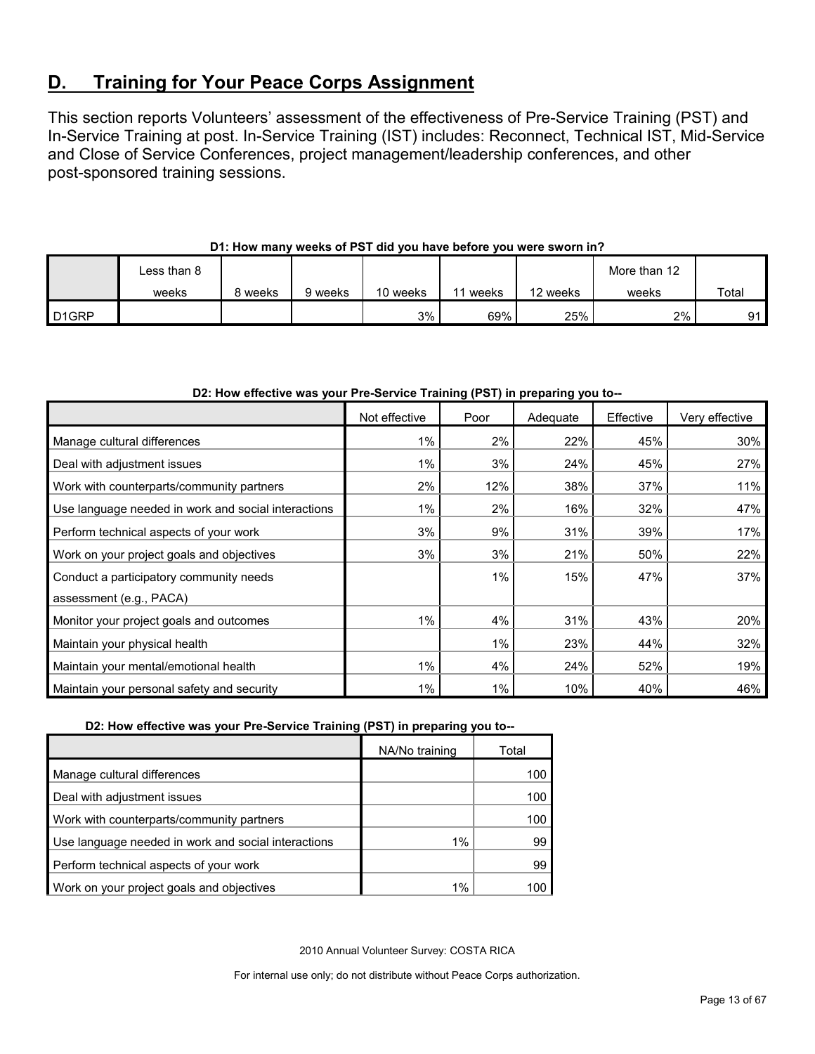## D. Training for Your Peace Corps Assignment

This section reports Volunteers' assessment of the effectiveness of Pre-Service Training (PST) and In-Service Training at post. In-Service Training (IST) includes: Reconnect, Technical IST, Mid-Service and Close of Service Conferences, project management/leadership conferences, and other post-sponsored training sessions.

**D1: How many weeks of PST did you have before you were sworn in?**

| | Less than 8 weeks | 8 weeks | 9 weeks | 10 weeks | 11 weeks | 12 weeks | More than 12 weeks | Total |
|---|---|---|---|---|---|---|---|---|
| D1GRP | | | | 3% | 69% | 25% | 2% | 91 |

**D2: How effective was your Pre-Service Training (PST) in preparing you to--**

| | Not effective | Poor | Adequate | Effective | Very effective |
|---|---|---|---|---|---|
| Manage cultural differences | 1% | 2% | 22% | 45% | 30% |
| Deal with adjustment issues | 1% | 3% | 24% | 45% | 27% |
| Work with counterparts/community partners | 2% | 12% | 38% | 37% | 11% |
| Use language needed in work and social interactions | 1% | 2% | 16% | 32% | 47% |
| Perform technical aspects of your work | 3% | 9% | 31% | 39% | 17% |
| Work on your project goals and objectives | 3% | 3% | 21% | 50% | 22% |
| Conduct a participatory community needs assessment (e.g., PACA) | | 1% | 15% | 47% | 37% |
| Monitor your project goals and outcomes | 1% | 4% | 31% | 43% | 20% |
| Maintain your physical health | | 1% | 23% | 44% | 32% |
| Maintain your mental/emotional health | 1% | 4% | 24% | 52% | 19% |
| Maintain your personal safety and security | 1% | 1% | 10% | 40% | 46% |

**D2: How effective was your Pre-Service Training (PST) in preparing you to--**

| | NA/No training | Total |
|---|---|---|
| Manage cultural differences | | 100 |
| Deal with adjustment issues | | 100 |
| Work with counterparts/community partners | | 100 |
| Use language needed in work and social interactions | 1% | 99 |
| Perform technical aspects of your work | | 99 |
| Work on your project goals and objectives | 1% | 100 |

2010 Annual Volunteer Survey: COSTA RICA

For internal use only; do not distribute without Peace Corps authorization.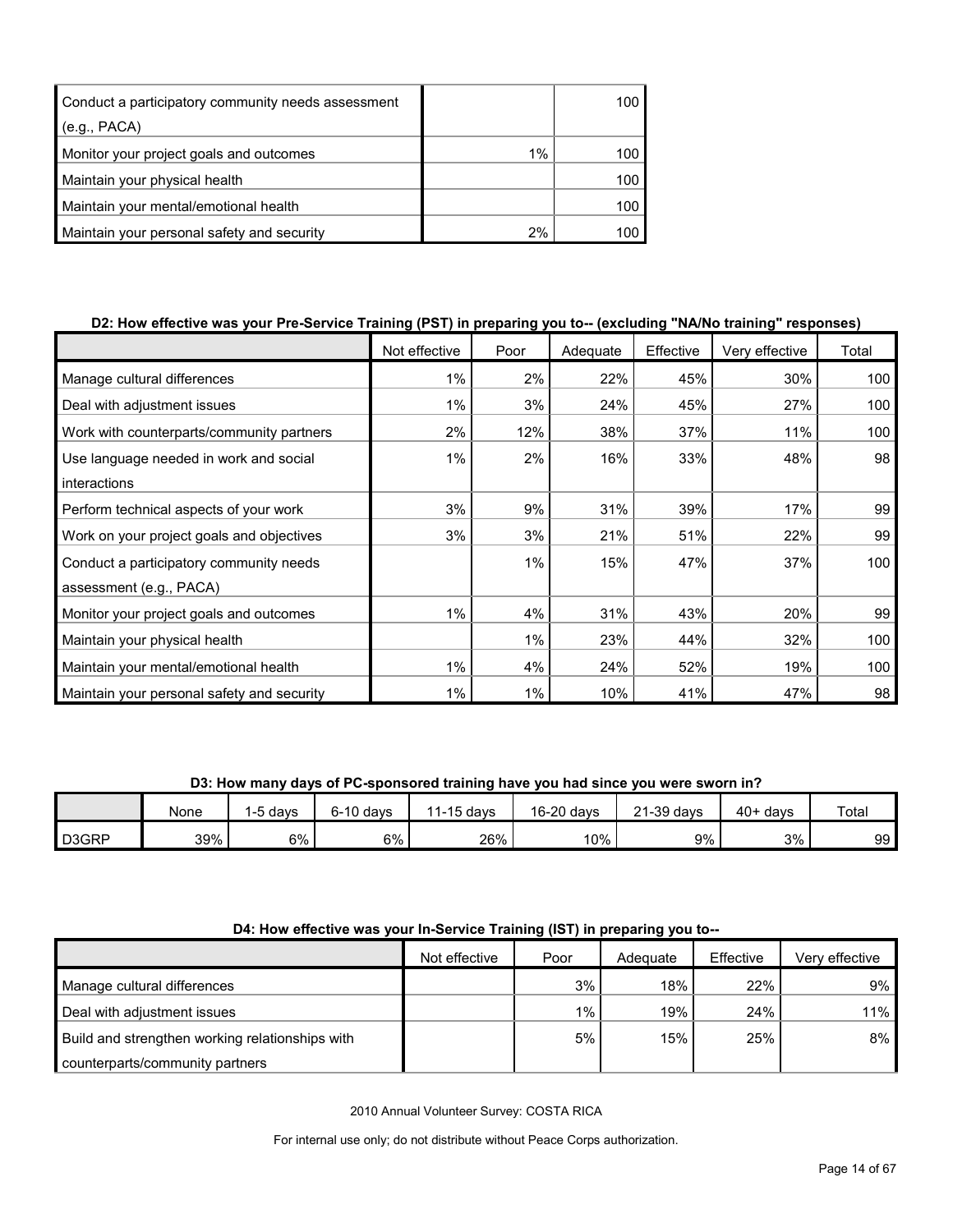| | | |
|---|---|---|
| Conduct a participatory community needs assessment (e.g., PACA) | | 100 |
| Monitor your project goals and outcomes | 1% | 100 |
| Maintain your physical health | | 100 |
| Maintain your mental/emotional health | | 100 |
| Maintain your personal safety and security | 2% | 100 |

**D2: How effective was your Pre-Service Training (PST) in preparing you to-- (excluding "NA/No training" responses)**

| | Not effective | Poor | Adequate | Effective | Very effective | Total |
|---|---|---|---|---|---|---|
| Manage cultural differences | 1% | 2% | 22% | 45% | 30% | 100 |
| Deal with adjustment issues | 1% | 3% | 24% | 45% | 27% | 100 |
| Work with counterparts/community partners | 2% | 12% | 38% | 37% | 11% | 100 |
| Use language needed in work and social interactions | 1% | 2% | 16% | 33% | 48% | 98 |
| Perform technical aspects of your work | 3% | 9% | 31% | 39% | 17% | 99 |
| Work on your project goals and objectives | 3% | 3% | 21% | 51% | 22% | 99 |
| Conduct a participatory community needs assessment (e.g., PACA) | | 1% | 15% | 47% | 37% | 100 |
| Monitor your project goals and outcomes | 1% | 4% | 31% | 43% | 20% | 99 |
| Maintain your physical health | | 1% | 23% | 44% | 32% | 100 |
| Maintain your mental/emotional health | 1% | 4% | 24% | 52% | 19% | 100 |
| Maintain your personal safety and security | 1% | 1% | 10% | 41% | 47% | 98 |

**D3: How many days of PC-sponsored training have you had since you were sworn in?**

| | None | 1-5 days | 6-10 days | 11-15 days | 16-20 days | 21-39 days | 40+ days | Total |
|---|---|---|---|---|---|---|---|---|
| D3GRP | 39% | 6% | 6% | 26% | 10% | 9% | 3% | 99 |

**D4: How effective was your In-Service Training (IST) in preparing you to--**

| | Not effective | Poor | Adequate | Effective | Very effective |
|---|---|---|---|---|---|
| Manage cultural differences | | 3% | 18% | 22% | 9% |
| Deal with adjustment issues | | 1% | 19% | 24% | 11% |
| Build and strengthen working relationships with counterparts/community partners | | 5% | 15% | 25% | 8% |

2010 Annual Volunteer Survey: COSTA RICA

For internal use only; do not distribute without Peace Corps authorization.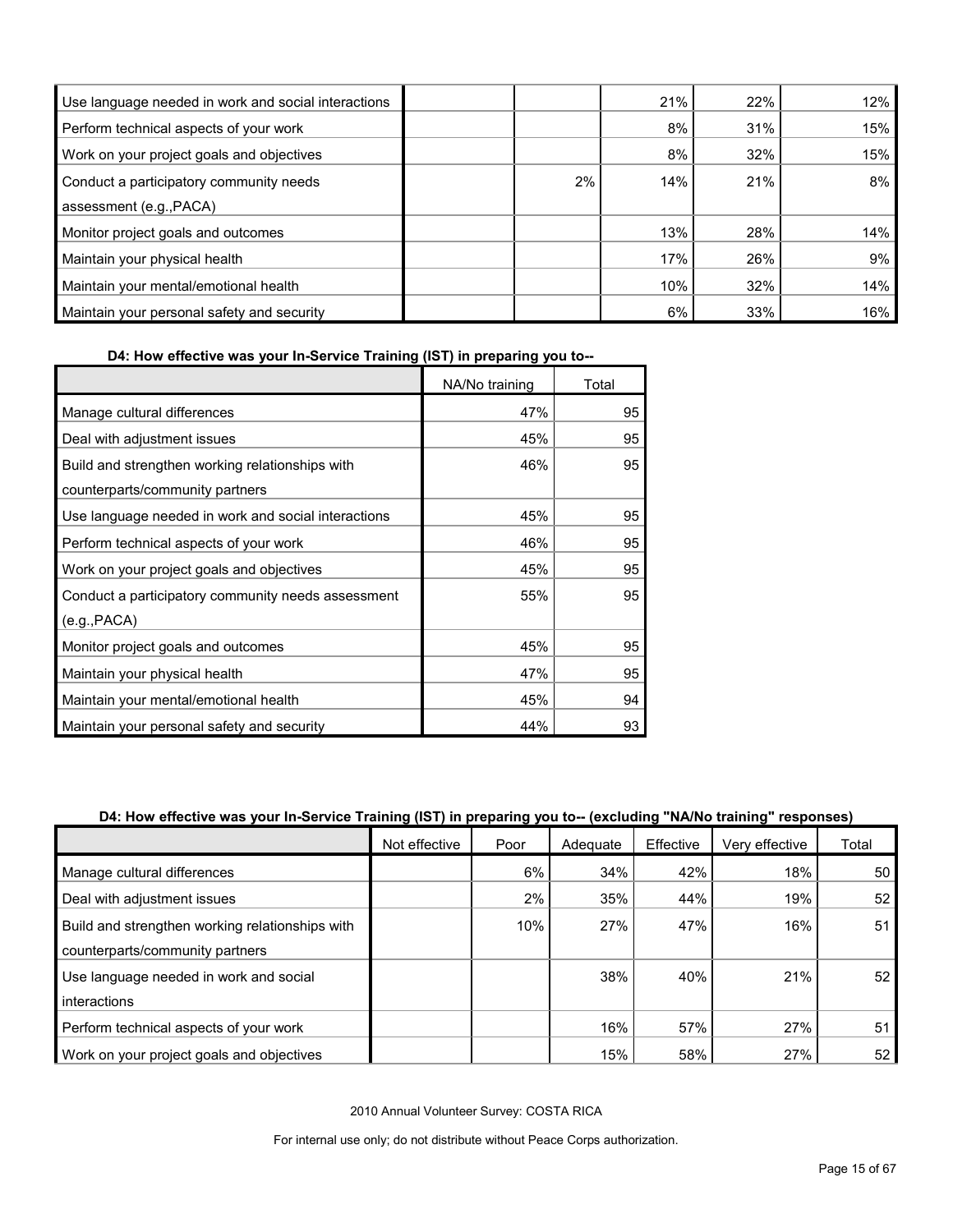| | | | | | |
|---|---|---|---|---|---|
| Use language needed in work and social interactions | | | 21% | 22% | 12% |
| Perform technical aspects of your work | | | 8% | 31% | 15% |
| Work on your project goals and objectives | | | 8% | 32% | 15% |
| Conduct a participatory community needs assessment (e.g.,PACA) | | 2% | 14% | 21% | 8% |
| Monitor project goals and outcomes | | | 13% | 28% | 14% |
| Maintain your physical health | | | 17% | 26% | 9% |
| Maintain your mental/emotional health | | | 10% | 32% | 14% |
| Maintain your personal safety and security | | | 6% | 33% | 16% |

**D4: How effective was your In-Service Training (IST) in preparing you to--**

| | NA/No training | Total |
|---|---|---|
| Manage cultural differences | 47% | 95 |
| Deal with adjustment issues | 45% | 95 |
| Build and strengthen working relationships with counterparts/community partners | 46% | 95 |
| Use language needed in work and social interactions | 45% | 95 |
| Perform technical aspects of your work | 46% | 95 |
| Work on your project goals and objectives | 45% | 95 |
| Conduct a participatory community needs assessment (e.g.,PACA) | 55% | 95 |
| Monitor project goals and outcomes | 45% | 95 |
| Maintain your physical health | 47% | 95 |
| Maintain your mental/emotional health | 45% | 94 |
| Maintain your personal safety and security | 44% | 93 |

**D4: How effective was your In-Service Training (IST) in preparing you to-- (excluding "NA/No training" responses)**

| | Not effective | Poor | Adequate | Effective | Very effective | Total |
|---|---|---|---|---|---|---|
| Manage cultural differences | | 6% | 34% | 42% | 18% | 50 |
| Deal with adjustment issues | | 2% | 35% | 44% | 19% | 52 |
| Build and strengthen working relationships with counterparts/community partners | | 10% | 27% | 47% | 16% | 51 |
| Use language needed in work and social interactions | | | 38% | 40% | 21% | 52 |
| Perform technical aspects of your work | | | 16% | 57% | 27% | 51 |
| Work on your project goals and objectives | | | 15% | 58% | 27% | 52 |

2010 Annual Volunteer Survey: COSTA RICA

For internal use only; do not distribute without Peace Corps authorization.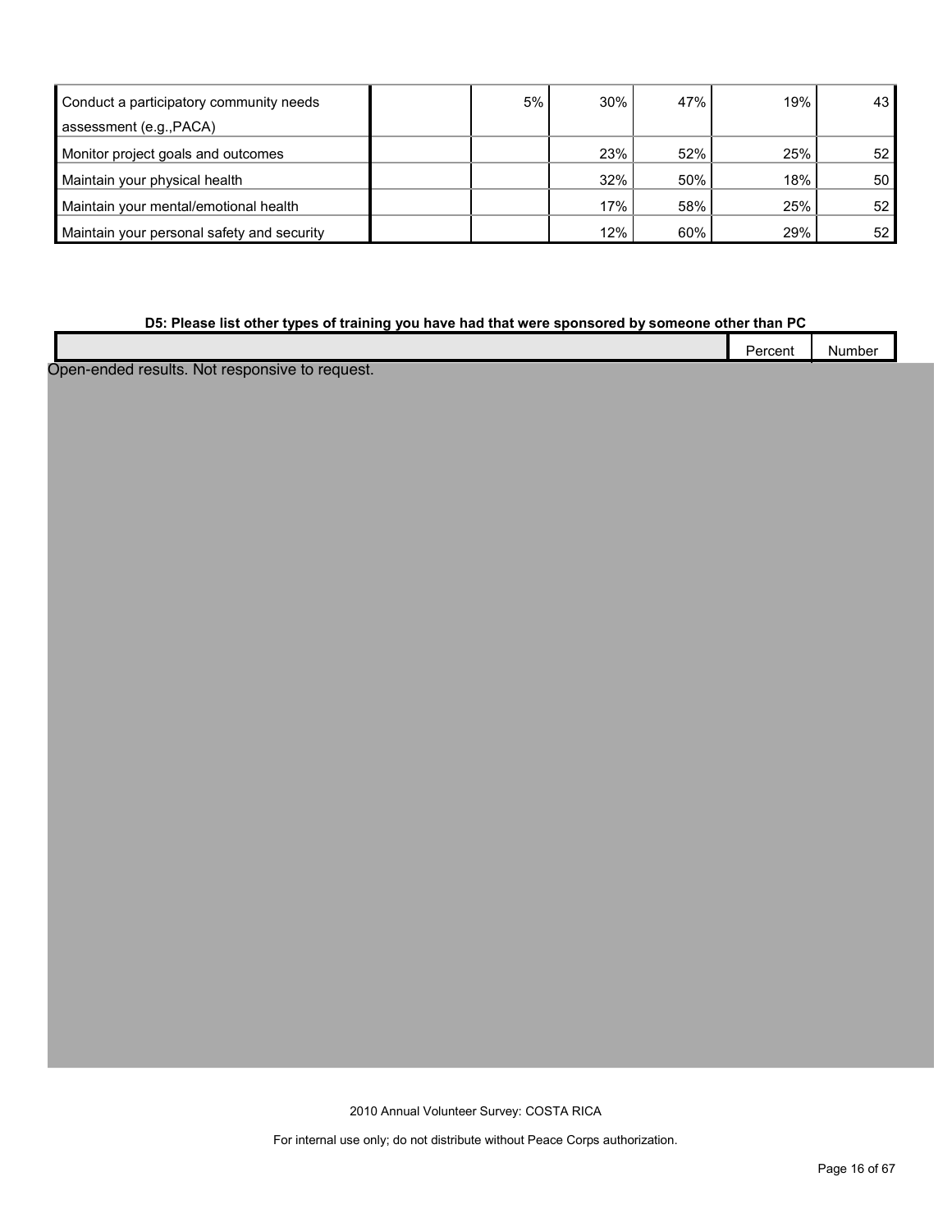| | | | | | | |
|---|---|---|---|---|---|---|
| Conduct a participatory community needs assessment (e.g.,PACA) | | 5% | 30% | 47% | 19% | 43 |
| Monitor project goals and outcomes | | | 23% | 52% | 25% | 52 |
| Maintain your physical health | | | 32% | 50% | 18% | 50 |
| Maintain your mental/emotional health | | | 17% | 58% | 25% | 52 |
| Maintain your personal safety and security | | | 12% | 60% | 29% | 52 |

**D5: Please list other types of training you have had that were sponsored by someone other than PC**

| | Percent | Number |
|---|---|---|

Open-ended results. Not responsive to request.

2010 Annual Volunteer Survey: COSTA RICA

For internal use only; do not distribute without Peace Corps authorization.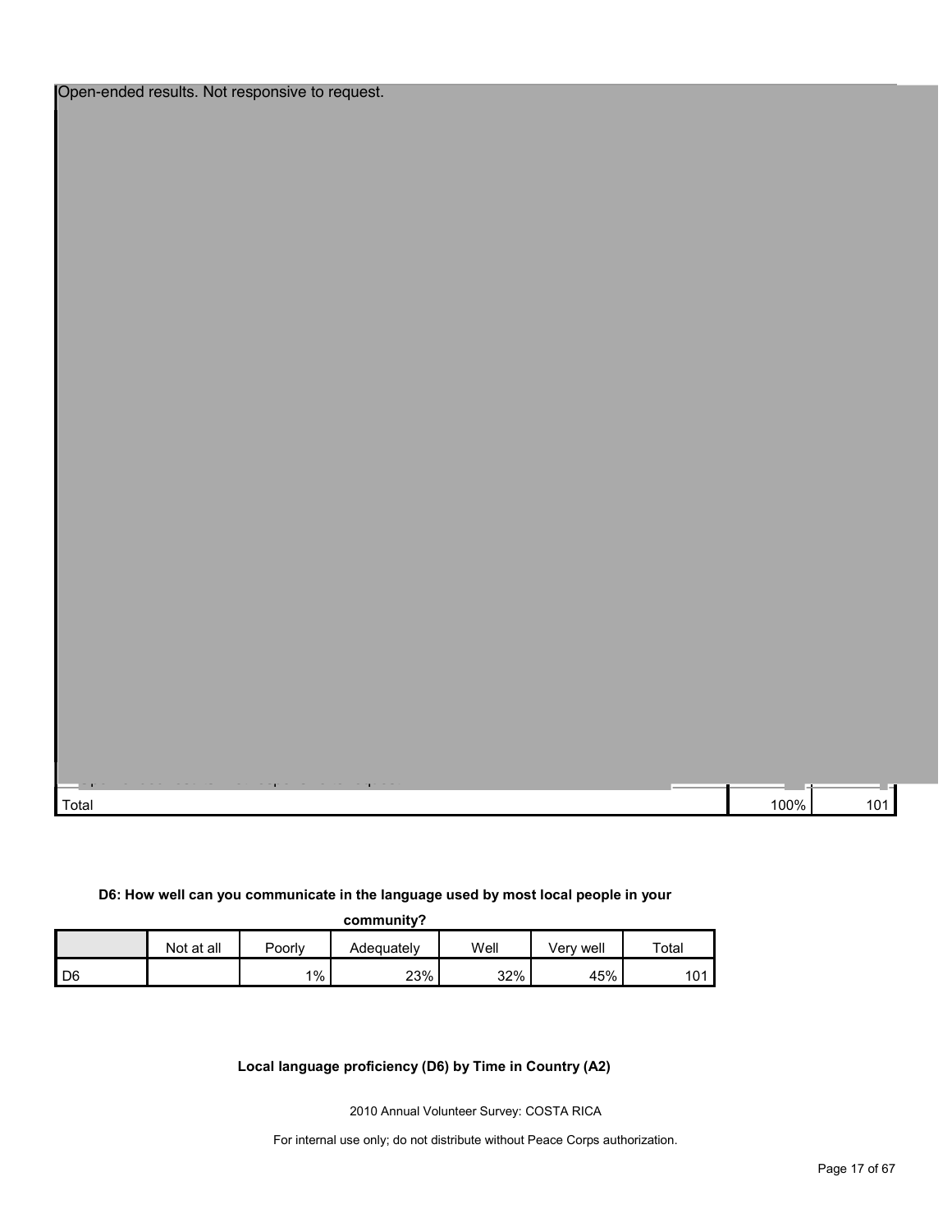Open-ended results. Not responsive to request.

| | | |
|---|---|---|
| Total | 100% | 101 |

**D6: How well can you communicate in the language used by most local people in your community?**

| | Not at all | Poorly | Adequately | Well | Very well | Total |
|---|---|---|---|---|---|---|
| D6 | | 1% | 23% | 32% | 45% | 101 |

**Local language proficiency (D6) by Time in Country (A2)**

2010 Annual Volunteer Survey: COSTA RICA

For internal use only; do not distribute without Peace Corps authorization.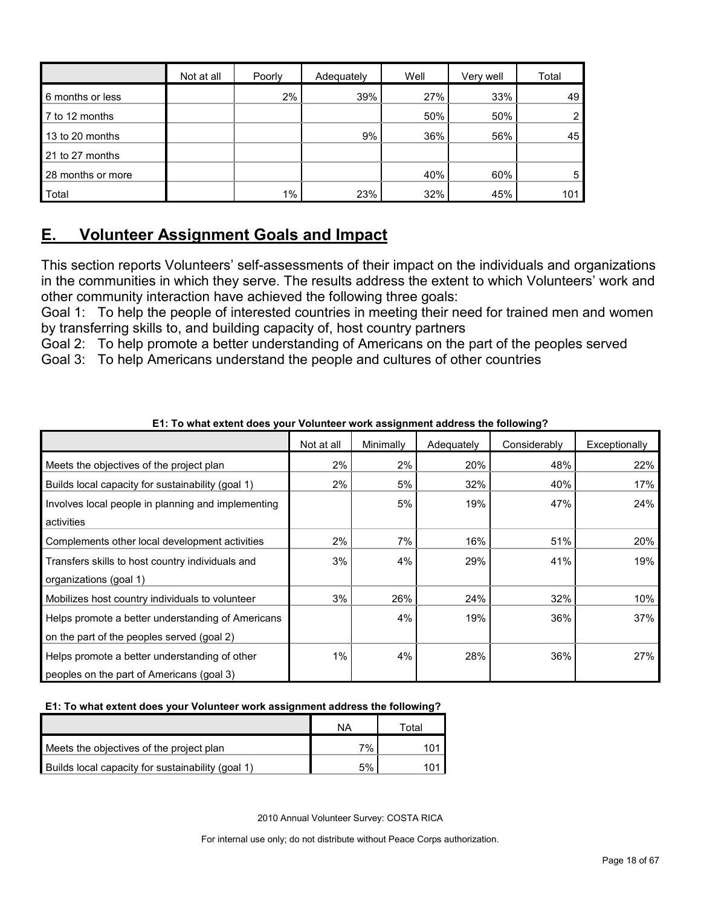| | Not at all | Poorly | Adequately | Well | Very well | Total |
|---|---|---|---|---|---|---|
| 6 months or less | | 2% | 39% | 27% | 33% | 49 |
| 7 to 12 months | | | | 50% | 50% | 2 |
| 13 to 20 months | | | 9% | 36% | 56% | 45 |
| 21 to 27 months | | | | | | |
| 28 months or more | | | | 40% | 60% | 5 |
| Total | | 1% | 23% | 32% | 45% | 101 |

## E. Volunteer Assignment Goals and Impact

This section reports Volunteers' self-assessments of their impact on the individuals and organizations in the communities in which they serve. The results address the extent to which Volunteers' work and other community interaction have achieved the following three goals:

Goal 1: To help the people of interested countries in meeting their need for trained men and women by transferring skills to, and building capacity of, host country partners

Goal 2: To help promote a better understanding of Americans on the part of the peoples served

Goal 3: To help Americans understand the people and cultures of other countries

**E1: To what extent does your Volunteer work assignment address the following?**

| | Not at all | Minimally | Adequately | Considerably | Exceptionally |
|---|---|---|---|---|---|
| Meets the objectives of the project plan | 2% | 2% | 20% | 48% | 22% |
| Builds local capacity for sustainability (goal 1) | 2% | 5% | 32% | 40% | 17% |
| Involves local people in planning and implementing activities | | 5% | 19% | 47% | 24% |
| Complements other local development activities | 2% | 7% | 16% | 51% | 20% |
| Transfers skills to host country individuals and organizations (goal 1) | 3% | 4% | 29% | 41% | 19% |
| Mobilizes host country individuals to volunteer | 3% | 26% | 24% | 32% | 10% |
| Helps promote a better understanding of Americans on the part of the peoples served (goal 2) | | 4% | 19% | 36% | 37% |
| Helps promote a better understanding of other peoples on the part of Americans (goal 3) | 1% | 4% | 28% | 36% | 27% |

**E1: To what extent does your Volunteer work assignment address the following?**

| | NA | Total |
|---|---|---|
| Meets the objectives of the project plan | 7% | 101 |
| Builds local capacity for sustainability (goal 1) | 5% | 101 |

2010 Annual Volunteer Survey: COSTA RICA

For internal use only; do not distribute without Peace Corps authorization.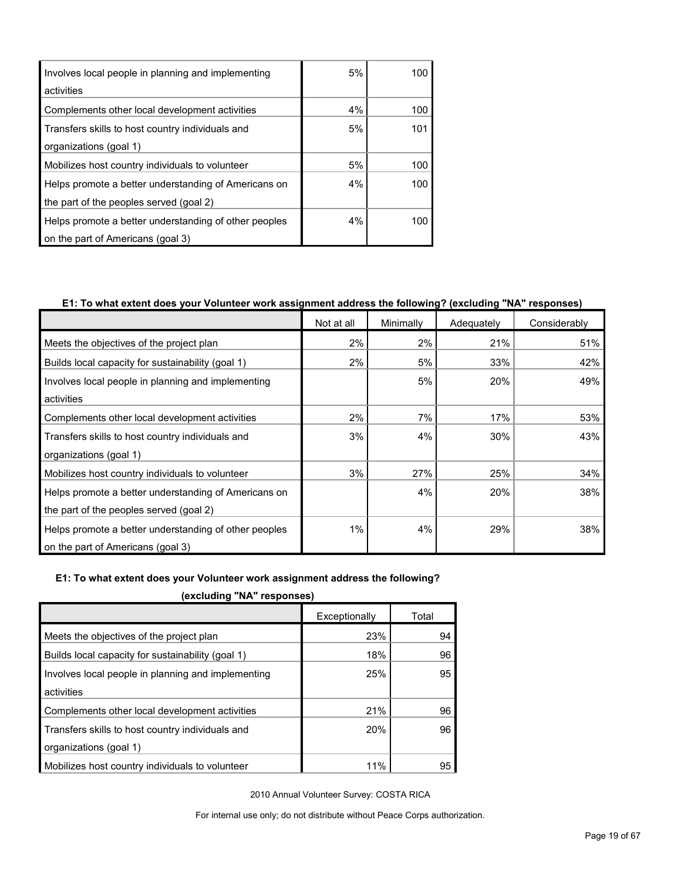| | | |
|---|---|---|
| Involves local people in planning and implementing activities | 5% | 100 |
| Complements other local development activities | 4% | 100 |
| Transfers skills to host country individuals and organizations (goal 1) | 5% | 101 |
| Mobilizes host country individuals to volunteer | 5% | 100 |
| Helps promote a better understanding of Americans on the part of the peoples served (goal 2) | 4% | 100 |
| Helps promote a better understanding of other peoples on the part of Americans (goal 3) | 4% | 100 |

**E1: To what extent does your Volunteer work assignment address the following? (excluding "NA" responses)**

| | Not at all | Minimally | Adequately | Considerably |
|---|---|---|---|---|
| Meets the objectives of the project plan | 2% | 2% | 21% | 51% |
| Builds local capacity for sustainability (goal 1) | 2% | 5% | 33% | 42% |
| Involves local people in planning and implementing activities | | 5% | 20% | 49% |
| Complements other local development activities | 2% | 7% | 17% | 53% |
| Transfers skills to host country individuals and organizations (goal 1) | 3% | 4% | 30% | 43% |
| Mobilizes host country individuals to volunteer | 3% | 27% | 25% | 34% |
| Helps promote a better understanding of Americans on the part of the peoples served (goal 2) | | 4% | 20% | 38% |
| Helps promote a better understanding of other peoples on the part of Americans (goal 3) | 1% | 4% | 29% | 38% |

**E1: To what extent does your Volunteer work assignment address the following? (excluding "NA" responses)**

| | Exceptionally | Total |
|---|---|---|
| Meets the objectives of the project plan | 23% | 94 |
| Builds local capacity for sustainability (goal 1) | 18% | 96 |
| Involves local people in planning and implementing activities | 25% | 95 |
| Complements other local development activities | 21% | 96 |
| Transfers skills to host country individuals and organizations (goal 1) | 20% | 96 |
| Mobilizes host country individuals to volunteer | 11% | 95 |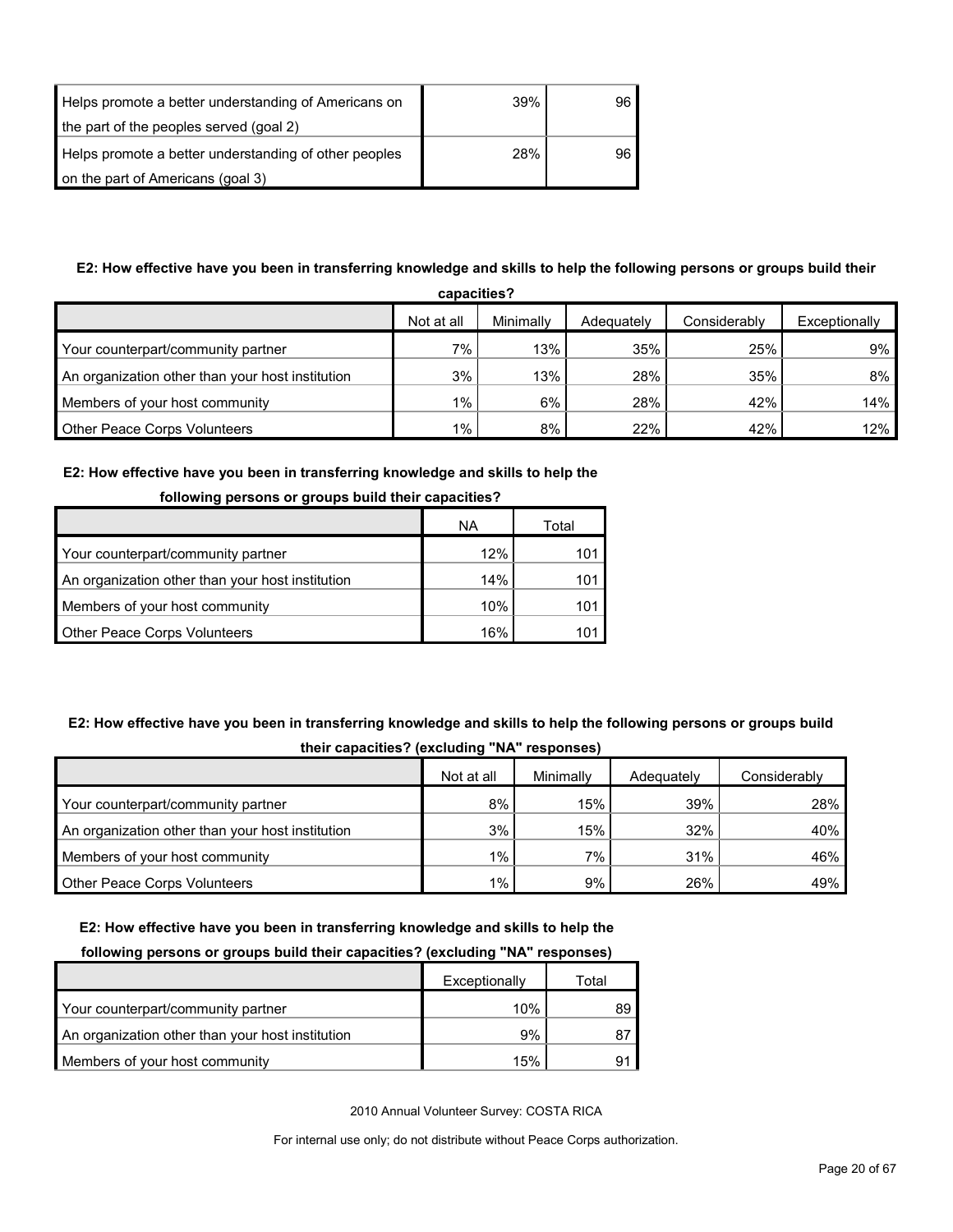| | | |
|---|---|---|
| Helps promote a better understanding of Americans on the part of the peoples served (goal 2) | 39% | 96 |
| Helps promote a better understanding of other peoples on the part of Americans (goal 3) | 28% | 96 |

**E2: How effective have you been in transferring knowledge and skills to help the following persons or groups build their capacities?**

| | Not at all | Minimally | Adequately | Considerably | Exceptionally |
|---|---|---|---|---|---|
| Your counterpart/community partner | 7% | 13% | 35% | 25% | 9% |
| An organization other than your host institution | 3% | 13% | 28% | 35% | 8% |
| Members of your host community | 1% | 6% | 28% | 42% | 14% |
| Other Peace Corps Volunteers | 1% | 8% | 22% | 42% | 12% |

**E2: How effective have you been in transferring knowledge and skills to help the following persons or groups build their capacities?**

| | NA | Total |
|---|---|---|
| Your counterpart/community partner | 12% | 101 |
| An organization other than your host institution | 14% | 101 |
| Members of your host community | 10% | 101 |
| Other Peace Corps Volunteers | 16% | 101 |

**E2: How effective have you been in transferring knowledge and skills to help the following persons or groups build their capacities? (excluding "NA" responses)**

| | Not at all | Minimally | Adequately | Considerably |
|---|---|---|---|---|
| Your counterpart/community partner | 8% | 15% | 39% | 28% |
| An organization other than your host institution | 3% | 15% | 32% | 40% |
| Members of your host community | 1% | 7% | 31% | 46% |
| Other Peace Corps Volunteers | 1% | 9% | 26% | 49% |

**E2: How effective have you been in transferring knowledge and skills to help the following persons or groups build their capacities? (excluding "NA" responses)**

| | Exceptionally | Total |
|---|---|---|
| Your counterpart/community partner | 10% | 89 |
| An organization other than your host institution | 9% | 87 |
| Members of your host community | 15% | 91 |

2010 Annual Volunteer Survey: COSTA RICA

For internal use only; do not distribute without Peace Corps authorization.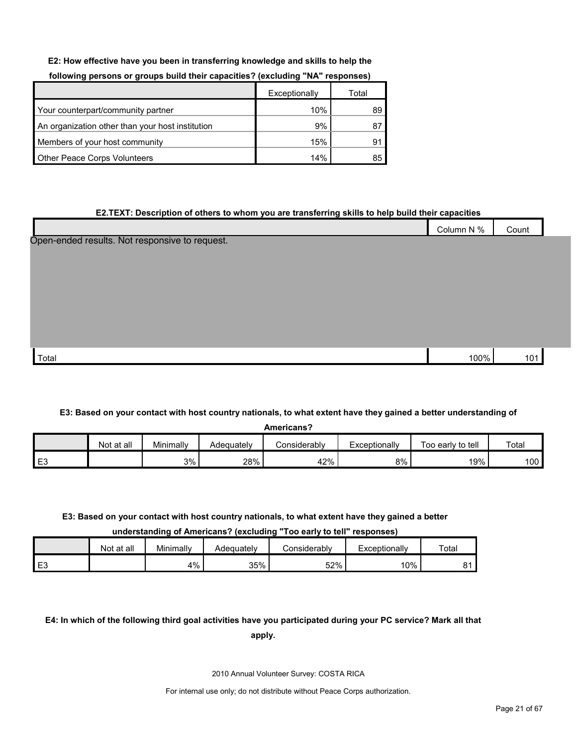**E2: How effective have you been in transferring knowledge and skills to help the following persons or groups build their capacities? (excluding "NA" responses)**

| | Exceptionally | Total |
|---|---|---|
| Your counterpart/community partner | 10% | 89 |
| An organization other than your host institution | 9% | 87 |
| Members of your host community | 15% | 91 |
| Other Peace Corps Volunteers | 14% | 85 |

**E2.TEXT: Description of others to whom you are transferring skills to help build their capacities**

| | Column N % | Count |
|---|---|---|
| Open-ended results. Not responsive to request. | | |
| Total | 100% | 101 |

**E3: Based on your contact with host country nationals, to what extent have they gained a better understanding of Americans?**

| | Not at all | Minimally | Adequately | Considerably | Exceptionally | Too early to tell | Total |
|---|---|---|---|---|---|---|---|
| E3 | | 3% | 28% | 42% | 8% | 19% | 100 |

**E3: Based on your contact with host country nationals, to what extent have they gained a better understanding of Americans? (excluding "Too early to tell" responses)**

| | Not at all | Minimally | Adequately | Considerably | Exceptionally | Total |
|---|---|---|---|---|---|---|
| E3 | | 4% | 35% | 52% | 10% | 81 |

**E4: In which of the following third goal activities have you participated during your PC service? Mark all that apply.**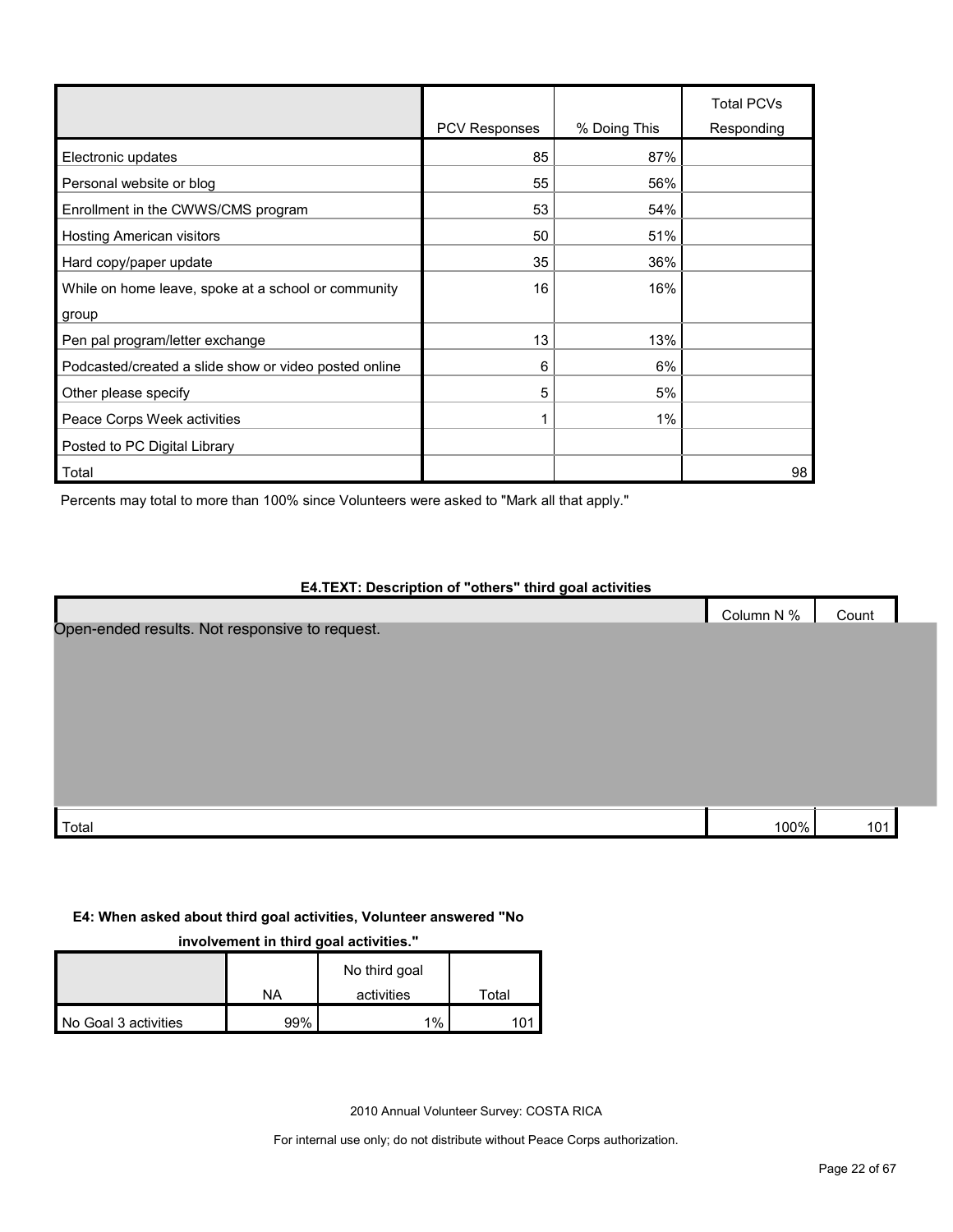| | PCV Responses | % Doing This | Total PCVs Responding |
|---|---|---|---|
| Electronic updates | 85 | 87% | |
| Personal website or blog | 55 | 56% | |
| Enrollment in the CWWS/CMS program | 53 | 54% | |
| Hosting American visitors | 50 | 51% | |
| Hard copy/paper update | 35 | 36% | |
| While on home leave, spoke at a school or community group | 16 | 16% | |
| Pen pal program/letter exchange | 13 | 13% | |
| Podcasted/created a slide show or video posted online | 6 | 6% | |
| Other please specify | 5 | 5% | |
| Peace Corps Week activities | 1 | 1% | |
| Posted to PC Digital Library | | | |
| Total | | | 98 |

Percents may total to more than 100% since Volunteers were asked to "Mark all that apply."

**E4.TEXT: Description of "others" third goal activities**

| | Column N % | Count |
|---|---|---|
| Open-ended results. Not responsive to request. | | |
| Total | 100% | 101 |

**E4: When asked about third goal activities, Volunteer answered "No involvement in third goal activities."**

| | NA | No third goal activities | Total |
|---|---|---|---|
| No Goal 3 activities | 99% | 1% | 101 |

2010 Annual Volunteer Survey: COSTA RICA

For internal use only; do not distribute without Peace Corps authorization.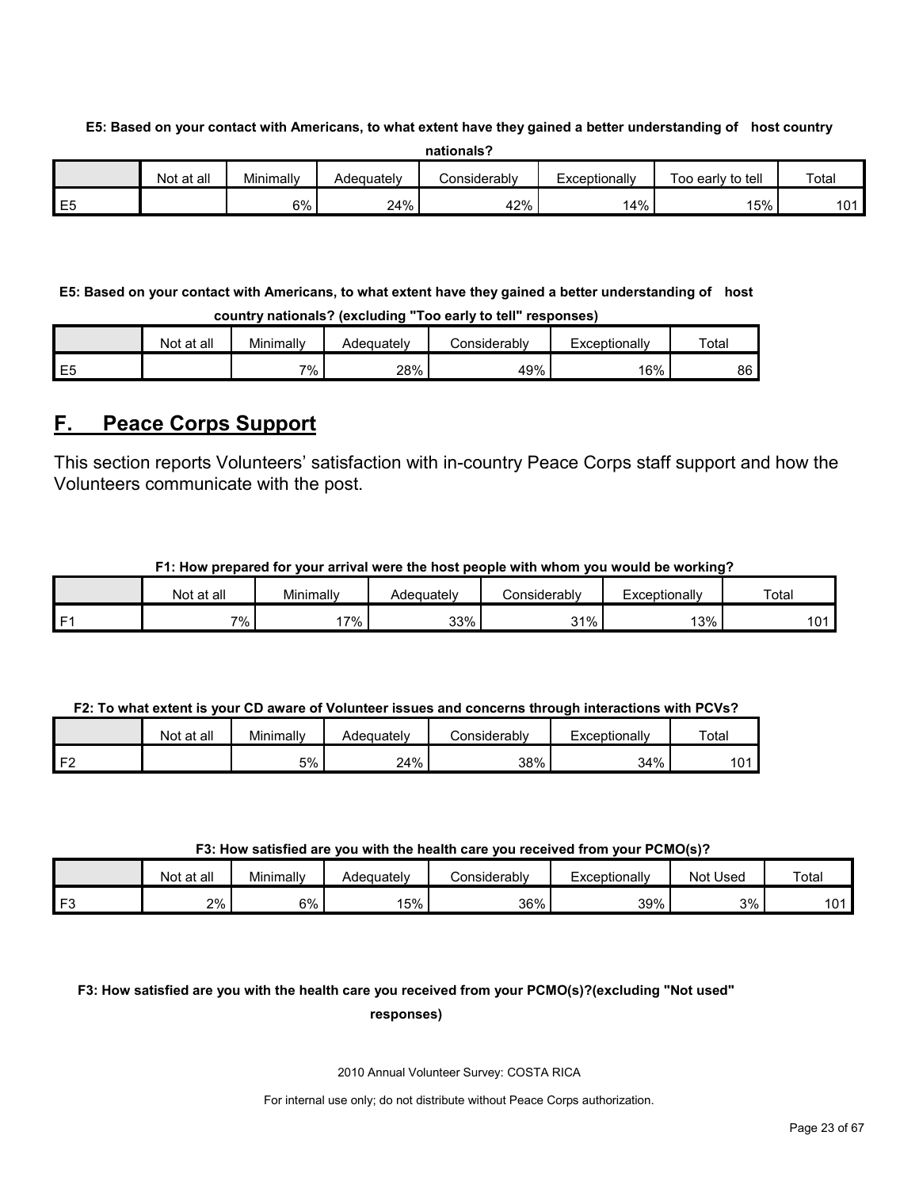**E5: Based on your contact with Americans, to what extent have they gained a better understanding of host country nationals?**

| | Not at all | Minimally | Adequately | Considerably | Exceptionally | Too early to tell | Total |
|---|---|---|---|---|---|---|---|
| E5 | | 6% | 24% | 42% | 14% | 15% | 101 |

**E5: Based on your contact with Americans, to what extent have they gained a better understanding of host country nationals? (excluding "Too early to tell" responses)**

| | Not at all | Minimally | Adequately | Considerably | Exceptionally | Total |
|---|---|---|---|---|---|---|
| E5 | | 7% | 28% | 49% | 16% | 86 |

## F. Peace Corps Support

This section reports Volunteers' satisfaction with in-country Peace Corps staff support and how the Volunteers communicate with the post.

**F1: How prepared for your arrival were the host people with whom you would be working?**

| | Not at all | Minimally | Adequately | Considerably | Exceptionally | Total |
|---|---|---|---|---|---|---|
| F1 | 7% | 17% | 33% | 31% | 13% | 101 |

**F2: To what extent is your CD aware of Volunteer issues and concerns through interactions with PCVs?**

| | Not at all | Minimally | Adequately | Considerably | Exceptionally | Total |
|---|---|---|---|---|---|---|
| F2 | | 5% | 24% | 38% | 34% | 101 |

**F3: How satisfied are you with the health care you received from your PCMO(s)?**

| | Not at all | Minimally | Adequately | Considerably | Exceptionally | Not Used | Total |
|---|---|---|---|---|---|---|---|
| F3 | 2% | 6% | 15% | 36% | 39% | 3% | 101 |

**F3: How satisfied are you with the health care you received from your PCMO(s)?(excluding "Not used" responses)**

2010 Annual Volunteer Survey: COSTA RICA

For internal use only; do not distribute without Peace Corps authorization.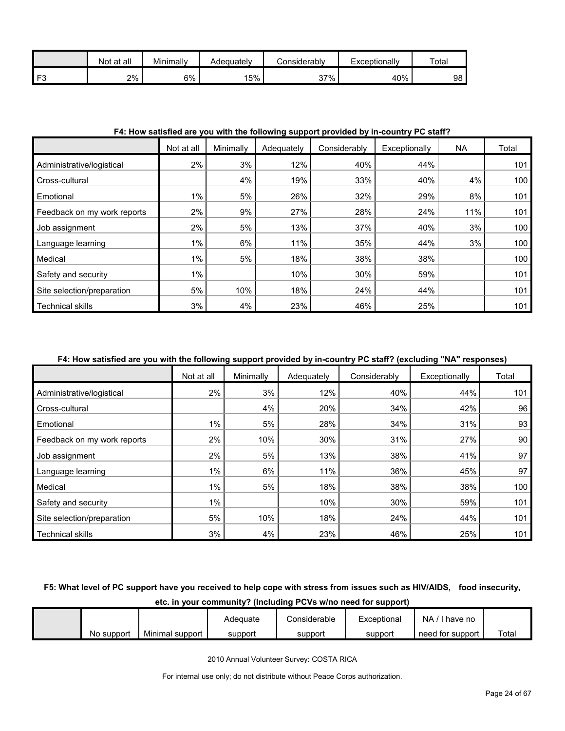| | Not at all | Minimally | Adequately | Considerably | Exceptionally | Total |
|---|---|---|---|---|---|---|
| F3 | 2% | 6% | 15% | 37% | 40% | 98 |

**F4: How satisfied are you with the following support provided by in-country PC staff?**

| | Not at all | Minimally | Adequately | Considerably | Exceptionally | NA | Total |
|---|---|---|---|---|---|---|---|
| Administrative/logistical | 2% | 3% | 12% | 40% | 44% | | 101 |
| Cross-cultural | | 4% | 19% | 33% | 40% | 4% | 100 |
| Emotional | 1% | 5% | 26% | 32% | 29% | 8% | 101 |
| Feedback on my work reports | 2% | 9% | 27% | 28% | 24% | 11% | 101 |
| Job assignment | 2% | 5% | 13% | 37% | 40% | 3% | 100 |
| Language learning | 1% | 6% | 11% | 35% | 44% | 3% | 100 |
| Medical | 1% | 5% | 18% | 38% | 38% | | 100 |
| Safety and security | 1% | | 10% | 30% | 59% | | 101 |
| Site selection/preparation | 5% | 10% | 18% | 24% | 44% | | 101 |
| Technical skills | 3% | 4% | 23% | 46% | 25% | | 101 |

**F4: How satisfied are you with the following support provided by in-country PC staff? (excluding "NA" responses)**

| | Not at all | Minimally | Adequately | Considerably | Exceptionally | Total |
|---|---|---|---|---|---|---|
| Administrative/logistical | 2% | 3% | 12% | 40% | 44% | 101 |
| Cross-cultural | | 4% | 20% | 34% | 42% | 96 |
| Emotional | 1% | 5% | 28% | 34% | 31% | 93 |
| Feedback on my work reports | 2% | 10% | 30% | 31% | 27% | 90 |
| Job assignment | 2% | 5% | 13% | 38% | 41% | 97 |
| Language learning | 1% | 6% | 11% | 36% | 45% | 97 |
| Medical | 1% | 5% | 18% | 38% | 38% | 100 |
| Safety and security | 1% | | 10% | 30% | 59% | 101 |
| Site selection/preparation | 5% | 10% | 18% | 24% | 44% | 101 |
| Technical skills | 3% | 4% | 23% | 46% | 25% | 101 |

**F5: What level of PC support have you received to help cope with stress from issues such as HIV/AIDS, food insecurity, etc. in your community? (Including PCVs w/no need for support)**

| | No support | Minimal support | Adequate support | Considerable support | Exceptional support | NA / I have no need for support | Total |
|---|---|---|---|---|---|---|---|

2010 Annual Volunteer Survey: COSTA RICA

For internal use only; do not distribute without Peace Corps authorization.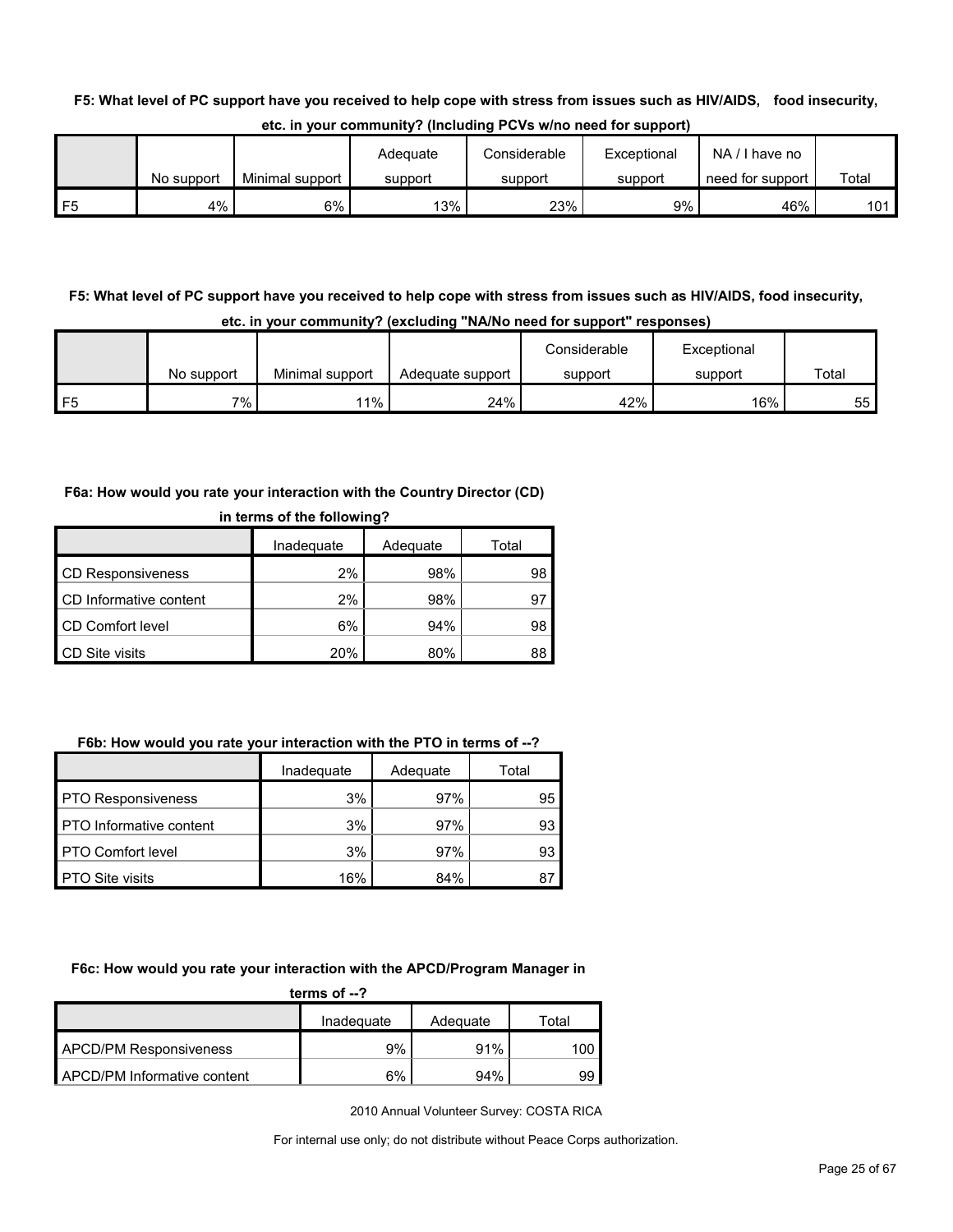**F5: What level of PC support have you received to help cope with stress from issues such as HIV/AIDS, food insecurity, etc. in your community? (Including PCVs w/no need for support)**

| | No support | Minimal support | Adequate support | Considerable support | Exceptional support | NA / I have no need for support | Total |
|---|---|---|---|---|---|---|---|
| F5 | 4% | 6% | 13% | 23% | 9% | 46% | 101 |

**F5: What level of PC support have you received to help cope with stress from issues such as HIV/AIDS, food insecurity, etc. in your community? (excluding "NA/No need for support" responses)**

| | No support | Minimal support | Adequate support | Considerable support | Exceptional support | Total |
|---|---|---|---|---|---|---|
| F5 | 7% | 11% | 24% | 42% | 16% | 55 |

**F6a: How would you rate your interaction with the Country Director (CD) in terms of the following?**

| | Inadequate | Adequate | Total |
|---|---|---|---|
| CD Responsiveness | 2% | 98% | 98 |
| CD Informative content | 2% | 98% | 97 |
| CD Comfort level | 6% | 94% | 98 |
| CD Site visits | 20% | 80% | 88 |

**F6b: How would you rate your interaction with the PTO in terms of --?**

| | Inadequate | Adequate | Total |
|---|---|---|---|
| PTO Responsiveness | 3% | 97% | 95 |
| PTO Informative content | 3% | 97% | 93 |
| PTO Comfort level | 3% | 97% | 93 |
| PTO Site visits | 16% | 84% | 87 |

**F6c: How would you rate your interaction with the APCD/Program Manager in terms of --?**

| | Inadequate | Adequate | Total |
|---|---|---|---|
| APCD/PM Responsiveness | 9% | 91% | 100 |
| APCD/PM Informative content | 6% | 94% | 99 |

2010 Annual Volunteer Survey: COSTA RICA

For internal use only; do not distribute without Peace Corps authorization.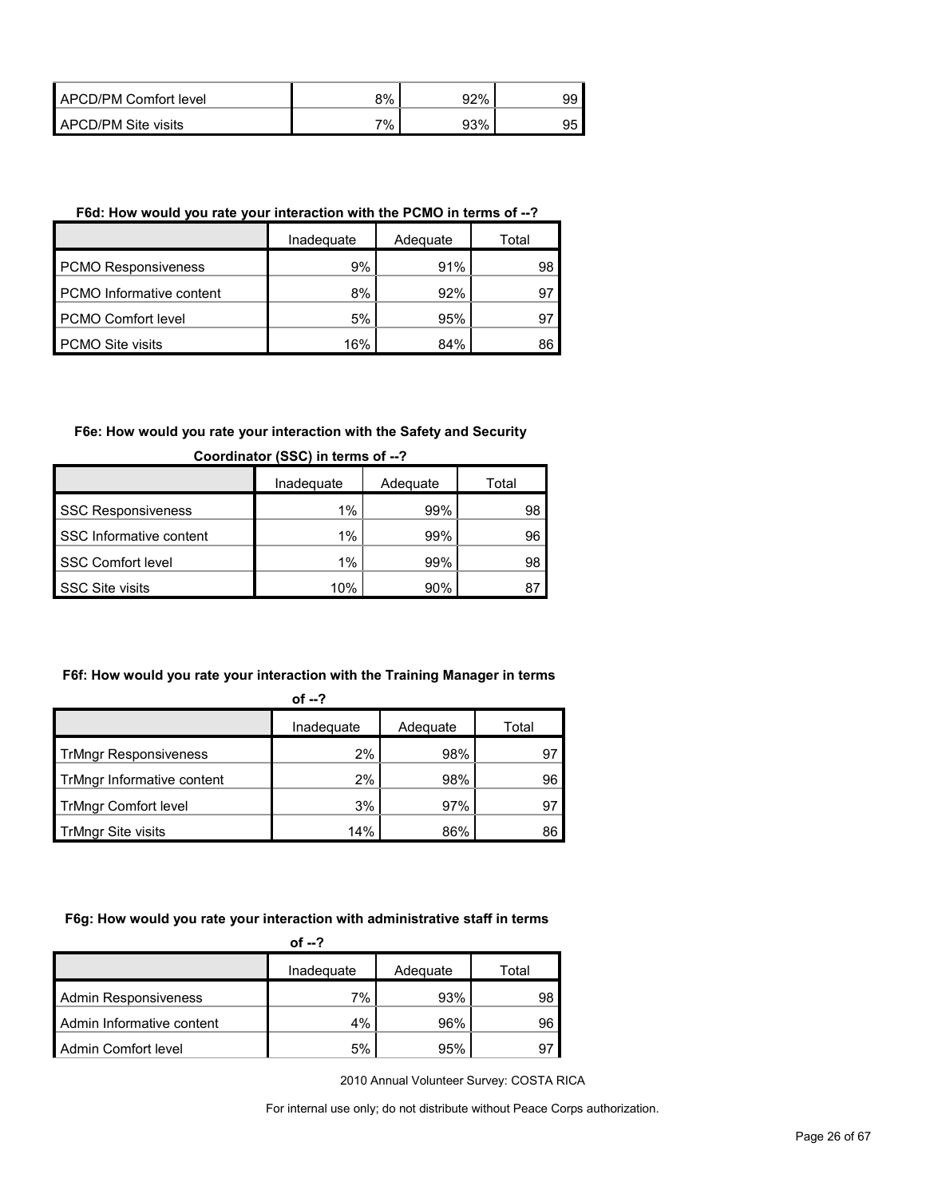| | | | |
|---|---|---|---|
| APCD/PM Comfort level | 8% | 92% | 99 |
| APCD/PM Site visits | 7% | 93% | 95 |

**F6d: How would you rate your interaction with the PCMO in terms of --?**

| | Inadequate | Adequate | Total |
|---|---|---|---|
| PCMO Responsiveness | 9% | 91% | 98 |
| PCMO Informative content | 8% | 92% | 97 |
| PCMO Comfort level | 5% | 95% | 97 |
| PCMO Site visits | 16% | 84% | 86 |

**F6e: How would you rate your interaction with the Safety and Security Coordinator (SSC) in terms of --?**

| | Inadequate | Adequate | Total |
|---|---|---|---|
| SSC Responsiveness | 1% | 99% | 98 |
| SSC Informative content | 1% | 99% | 96 |
| SSC Comfort level | 1% | 99% | 98 |
| SSC Site visits | 10% | 90% | 87 |

**F6f: How would you rate your interaction with the Training Manager in terms of --?**

| | Inadequate | Adequate | Total |
|---|---|---|---|
| TrMngr Responsiveness | 2% | 98% | 97 |
| TrMngr Informative content | 2% | 98% | 96 |
| TrMngr Comfort level | 3% | 97% | 97 |
| TrMngr Site visits | 14% | 86% | 86 |

**F6g: How would you rate your interaction with administrative staff in terms of --?**

| | Inadequate | Adequate | Total |
|---|---|---|---|
| Admin Responsiveness | 7% | 93% | 98 |
| Admin Informative content | 4% | 96% | 96 |
| Admin Comfort level | 5% | 95% | 97 |

2010 Annual Volunteer Survey: COSTA RICA

For internal use only; do not distribute without Peace Corps authorization.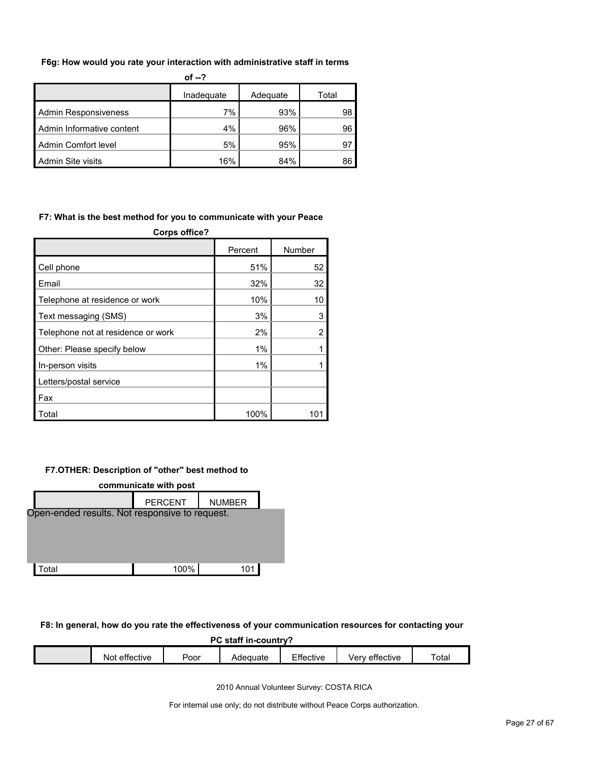**F6g: How would you rate your interaction with administrative staff in terms of --?**

| | Inadequate | Adequate | Total |
|---|---|---|---|
| Admin Responsiveness | 7% | 93% | 98 |
| Admin Informative content | 4% | 96% | 96 |
| Admin Comfort level | 5% | 95% | 97 |
| Admin Site visits | 16% | 84% | 86 |

**F7: What is the best method for you to communicate with your Peace Corps office?**

| | Percent | Number |
|---|---|---|
| Cell phone | 51% | 52 |
| Email | 32% | 32 |
| Telephone at residence or work | 10% | 10 |
| Text messaging (SMS) | 3% | 3 |
| Telephone not at residence or work | 2% | 2 |
| Other: Please specify below | 1% | 1 |
| In-person visits | 1% | 1 |
| Letters/postal service | | |
| Fax | | |
| Total | 100% | 101 |

**F7.OTHER: Description of "other" best method to communicate with post**

| | PERCENT | NUMBER |
|---|---|---|
| Open-ended results. Not responsive to request. | | |
| Total | 100% | 101 |

**F8: In general, how do you rate the effectiveness of your communication resources for contacting your PC staff in-country?**

| | Not effective | Poor | Adequate | Effective | Very effective | Total |
|---|---|---|---|---|---|---|

2010 Annual Volunteer Survey: COSTA RICA

For internal use only; do not distribute without Peace Corps authorization.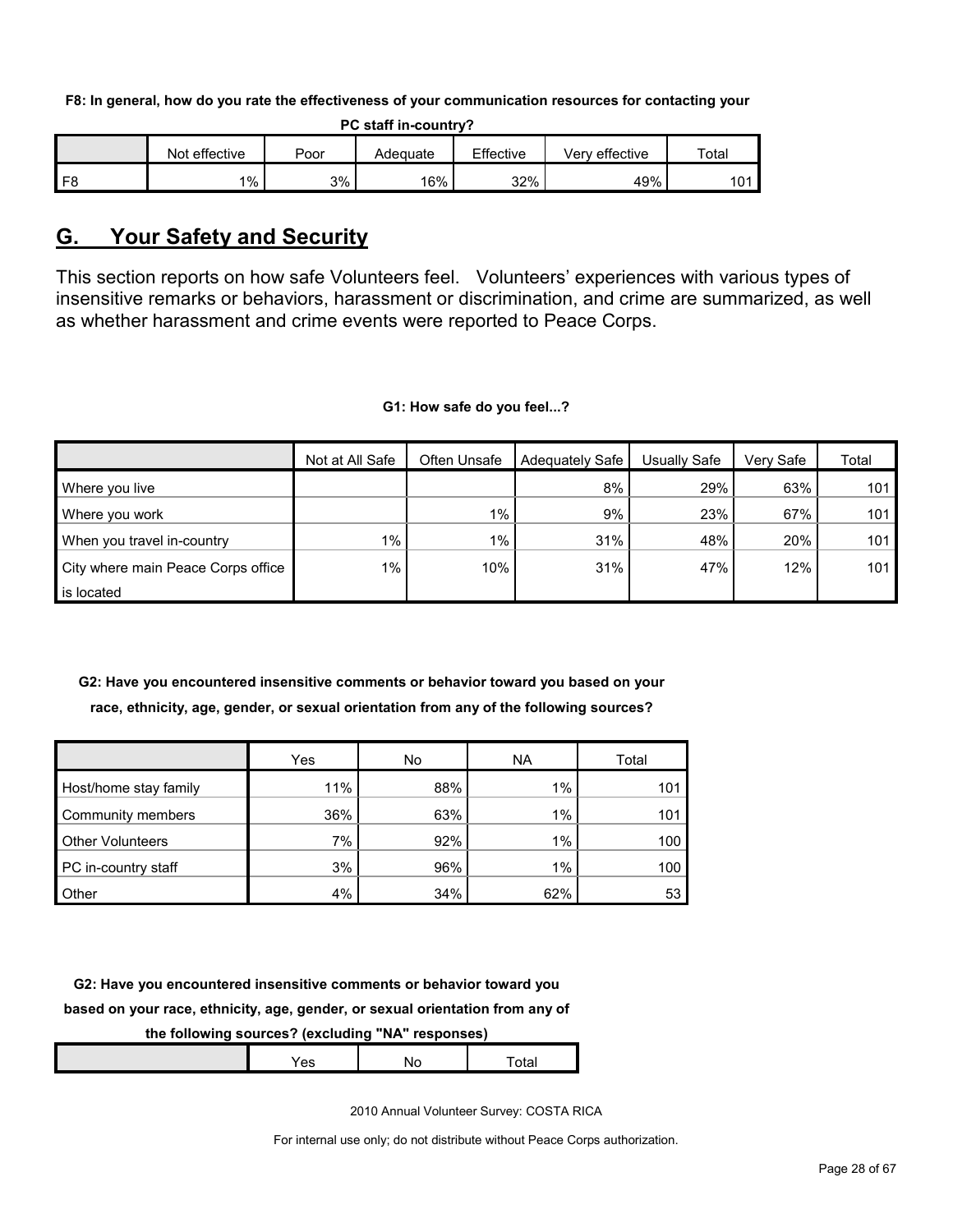**F8: In general, how do you rate the effectiveness of your communication resources for contacting your PC staff in-country?**

| | Not effective | Poor | Adequate | Effective | Very effective | Total |
|---|---|---|---|---|---|---|
| F8 | 1% | 3% | 16% | 32% | 49% | 101 |

## G. Your Safety and Security

This section reports on how safe Volunteers feel. Volunteers' experiences with various types of insensitive remarks or behaviors, harassment or discrimination, and crime are summarized, as well as whether harassment and crime events were reported to Peace Corps.

**G1: How safe do you feel...?**

| | Not at All Safe | Often Unsafe | Adequately Safe | Usually Safe | Very Safe | Total |
|---|---|---|---|---|---|---|
| Where you live | | | 8% | 29% | 63% | 101 |
| Where you work | | 1% | 9% | 23% | 67% | 101 |
| When you travel in-country | 1% | 1% | 31% | 48% | 20% | 101 |
| City where main Peace Corps office is located | 1% | 10% | 31% | 47% | 12% | 101 |

**G2: Have you encountered insensitive comments or behavior toward you based on your race, ethnicity, age, gender, or sexual orientation from any of the following sources?**

| | Yes | No | NA | Total |
|---|---|---|---|---|
| Host/home stay family | 11% | 88% | 1% | 101 |
| Community members | 36% | 63% | 1% | 101 |
| Other Volunteers | 7% | 92% | 1% | 100 |
| PC in-country staff | 3% | 96% | 1% | 100 |
| Other | 4% | 34% | 62% | 53 |

**G2: Have you encountered insensitive comments or behavior toward you based on your race, ethnicity, age, gender, or sexual orientation from any of the following sources? (excluding "NA" responses)**

| | Yes | No | Total |
|---|---|---|---|

2010 Annual Volunteer Survey: COSTA RICA

For internal use only; do not distribute without Peace Corps authorization.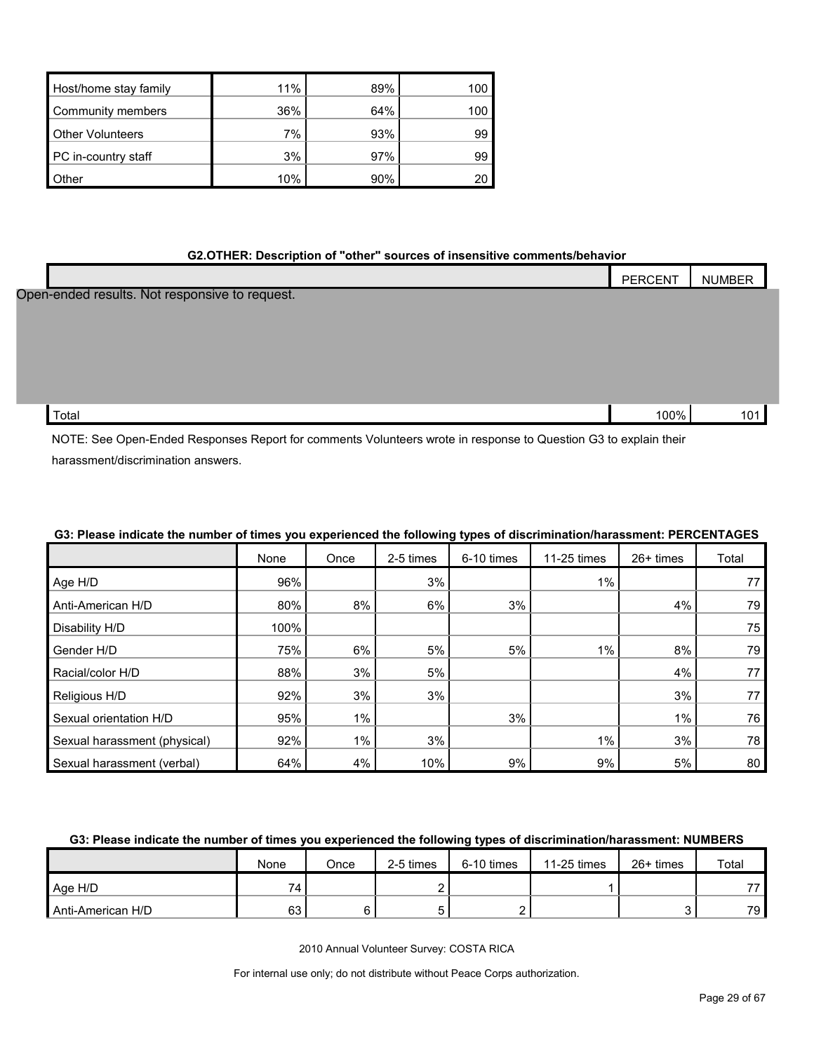| | | | |
|---|---|---|---|
| Host/home stay family | 11% | 89% | 100 |
| Community members | 36% | 64% | 100 |
| Other Volunteers | 7% | 93% | 99 |
| PC in-country staff | 3% | 97% | 99 |
| Other | 10% | 90% | 20 |

**G2.OTHER: Description of "other" sources of insensitive comments/behavior**

| | PERCENT | NUMBER |
|---|---|---|
| Open-ended results. Not responsive to request. | | |
| Total | 100% | 101 |

NOTE: See Open-Ended Responses Report for comments Volunteers wrote in response to Question G3 to explain their harassment/discrimination answers.

**G3: Please indicate the number of times you experienced the following types of discrimination/harassment: PERCENTAGES**

| | None | Once | 2-5 times | 6-10 times | 11-25 times | 26+ times | Total |
|---|---|---|---|---|---|---|---|
| Age H/D | 96% | | 3% | | 1% | | 77 |
| Anti-American H/D | 80% | 8% | 6% | 3% | | 4% | 79 |
| Disability H/D | 100% | | | | | | 75 |
| Gender H/D | 75% | 6% | 5% | 5% | 1% | 8% | 79 |
| Racial/color H/D | 88% | 3% | 5% | | | 4% | 77 |
| Religious H/D | 92% | 3% | 3% | | | 3% | 77 |
| Sexual orientation H/D | 95% | 1% | | 3% | | 1% | 76 |
| Sexual harassment (physical) | 92% | 1% | 3% | | 1% | 3% | 78 |
| Sexual harassment (verbal) | 64% | 4% | 10% | 9% | 9% | 5% | 80 |

**G3: Please indicate the number of times you experienced the following types of discrimination/harassment: NUMBERS**

| | None | Once | 2-5 times | 6-10 times | 11-25 times | 26+ times | Total |
|---|---|---|---|---|---|---|---|
| Age H/D | 74 | | 2 | | 1 | | 77 |
| Anti-American H/D | 63 | 6 | 5 | 2 | | 3 | 79 |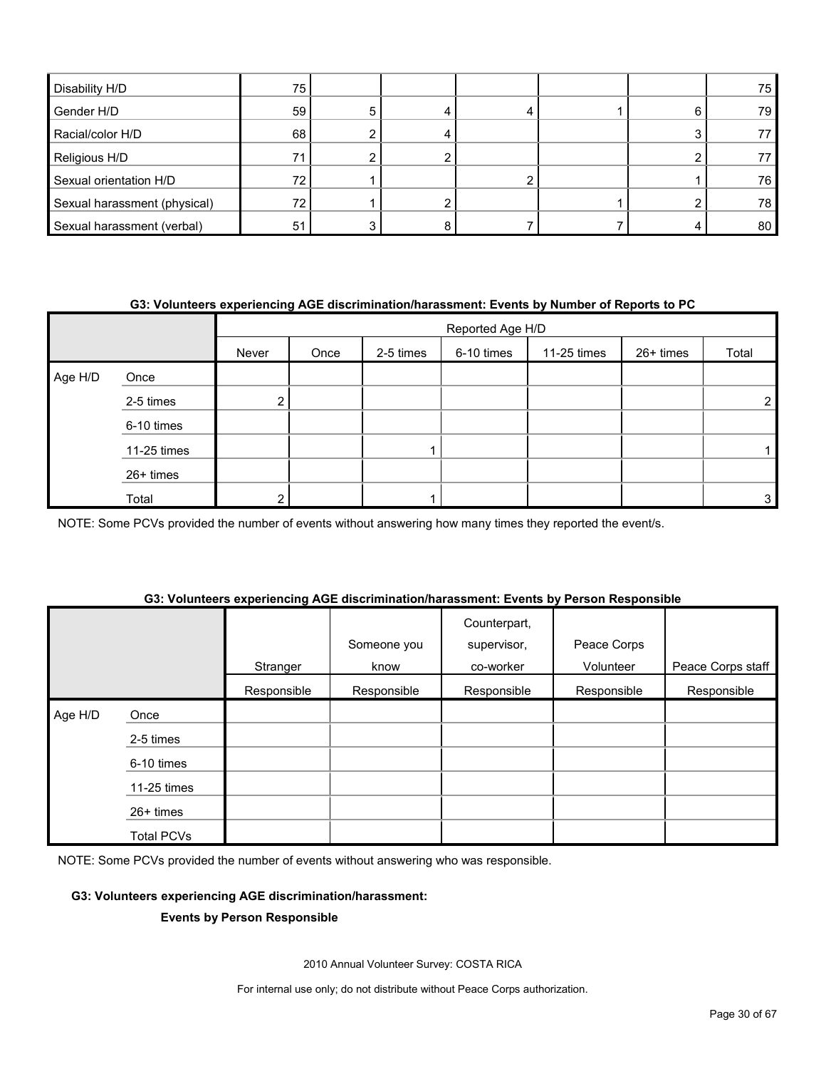| | | | | | | |
|---|---|---|---|---|---|---|
| Disability H/D | 75 | | | | | 75 |
| Gender H/D | 59 | 5 | 4 | 4 | 1 | 6 | 79 |
| Racial/color H/D | 68 | 2 | 4 | | | 3 | 77 |
| Religious H/D | 71 | 2 | 2 | | | 2 | 77 |
| Sexual orientation H/D | 72 | 1 | | 2 | | 1 | 76 |
| Sexual harassment (physical) | 72 | 1 | 2 | | 1 | 2 | 78 |
| Sexual harassment (verbal) | 51 | 3 | 8 | 7 | 7 | 4 | 80 |

**G3: Volunteers experiencing AGE discrimination/harassment: Events by Number of Reports to PC**

| | | Reported Age H/D | | | | | | |
|---|---|---|---|---|---|---|---|---|
| | | Never | Once | 2-5 times | 6-10 times | 11-25 times | 26+ times | Total |
| Age H/D | Once | | | | | | | |
| | 2-5 times | 2 | | | | | | 2 |
| | 6-10 times | | | | | | | |
| | 11-25 times | | | 1 | | | | 1 |
| | 26+ times | | | | | | | |
| | Total | 2 | | 1 | | | | 3 |

NOTE: Some PCVs provided the number of events without answering how many times they reported the event/s.

**G3: Volunteers experiencing AGE discrimination/harassment: Events by Person Responsible**

| | | Stranger | Someone you know | Counterpart, supervisor, co-worker | Peace Corps Volunteer | Peace Corps staff |
|---|---|---|---|---|---|---|
| | | Responsible | Responsible | Responsible | Responsible | Responsible |
| Age H/D | Once | | | | | |
| | 2-5 times | | | | | |
| | 6-10 times | | | | | |
| | 11-25 times | | | | | |
| | 26+ times | | | | | |
| | Total PCVs | | | | | |

NOTE: Some PCVs provided the number of events without answering who was responsible.

**G3: Volunteers experiencing AGE discrimination/harassment:**

**Events by Person Responsible**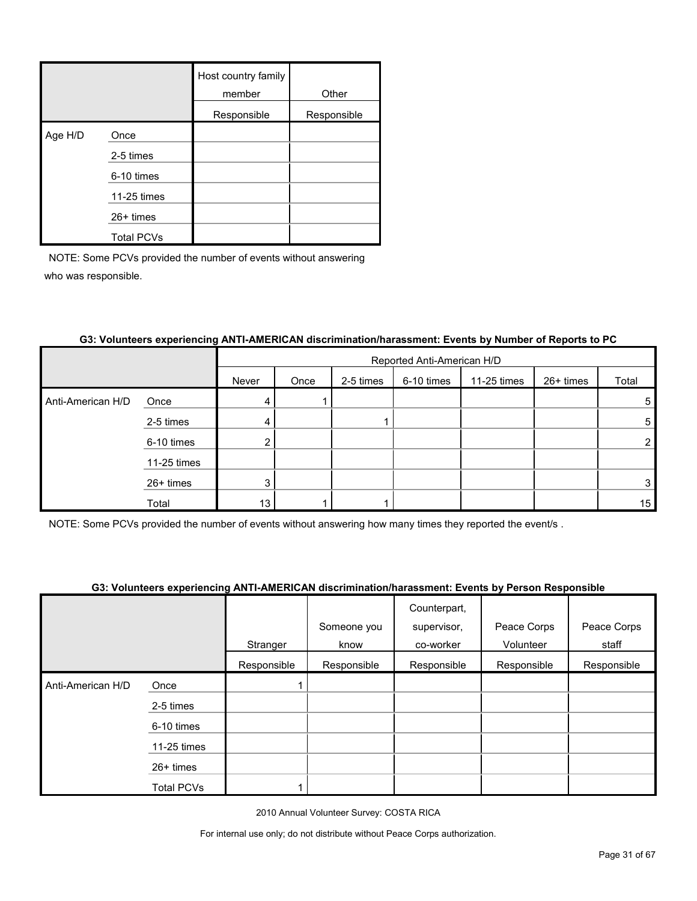| | | Host country family member | Other |
|---|---|---|---|
| | | Responsible | Responsible |
| Age H/D | Once | | |
| | 2-5 times | | |
| | 6-10 times | | |
| | 11-25 times | | |
| | 26+ times | | |
| | Total PCVs | | |

NOTE: Some PCVs provided the number of events without answering who was responsible.

**G3: Volunteers experiencing ANTI-AMERICAN discrimination/harassment: Events by Number of Reports to PC**

| | | Reported Anti-American H/D | | | | | | |
|---|---|---|---|---|---|---|---|---|
| | | Never | Once | 2-5 times | 6-10 times | 11-25 times | 26+ times | Total |
| Anti-American H/D | Once | 4 | 1 | | | | | 5 |
| | 2-5 times | 4 | | 1 | | | | 5 |
| | 6-10 times | 2 | | | | | | 2 |
| | 11-25 times | | | | | | | |
| | 26+ times | 3 | | | | | | 3 |
| | Total | 13 | 1 | 1 | | | | 15 |

NOTE: Some PCVs provided the number of events without answering how many times they reported the event/s .

**G3: Volunteers experiencing ANTI-AMERICAN discrimination/harassment: Events by Person Responsible**

| | | Stranger | Someone you know | Counterpart, supervisor, co-worker | Peace Corps Volunteer | Peace Corps staff |
|---|---|---|---|---|---|---|
| | | Responsible | Responsible | Responsible | Responsible | Responsible |
| Anti-American H/D | Once | 1 | | | | |
| | 2-5 times | | | | | |
| | 6-10 times | | | | | |
| | 11-25 times | | | | | |
| | 26+ times | | | | | |
| | Total PCVs | 1 | | | | |

2010 Annual Volunteer Survey: COSTA RICA

For internal use only; do not distribute without Peace Corps authorization.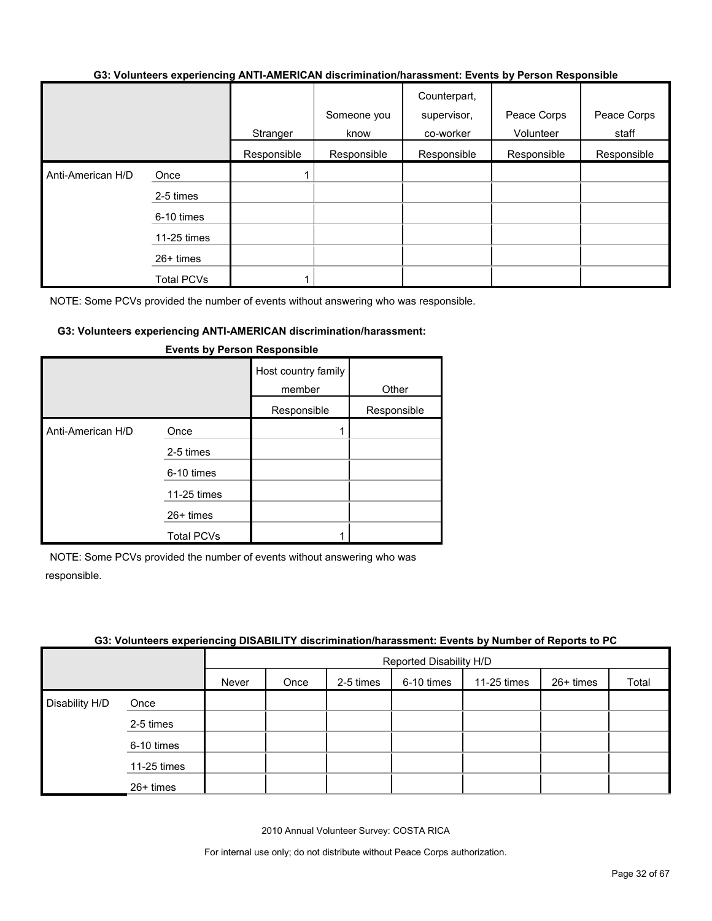**G3: Volunteers experiencing ANTI-AMERICAN discrimination/harassment: Events by Person Responsible**

| | | Stranger | Someone you know | Counterpart, supervisor, co-worker | Peace Corps Volunteer | Peace Corps staff |
|---|---|---|---|---|---|---|
| | | Responsible | Responsible | Responsible | Responsible | Responsible |
| Anti-American H/D | Once | 1 | | | | |
| | 2-5 times | | | | | |
| | 6-10 times | | | | | |
| | 11-25 times | | | | | |
| | 26+ times | | | | | |
| | Total PCVs | 1 | | | | |

NOTE: Some PCVs provided the number of events without answering who was responsible.

**G3: Volunteers experiencing ANTI-AMERICAN discrimination/harassment: Events by Person Responsible**

| | | Host country family member | Other |
|---|---|---|---|
| | | Responsible | Responsible |
| Anti-American H/D | Once | 1 | |
| | 2-5 times | | |
| | 6-10 times | | |
| | 11-25 times | | |
| | 26+ times | | |
| | Total PCVs | 1 | |

NOTE: Some PCVs provided the number of events without answering who was responsible.

**G3: Volunteers experiencing DISABILITY discrimination/harassment: Events by Number of Reports to PC**

| | | Reported Disability H/D | | | | | | |
|---|---|---|---|---|---|---|---|---|
| | | Never | Once | 2-5 times | 6-10 times | 11-25 times | 26+ times | Total |
| Disability H/D | Once | | | | | | | |
| | 2-5 times | | | | | | | |
| | 6-10 times | | | | | | | |
| | 11-25 times | | | | | | | |
| | 26+ times | | | | | | | |

2010 Annual Volunteer Survey: COSTA RICA

For internal use only; do not distribute without Peace Corps authorization.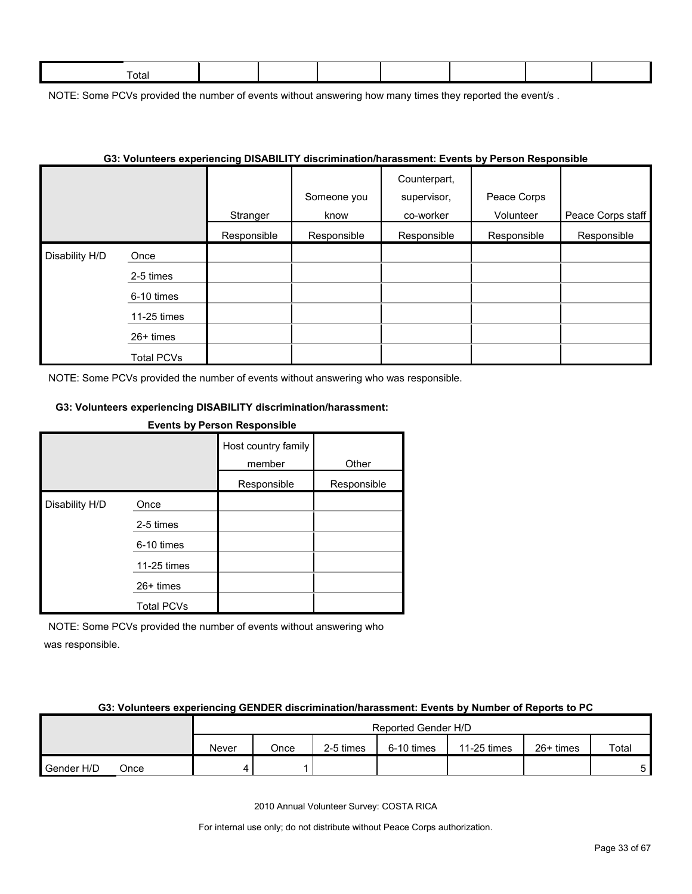| Total | | | | | | | |
|---|---|---|---|---|---|---|---|

NOTE: Some PCVs provided the number of events without answering how many times they reported the event/s .

**G3: Volunteers experiencing DISABILITY discrimination/harassment: Events by Person Responsible**

| | | Stranger | Someone you know | Counterpart, supervisor, co-worker | Peace Corps Volunteer | Peace Corps staff |
|---|---|---|---|---|---|---|
| | | Responsible | Responsible | Responsible | Responsible | Responsible |
| Disability H/D | Once | | | | | |
| | 2-5 times | | | | | |
| | 6-10 times | | | | | |
| | 11-25 times | | | | | |
| | 26+ times | | | | | |
| | Total PCVs | | | | | |

NOTE: Some PCVs provided the number of events without answering who was responsible.

**G3: Volunteers experiencing DISABILITY discrimination/harassment: Events by Person Responsible**

| | | Host country family member | Other |
|---|---|---|---|
| | | Responsible | Responsible |
| Disability H/D | Once | | |
| | 2-5 times | | |
| | 6-10 times | | |
| | 11-25 times | | |
| | 26+ times | | |
| | Total PCVs | | |

NOTE: Some PCVs provided the number of events without answering who was responsible.

**G3: Volunteers experiencing GENDER discrimination/harassment: Events by Number of Reports to PC**

| | | Reported Gender H/D | | | | | | |
|---|---|---|---|---|---|---|---|---|
| | | Never | Once | 2-5 times | 6-10 times | 11-25 times | 26+ times | Total |
| Gender H/D | Once | 4 | 1 | | | | | 5 |

2010 Annual Volunteer Survey: COSTA RICA

For internal use only; do not distribute without Peace Corps authorization.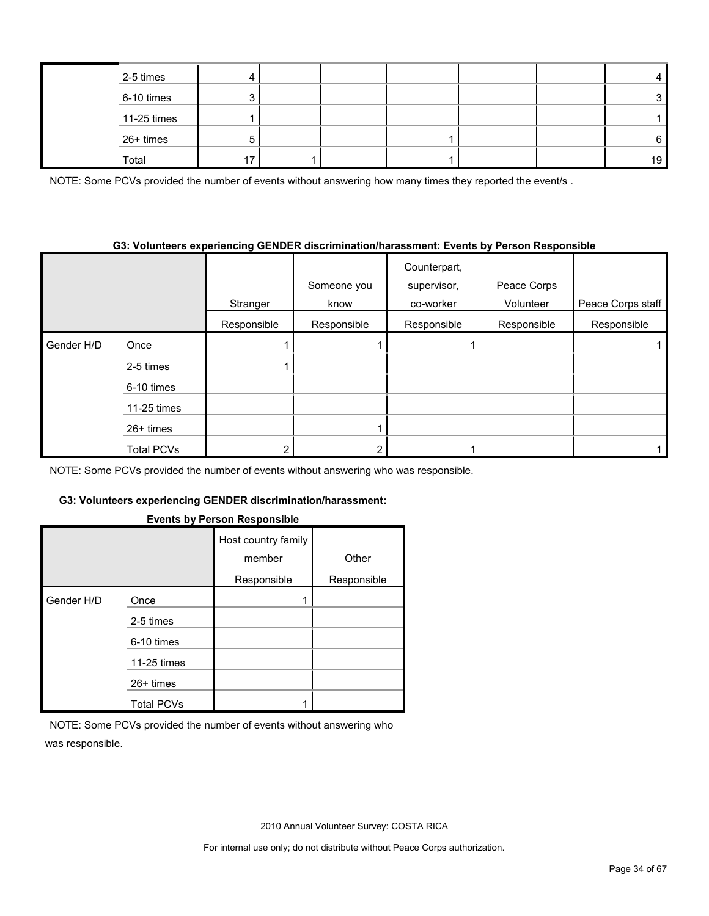| | | | | | | | | |
|---|---|---|---|---|---|---|---|---|
| | 2-5 times | 4 | | | | | | 4 |
| | 6-10 times | 3 | | | | | | 3 |
| | 11-25 times | 1 | | | | | | 1 |
| | 26+ times | 5 | | | 1 | | | 6 |
| | Total | 17 | 1 | | 1 | | | 19 |

NOTE: Some PCVs provided the number of events without answering how many times they reported the event/s .

**G3: Volunteers experiencing GENDER discrimination/harassment: Events by Person Responsible**

| | | Stranger | Someone you know | Counterpart, supervisor, co-worker | Peace Corps Volunteer | Peace Corps staff |
|---|---|---|---|---|---|---|
| | | Responsible | Responsible | Responsible | Responsible | Responsible |
| Gender H/D | Once | 1 | 1 | 1 | | 1 |
| | 2-5 times | 1 | | | | |
| | 6-10 times | | | | | |
| | 11-25 times | | | | | |
| | 26+ times | | 1 | | | |
| | Total PCVs | 2 | 2 | 1 | | 1 |

NOTE: Some PCVs provided the number of events without answering who was responsible.

**G3: Volunteers experiencing GENDER discrimination/harassment: Events by Person Responsible**

| | | Host country family member | Other |
|---|---|---|---|
| | | Responsible | Responsible |
| Gender H/D | Once | 1 | |
| | 2-5 times | | |
| | 6-10 times | | |
| | 11-25 times | | |
| | 26+ times | | |
| | Total PCVs | 1 | |

NOTE: Some PCVs provided the number of events without answering who was responsible.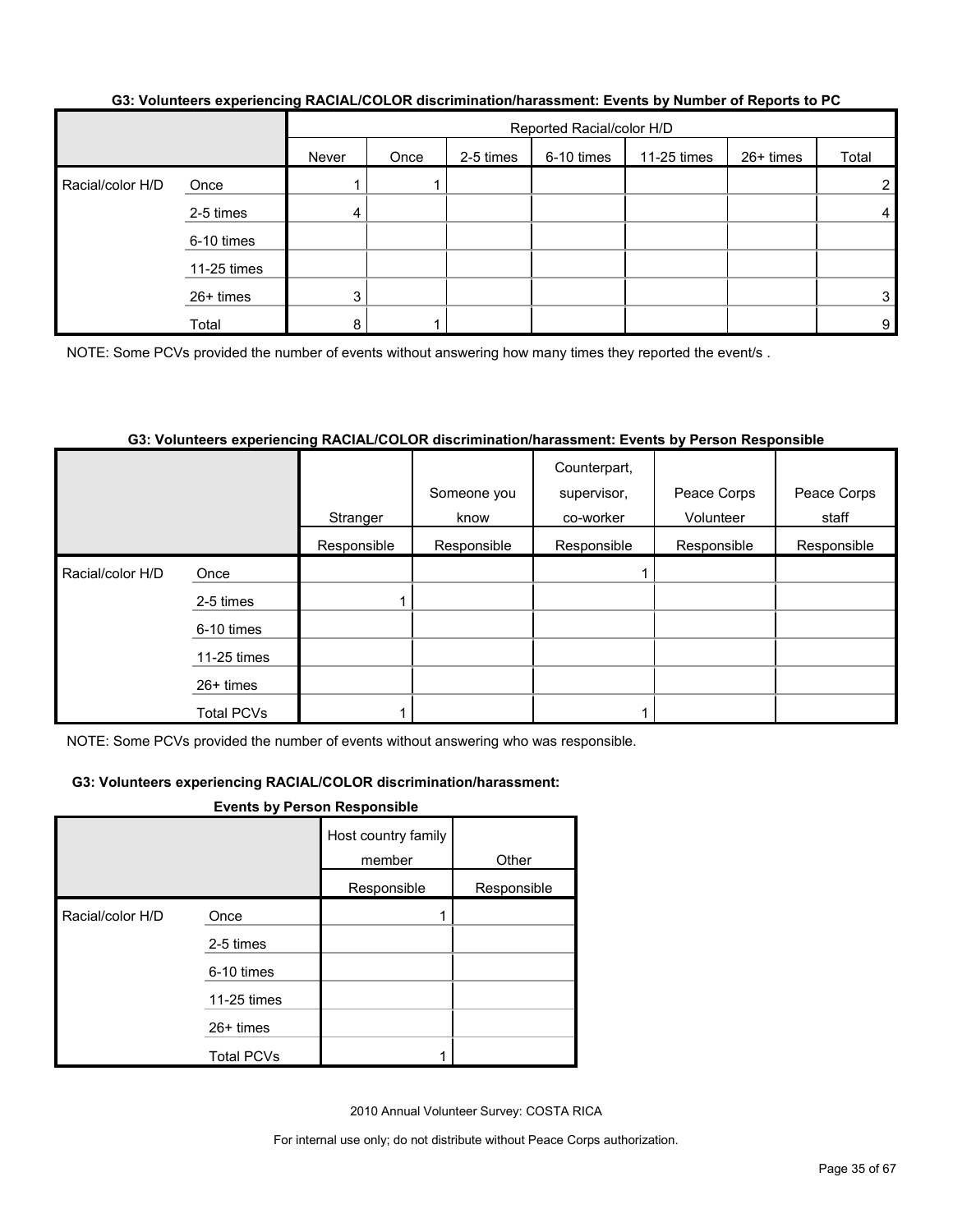### G3: Volunteers experiencing RACIAL/COLOR discrimination/harassment: Events by Number of Reports to PC

| | | Reported Racial/color H/D | | | | | | |
|---|---|---|---|---|---|---|---|---|
| | | Never | Once | 2-5 times | 6-10 times | 11-25 times | 26+ times | Total |
| Racial/color H/D | Once | 1 | 1 | | | | | 2 |
| | 2-5 times | 4 | | | | | | 4 |
| | 6-10 times | | | | | | | |
| | 11-25 times | | | | | | | |
| | 26+ times | 3 | | | | | | 3 |
| | Total | 8 | 1 | | | | | 9 |

NOTE: Some PCVs provided the number of events without answering how many times they reported the event/s .

### G3: Volunteers experiencing RACIAL/COLOR discrimination/harassment: Events by Person Responsible

| | | Stranger | Someone you know | Counterpart, supervisor, co-worker | Peace Corps Volunteer | Peace Corps staff |
|---|---|---|---|---|---|---|
| | | Responsible | Responsible | Responsible | Responsible | Responsible |
| Racial/color H/D | Once | | | 1 | | |
| | 2-5 times | 1 | | | | |
| | 6-10 times | | | | | |
| | 11-25 times | | | | | |
| | 26+ times | | | | | |
| | Total PCVs | 1 | | 1 | | |

NOTE: Some PCVs provided the number of events without answering who was responsible.

### G3: Volunteers experiencing RACIAL/COLOR discrimination/harassment: Events by Person Responsible

| | | Host country family member | Other |
|---|---|---|---|
| | | Responsible | Responsible |
| Racial/color H/D | Once | 1 | |
| | 2-5 times | | |
| | 6-10 times | | |
| | 11-25 times | | |
| | 26+ times | | |
| | Total PCVs | 1 | |

2010 Annual Volunteer Survey: COSTA RICA

For internal use only; do not distribute without Peace Corps authorization.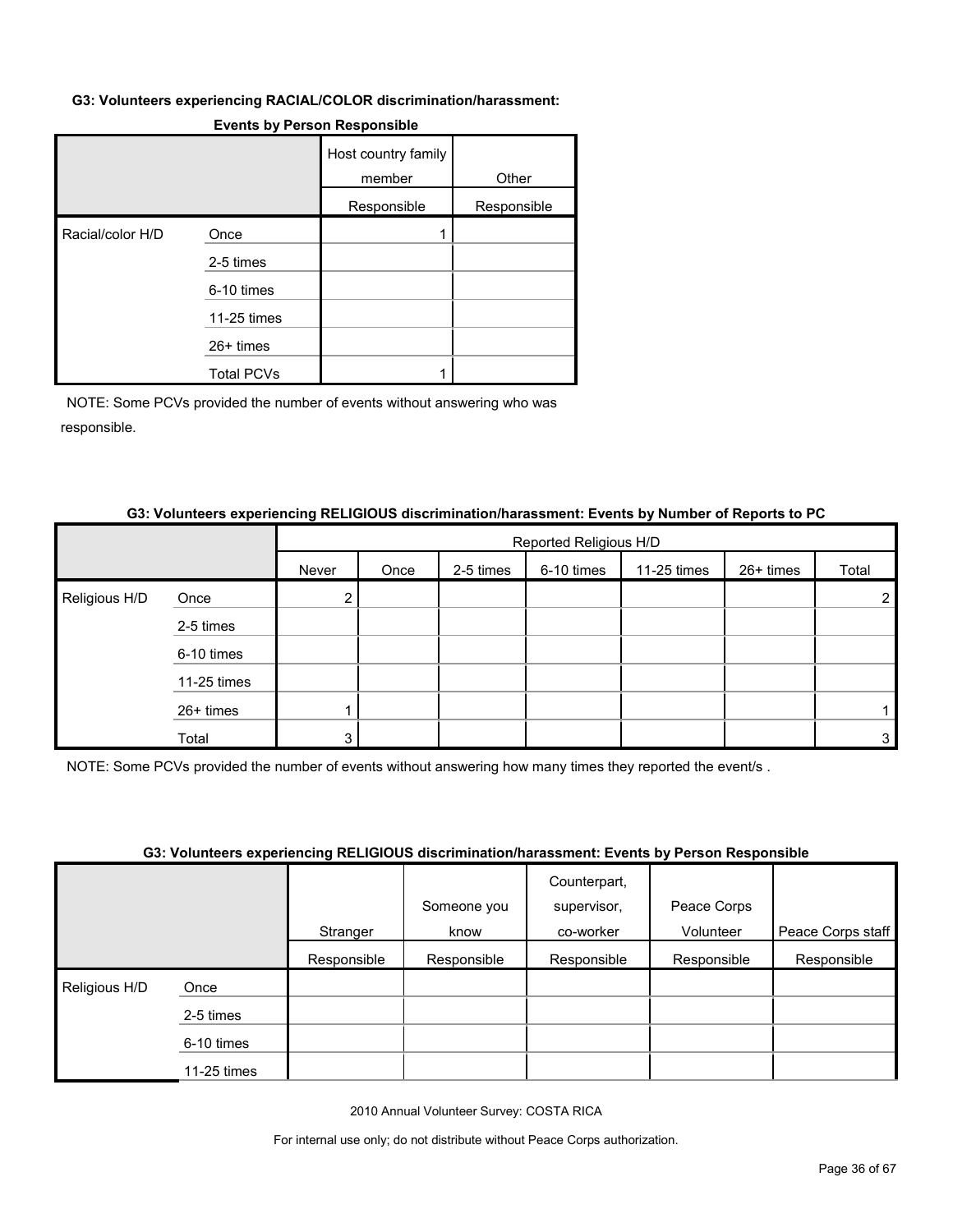**G3: Volunteers experiencing RACIAL/COLOR discrimination/harassment: Events by Person Responsible**

| | | Host country family member | Other |
|---|---|---|---|
| | | Responsible | Responsible |
| Racial/color H/D | Once | 1 | |
| | 2-5 times | | |
| | 6-10 times | | |
| | 11-25 times | | |
| | 26+ times | | |
| | Total PCVs | 1 | |

NOTE: Some PCVs provided the number of events without answering who was responsible.

**G3: Volunteers experiencing RELIGIOUS discrimination/harassment: Events by Number of Reports to PC**

| | | Reported Religious H/D | | | | | | |
|---|---|---|---|---|---|---|---|---|
| | | Never | Once | 2-5 times | 6-10 times | 11-25 times | 26+ times | Total |
| Religious H/D | Once | 2 | | | | | | 2 |
| | 2-5 times | | | | | | | |
| | 6-10 times | | | | | | | |
| | 11-25 times | | | | | | | |
| | 26+ times | 1 | | | | | | 1 |
| | Total | 3 | | | | | | 3 |

NOTE: Some PCVs provided the number of events without answering how many times they reported the event/s .

**G3: Volunteers experiencing RELIGIOUS discrimination/harassment: Events by Person Responsible**

| | | Stranger | Someone you know | Counterpart, supervisor, co-worker | Peace Corps Volunteer | Peace Corps staff |
|---|---|---|---|---|---|---|
| | | Responsible | Responsible | Responsible | Responsible | Responsible |
| Religious H/D | Once | | | | | |
| | 2-5 times | | | | | |
| | 6-10 times | | | | | |
| | 11-25 times | | | | | |

2010 Annual Volunteer Survey: COSTA RICA

For internal use only; do not distribute without Peace Corps authorization.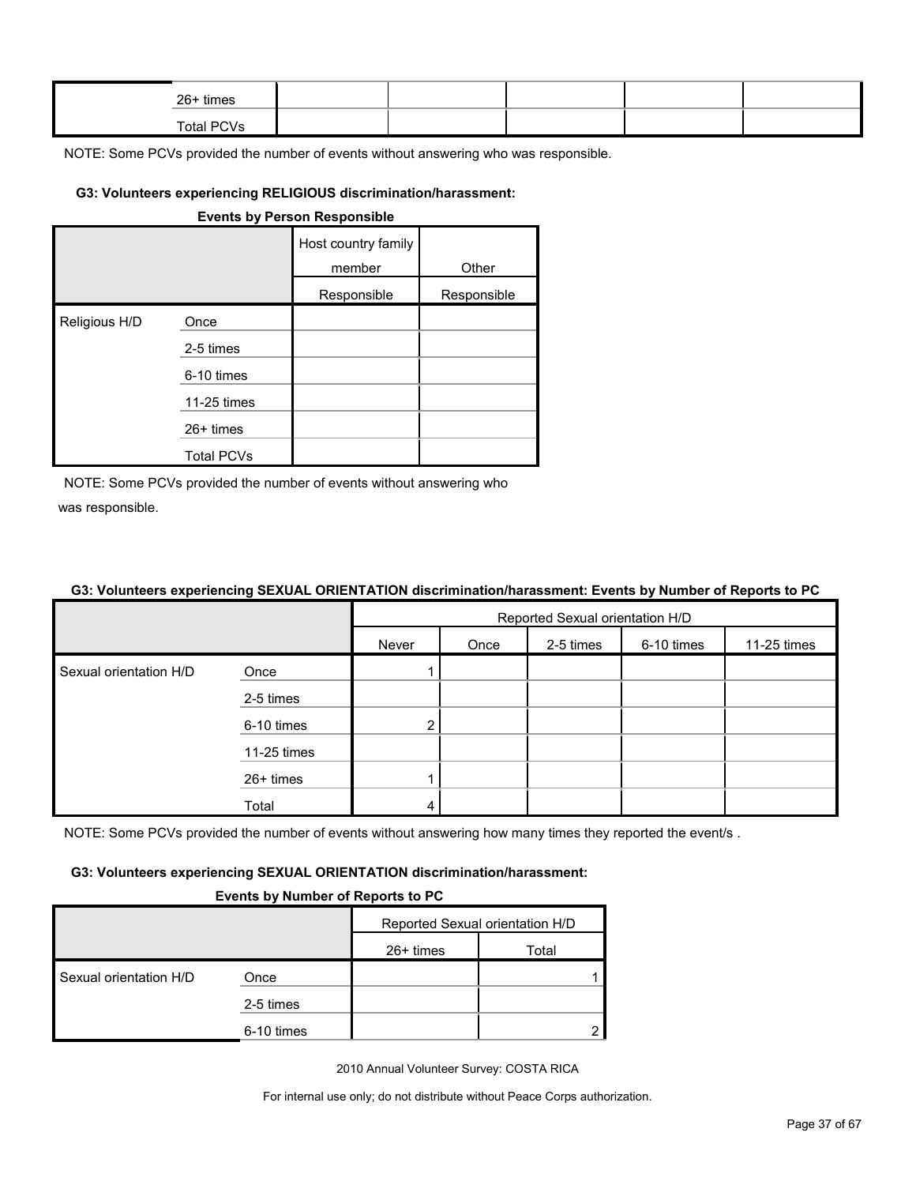| | | | | | | |
|---|---|---|---|---|---|---|
| | 26+ times | | | | | |
| | Total PCVs | | | | | |

NOTE: Some PCVs provided the number of events without answering who was responsible.

#### G3: Volunteers experiencing RELIGIOUS discrimination/harassment:

**Events by Person Responsible**

| | | Host country family member | Other |
|---|---|---|---|
| | | Responsible | Responsible |
| Religious H/D | Once | | |
| | 2-5 times | | |
| | 6-10 times | | |
| | 11-25 times | | |
| | 26+ times | | |
| | Total PCVs | | |

NOTE: Some PCVs provided the number of events without answering who was responsible.

#### G3: Volunteers experiencing SEXUAL ORIENTATION discrimination/harassment: Events by Number of Reports to PC

| | | Reported Sexual orientation H/D | | | | |
|---|---|---|---|---|---|---|
| | | Never | Once | 2-5 times | 6-10 times | 11-25 times |
| Sexual orientation H/D | Once | 1 | | | | |
| | 2-5 times | | | | | |
| | 6-10 times | 2 | | | | |
| | 11-25 times | | | | | |
| | 26+ times | 1 | | | | |
| | Total | 4 | | | | |

NOTE: Some PCVs provided the number of events without answering how many times they reported the event/s .

#### G3: Volunteers experiencing SEXUAL ORIENTATION discrimination/harassment:

**Events by Number of Reports to PC**

| | | Reported Sexual orientation H/D | |
|---|---|---|---|
| | | 26+ times | Total |
| Sexual orientation H/D | Once | | 1 |
| | 2-5 times | | |
| | 6-10 times | | 2 |

2010 Annual Volunteer Survey: COSTA RICA

For internal use only; do not distribute without Peace Corps authorization.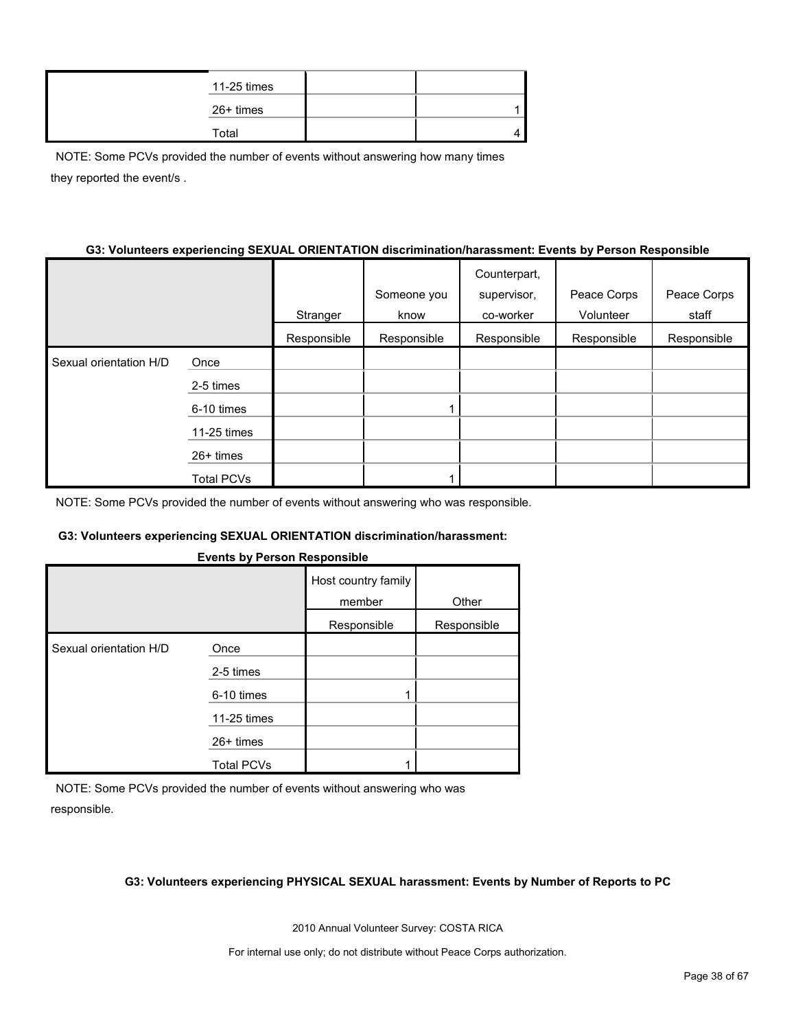| | | | |
|---|---|---|---|
| | 11-25 times | | |
| | 26+ times | | 1 |
| | Total | | 4 |

NOTE: Some PCVs provided the number of events without answering how many times they reported the event/s .

**G3: Volunteers experiencing SEXUAL ORIENTATION discrimination/harassment: Events by Person Responsible**

| | | Stranger | Someone you know | Counterpart, supervisor, co-worker | Peace Corps Volunteer | Peace Corps staff |
|---|---|---|---|---|---|---|
| | | Responsible | Responsible | Responsible | Responsible | Responsible |
| Sexual orientation H/D | Once | | | | | |
| | 2-5 times | | | | | |
| | 6-10 times | | 1 | | | |
| | 11-25 times | | | | | |
| | 26+ times | | | | | |
| | Total PCVs | | 1 | | | |

NOTE: Some PCVs provided the number of events without answering who was responsible.

**G3: Volunteers experiencing SEXUAL ORIENTATION discrimination/harassment: Events by Person Responsible**

| | | Host country family member | Other |
|---|---|---|---|
| | | Responsible | Responsible |
| Sexual orientation H/D | Once | | |
| | 2-5 times | | |
| | 6-10 times | 1 | |
| | 11-25 times | | |
| | 26+ times | | |
| | Total PCVs | 1 | |

NOTE: Some PCVs provided the number of events without answering who was responsible.

**G3: Volunteers experiencing PHYSICAL SEXUAL harassment: Events by Number of Reports to PC**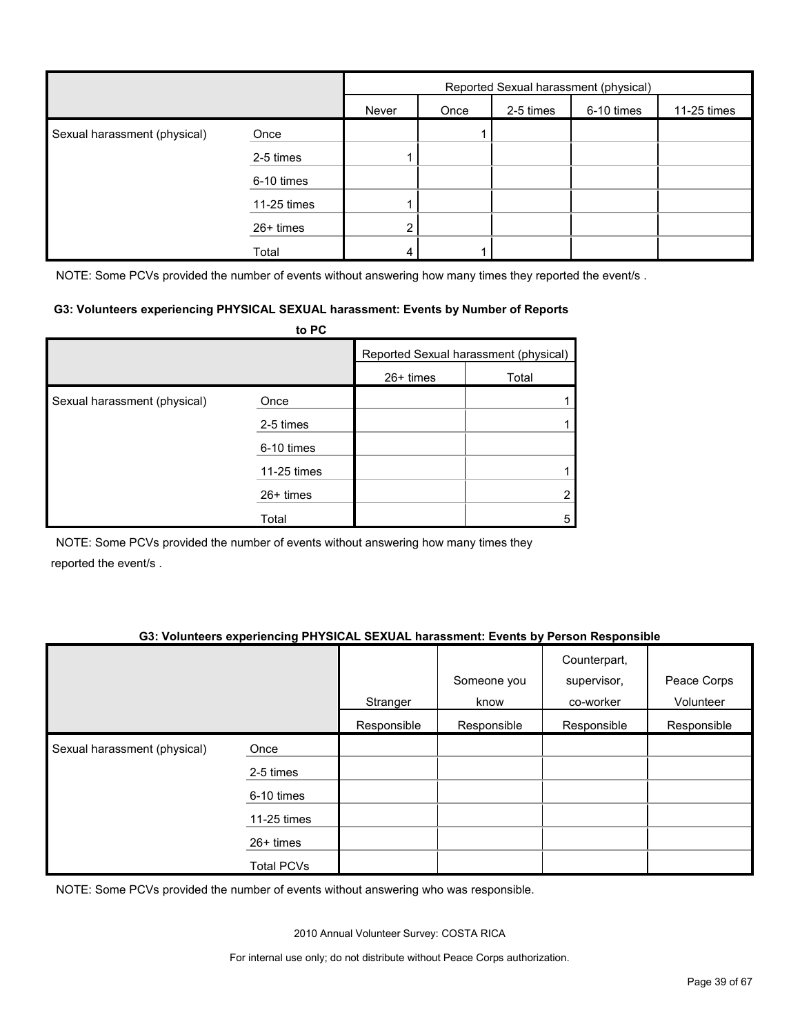| | | Reported Sexual harassment (physical) | | | | |
|---|---|---|---|---|---|---|
| | | Never | Once | 2-5 times | 6-10 times | 11-25 times |
| Sexual harassment (physical) | Once | | 1 | | | |
| | 2-5 times | 1 | | | | |
| | 6-10 times | | | | | |
| | 11-25 times | 1 | | | | |
| | 26+ times | 2 | | | | |
| | Total | 4 | 1 | | | |

NOTE: Some PCVs provided the number of events without answering how many times they reported the event/s .

**G3: Volunteers experiencing PHYSICAL SEXUAL harassment: Events by Number of Reports to PC**

| | | Reported Sexual harassment (physical) | |
|---|---|---|---|
| | | 26+ times | Total |
| Sexual harassment (physical) | Once | | 1 |
| | 2-5 times | | 1 |
| | 6-10 times | | |
| | 11-25 times | | 1 |
| | 26+ times | | 2 |
| | Total | | 5 |

NOTE: Some PCVs provided the number of events without answering how many times they reported the event/s .

**G3: Volunteers experiencing PHYSICAL SEXUAL harassment: Events by Person Responsible**

| | | Stranger | Someone you know | Counterpart, supervisor, co-worker | Peace Corps Volunteer |
|---|---|---|---|---|---|
| | | Responsible | Responsible | Responsible | Responsible |
| Sexual harassment (physical) | Once | | | | |
| | 2-5 times | | | | |
| | 6-10 times | | | | |
| | 11-25 times | | | | |
| | 26+ times | | | | |
| | Total PCVs | | | | |

NOTE: Some PCVs provided the number of events without answering who was responsible.

2010 Annual Volunteer Survey: COSTA RICA

For internal use only; do not distribute without Peace Corps authorization.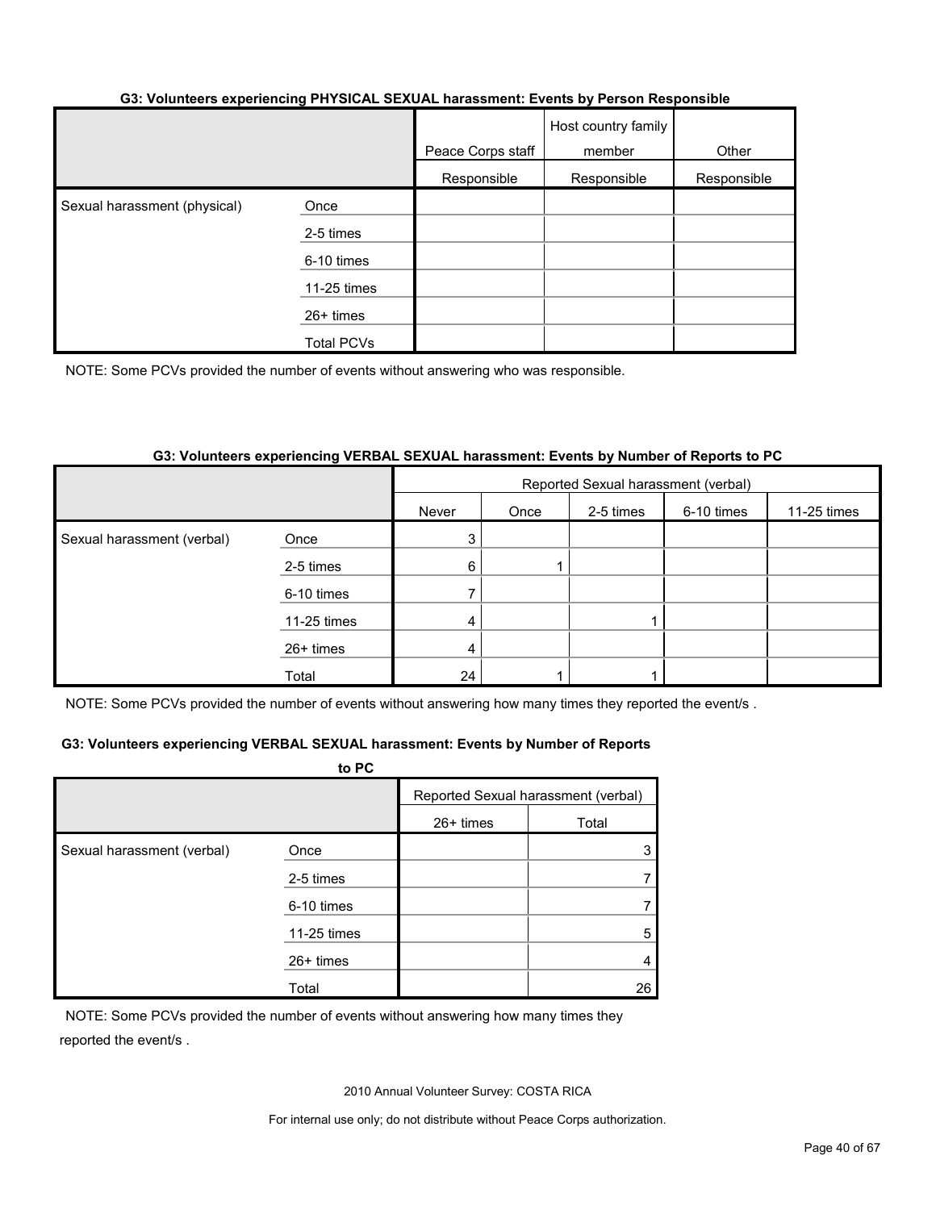**G3: Volunteers experiencing PHYSICAL SEXUAL harassment: Events by Person Responsible**

| | | Peace Corps staff | Host country family member | Other |
|---|---|---|---|---|
| | | Responsible | Responsible | Responsible |
| Sexual harassment (physical) | Once | | | |
| | 2-5 times | | | |
| | 6-10 times | | | |
| | 11-25 times | | | |
| | 26+ times | | | |
| | Total PCVs | | | |

NOTE: Some PCVs provided the number of events without answering who was responsible.

**G3: Volunteers experiencing VERBAL SEXUAL harassment: Events by Number of Reports to PC**

| | | Reported Sexual harassment (verbal) | | | | | | |
|---|---|---|---|---|---|---|---|---|
| | | Never | Once | 2-5 times | 6-10 times | 11-25 times | 26+ times | Total |
| Sexual harassment (verbal) | Once | 3 | | | | | | 3 |
| | 2-5 times | 6 | 1 | | | | | 7 |
| | 6-10 times | 7 | | | | | | 7 |
| | 11-25 times | 4 | | 1 | | | | 5 |
| | 26+ times | 4 | | | | | | 4 |
| | Total | 24 | 1 | 1 | | | | 26 |

NOTE: Some PCVs provided the number of events without answering how many times they reported the event/s .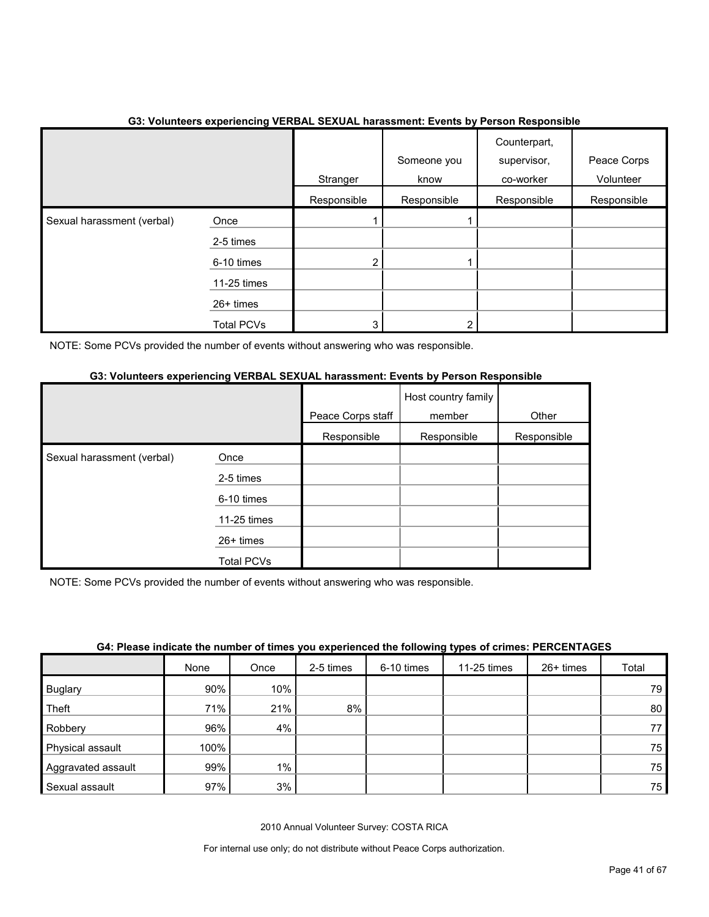### G3: Volunteers experiencing VERBAL SEXUAL harassment: Events by Person Responsible

| | | Stranger | Someone you know | Counterpart, supervisor, co-worker | Peace Corps Volunteer |
|---|---|---|---|---|---|
| | | Responsible | Responsible | Responsible | Responsible |
| Sexual harassment (verbal) | Once | 1 | 1 | | |
| | 2-5 times | | | | |
| | 6-10 times | 2 | 1 | | |
| | 11-25 times | | | | |
| | 26+ times | | | | |
| | Total PCVs | 3 | 2 | | |

NOTE: Some PCVs provided the number of events without answering who was responsible.

### G3: Volunteers experiencing VERBAL SEXUAL harassment: Events by Person Responsible

| | | Peace Corps staff | Host country family member | Other |
|---|---|---|---|---|
| | | Responsible | Responsible | Responsible |
| Sexual harassment (verbal) | Once | | | |
| | 2-5 times | | | |
| | 6-10 times | | | |
| | 11-25 times | | | |
| | 26+ times | | | |
| | Total PCVs | | | |

NOTE: Some PCVs provided the number of events without answering who was responsible.

### G4: Please indicate the number of times you experienced the following types of crimes: PERCENTAGES

| | None | Once | 2-5 times | 6-10 times | 11-25 times | 26+ times | Total |
|---|---|---|---|---|---|---|---|
| Buglary | 90% | 10% | | | | | 79 |
| Theft | 71% | 21% | 8% | | | | 80 |
| Robbery | 96% | 4% | | | | | 77 |
| Physical assault | 100% | | | | | | 75 |
| Aggravated assault | 99% | 1% | | | | | 75 |
| Sexual assault | 97% | 3% | | | | | 75 |

2010 Annual Volunteer Survey: COSTA RICA

For internal use only; do not distribute without Peace Corps authorization.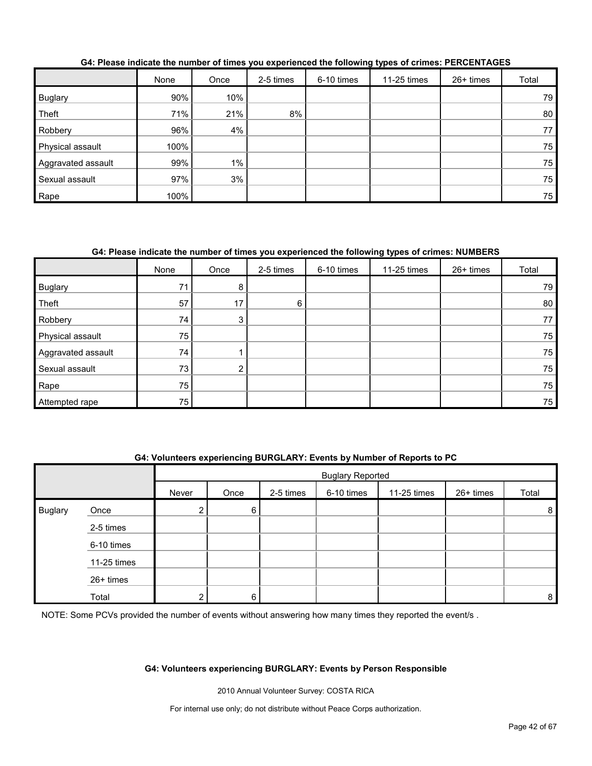**G4: Please indicate the number of times you experienced the following types of crimes: PERCENTAGES**

| | None | Once | 2-5 times | 6-10 times | 11-25 times | 26+ times | Total |
|---|---|---|---|---|---|---|---|
| Buglary | 90% | 10% | | | | | 79 |
| Theft | 71% | 21% | 8% | | | | 80 |
| Robbery | 96% | 4% | | | | | 77 |
| Physical assault | 100% | | | | | | 75 |
| Aggravated assault | 99% | 1% | | | | | 75 |
| Sexual assault | 97% | 3% | | | | | 75 |
| Rape | 100% | | | | | | 75 |

**G4: Please indicate the number of times you experienced the following types of crimes: NUMBERS**

| | None | Once | 2-5 times | 6-10 times | 11-25 times | 26+ times | Total |
|---|---|---|---|---|---|---|---|
| Buglary | 71 | 8 | | | | | 79 |
| Theft | 57 | 17 | 6 | | | | 80 |
| Robbery | 74 | 3 | | | | | 77 |
| Physical assault | 75 | | | | | | 75 |
| Aggravated assault | 74 | 1 | | | | | 75 |
| Sexual assault | 73 | 2 | | | | | 75 |
| Rape | 75 | | | | | | 75 |
| Attempted rape | 75 | | | | | | 75 |

**G4: Volunteers experiencing BURGLARY: Events by Number of Reports to PC**

| | | Buglary Reported | | | | | | |
|---|---|---|---|---|---|---|---|---|
| | | Never | Once | 2-5 times | 6-10 times | 11-25 times | 26+ times | Total |
| Buglary | Once | 2 | 6 | | | | | 8 |
| | 2-5 times | | | | | | | |
| | 6-10 times | | | | | | | |
| | 11-25 times | | | | | | | |
| | 26+ times | | | | | | | |
| | Total | 2 | 6 | | | | | 8 |

NOTE: Some PCVs provided the number of events without answering how many times they reported the event/s .

**G4: Volunteers experiencing BURGLARY: Events by Person Responsible**

2010 Annual Volunteer Survey: COSTA RICA

For internal use only; do not distribute without Peace Corps authorization.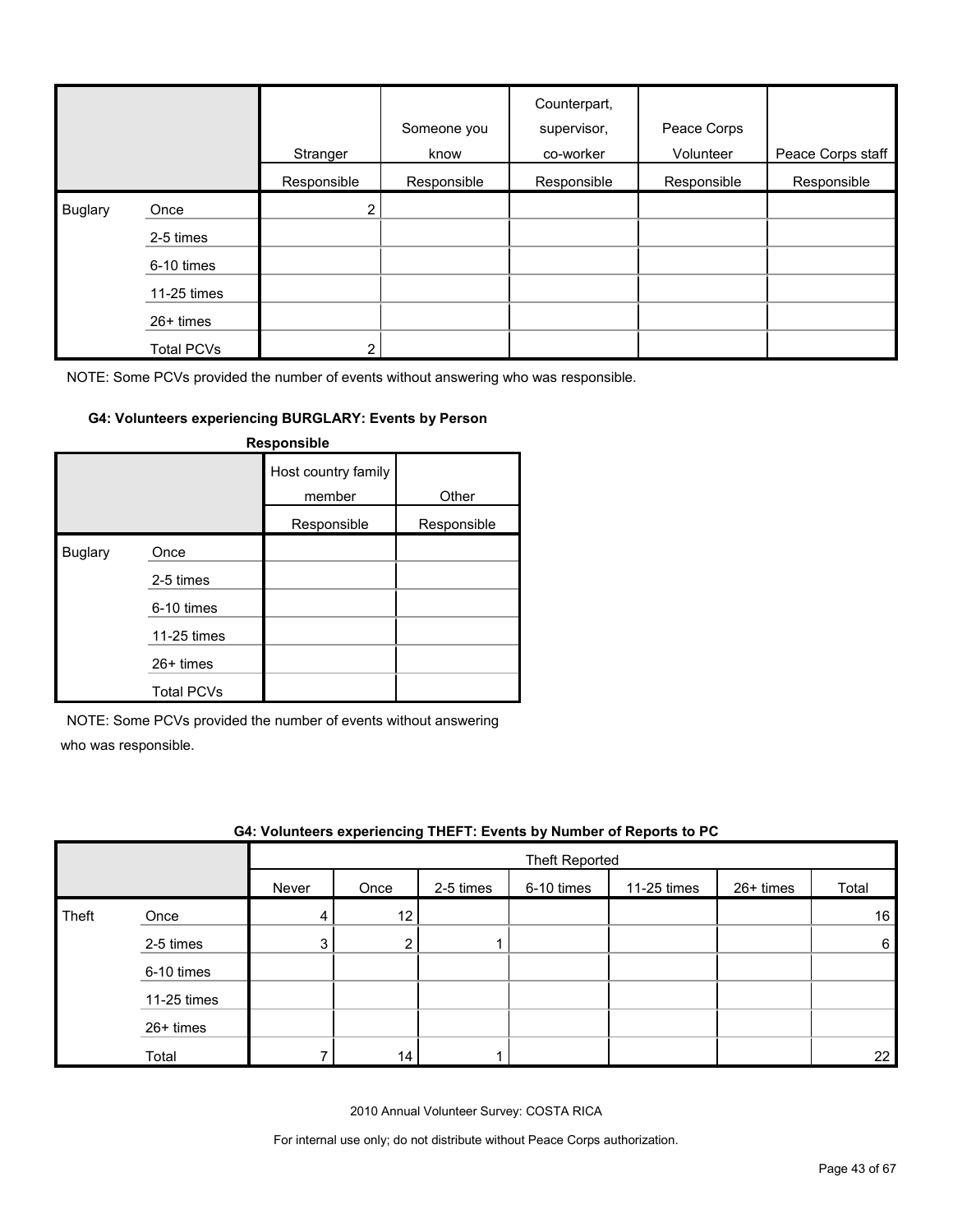| | | Stranger | Someone you know | Counterpart, supervisor, co-worker | Peace Corps Volunteer | Peace Corps staff |
|---|---|---|---|---|---|---|
| | | Responsible | Responsible | Responsible | Responsible | Responsible |
| Buglary | Once | 2 | | | | |
| | 2-5 times | | | | | |
| | 6-10 times | | | | | |
| | 11-25 times | | | | | |
| | 26+ times | | | | | |
| | Total PCVs | 2 | | | | |

NOTE: Some PCVs provided the number of events without answering who was responsible.

#### G4: Volunteers experiencing BURGLARY: Events by Person Responsible

| | | Host country family member | Other |
|---|---|---|---|
| | | Responsible | Responsible |
| Buglary | Once | | |
| | 2-5 times | | |
| | 6-10 times | | |
| | 11-25 times | | |
| | 26+ times | | |
| | Total PCVs | | |

NOTE: Some PCVs provided the number of events without answering who was responsible.

#### G4: Volunteers experiencing THEFT: Events by Number of Reports to PC

| | | Theft Reported | | | | | | |
|---|---|---|---|---|---|---|---|---|
| | | Never | Once | 2-5 times | 6-10 times | 11-25 times | 26+ times | Total |
| Theft | Once | 4 | 12 | | | | | 16 |
| | 2-5 times | 3 | 2 | 1 | | | | 6 |
| | 6-10 times | | | | | | | |
| | 11-25 times | | | | | | | |
| | 26+ times | | | | | | | |
| | Total | 7 | 14 | 1 | | | | 22 |

2010 Annual Volunteer Survey: COSTA RICA

For internal use only; do not distribute without Peace Corps authorization.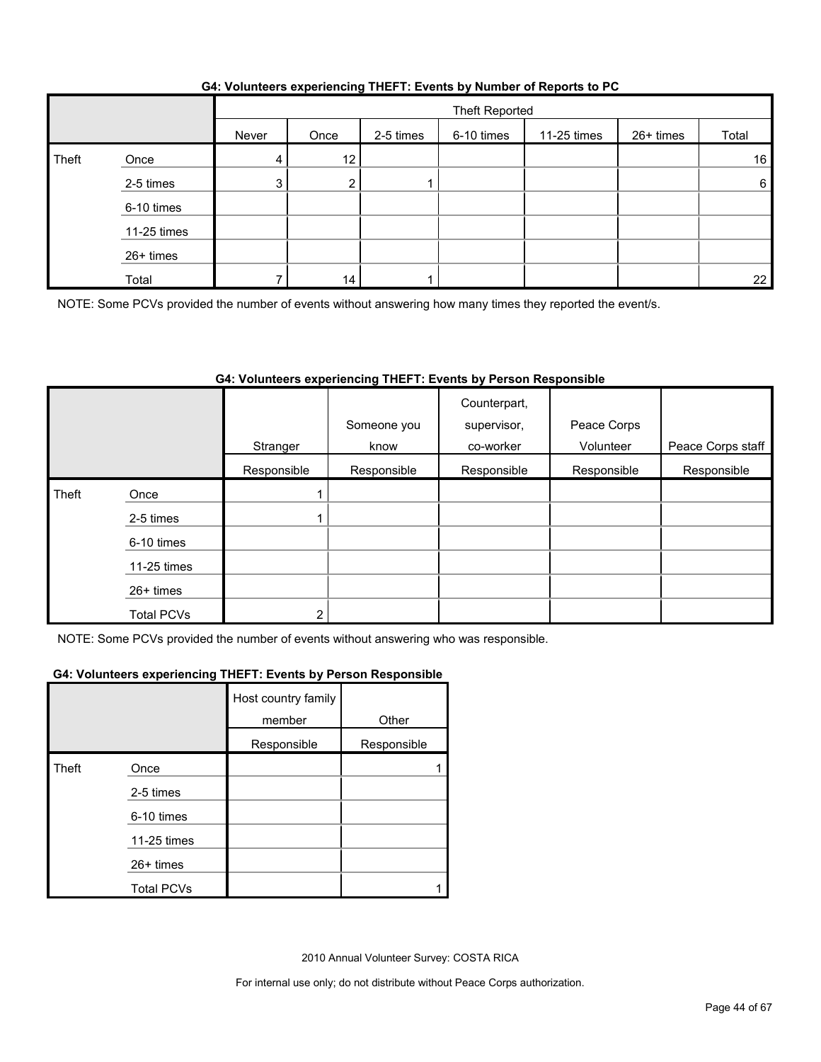**G4: Volunteers experiencing THEFT: Events by Number of Reports to PC**

| | | Theft Reported | | | | | | |
|---|---|---|---|---|---|---|---|---|
| | | Never | Once | 2-5 times | 6-10 times | 11-25 times | 26+ times | Total |
| Theft | Once | 4 | 12 | | | | | 16 |
| | 2-5 times | 3 | 2 | 1 | | | | 6 |
| | 6-10 times | | | | | | | |
| | 11-25 times | | | | | | | |
| | 26+ times | | | | | | | |
| | Total | 7 | 14 | 1 | | | | 22 |

NOTE: Some PCVs provided the number of events without answering how many times they reported the event/s.

**G4: Volunteers experiencing THEFT: Events by Person Responsible**

| | | Stranger | Someone you know | Counterpart, supervisor, co-worker | Peace Corps Volunteer | Peace Corps staff |
|---|---|---|---|---|---|---|
| | | Responsible | Responsible | Responsible | Responsible | Responsible |
| Theft | Once | 1 | | | | |
| | 2-5 times | 1 | | | | |
| | 6-10 times | | | | | |
| | 11-25 times | | | | | |
| | 26+ times | | | | | |
| | Total PCVs | 2 | | | | |

NOTE: Some PCVs provided the number of events without answering who was responsible.

**G4: Volunteers experiencing THEFT: Events by Person Responsible**

| | | Host country family member | Other |
|---|---|---|---|
| | | Responsible | Responsible |
| Theft | Once | | 1 |
| | 2-5 times | | |
| | 6-10 times | | |
| | 11-25 times | | |
| | 26+ times | | |
| | Total PCVs | | 1 |

2010 Annual Volunteer Survey: COSTA RICA

For internal use only; do not distribute without Peace Corps authorization.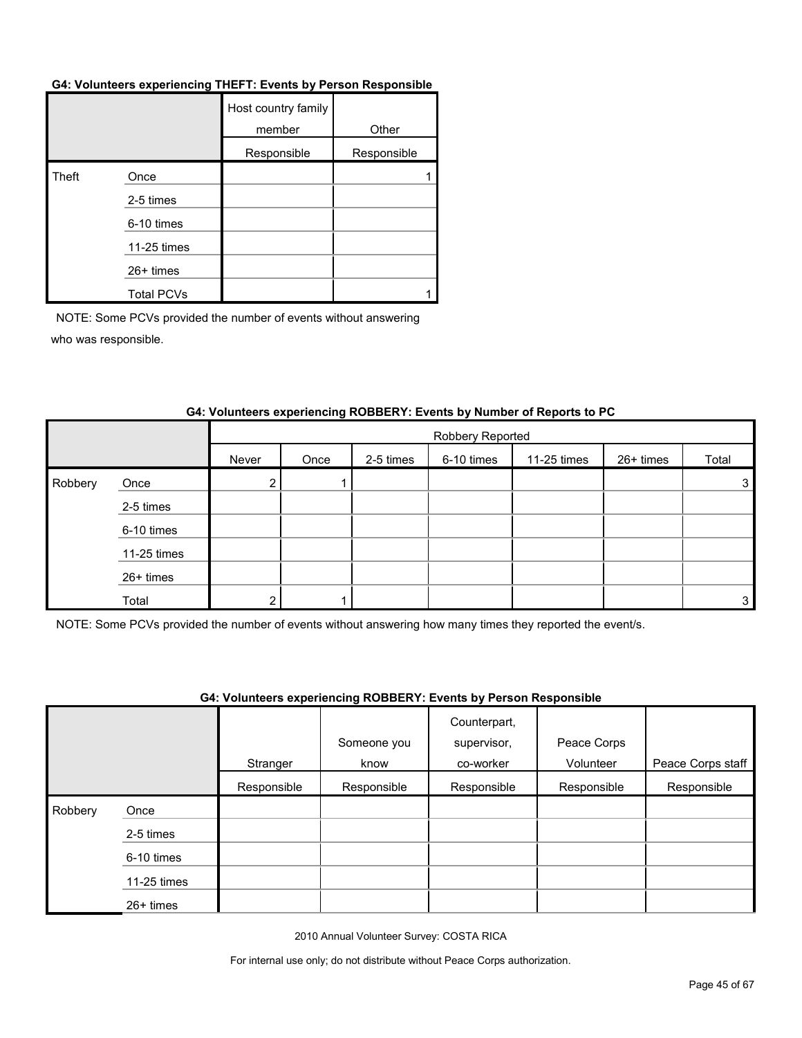**G4: Volunteers experiencing THEFT: Events by Person Responsible**

| | | Host country family member | Other |
|---|---|---|---|
| | | Responsible | Responsible |
| Theft | Once | | 1 |
| | 2-5 times | | |
| | 6-10 times | | |
| | 11-25 times | | |
| | 26+ times | | |
| | Total PCVs | | 1 |

NOTE: Some PCVs provided the number of events without answering who was responsible.

**G4: Volunteers experiencing ROBBERY: Events by Number of Reports to PC**

| | | Robbery Reported | | | | | | |
|---|---|---|---|---|---|---|---|---|
| | | Never | Once | 2-5 times | 6-10 times | 11-25 times | 26+ times | Total |
| Robbery | Once | 2 | 1 | | | | | 3 |
| | 2-5 times | | | | | | | |
| | 6-10 times | | | | | | | |
| | 11-25 times | | | | | | | |
| | 26+ times | | | | | | | |
| | Total | 2 | 1 | | | | | 3 |

NOTE: Some PCVs provided the number of events without answering how many times they reported the event/s.

**G4: Volunteers experiencing ROBBERY: Events by Person Responsible**

| | | Stranger | Someone you know | Counterpart, supervisor, co-worker | Peace Corps Volunteer | Peace Corps staff |
|---|---|---|---|---|---|---|
| | | Responsible | Responsible | Responsible | Responsible | Responsible |
| Robbery | Once | | | | | |
| | 2-5 times | | | | | |
| | 6-10 times | | | | | |
| | 11-25 times | | | | | |
| | 26+ times | | | | | |

2010 Annual Volunteer Survey: COSTA RICA

For internal use only; do not distribute without Peace Corps authorization.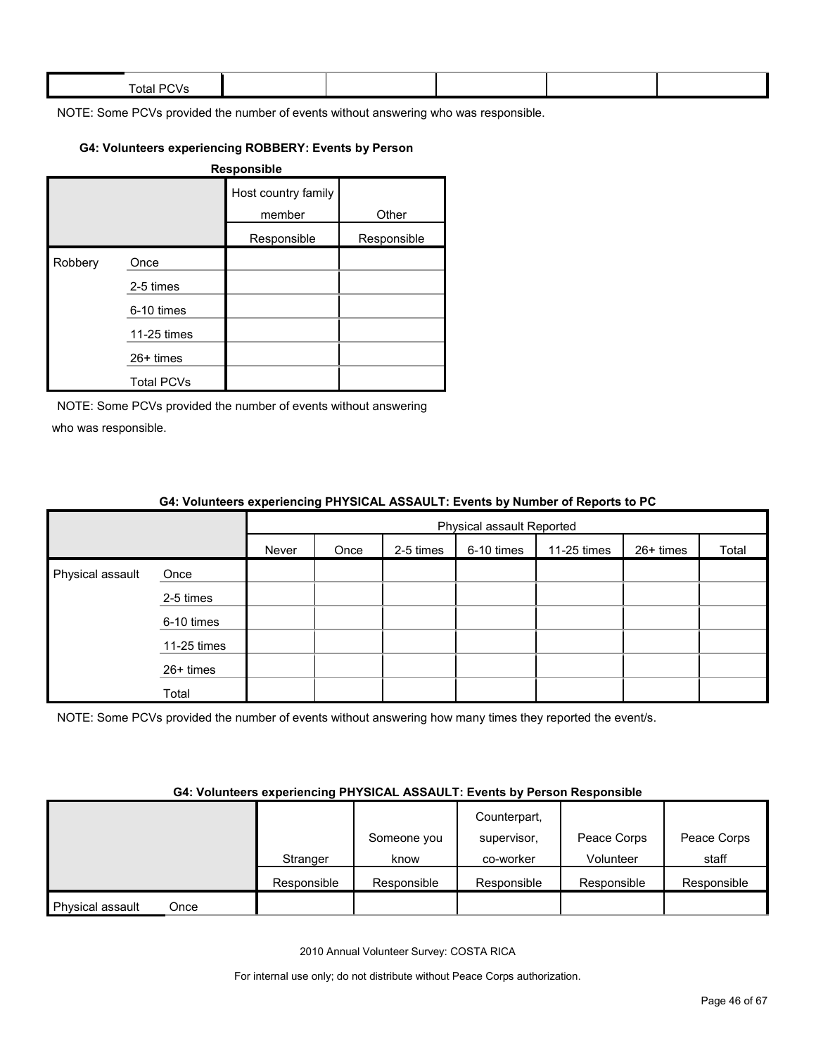| | Total PCVs | | | | | |
|---|---|---|---|---|---|---|

NOTE: Some PCVs provided the number of events without answering who was responsible.

#### G4: Volunteers experiencing ROBBERY: Events by Person Responsible

| | | Host country family member | Other |
|---|---|---|---|
| | | Responsible | Responsible |
| Robbery | Once | | |
| | 2-5 times | | |
| | 6-10 times | | |
| | 11-25 times | | |
| | 26+ times | | |
| | Total PCVs | | |

NOTE: Some PCVs provided the number of events without answering who was responsible.

#### G4: Volunteers experiencing PHYSICAL ASSAULT: Events by Number of Reports to PC

| | | Physical assault Reported | | | | | | |
|---|---|---|---|---|---|---|---|---|
| | | Never | Once | 2-5 times | 6-10 times | 11-25 times | 26+ times | Total |
| Physical assault | Once | | | | | | | |
| | 2-5 times | | | | | | | |
| | 6-10 times | | | | | | | |
| | 11-25 times | | | | | | | |
| | 26+ times | | | | | | | |
| | Total | | | | | | | |

NOTE: Some PCVs provided the number of events without answering how many times they reported the event/s.

#### G4: Volunteers experiencing PHYSICAL ASSAULT: Events by Person Responsible

| | | Stranger | Someone you know | Counterpart, supervisor, co-worker | Peace Corps Volunteer | Peace Corps staff |
|---|---|---|---|---|---|---|
| | | Responsible | Responsible | Responsible | Responsible | Responsible |
| Physical assault | Once | | | | | |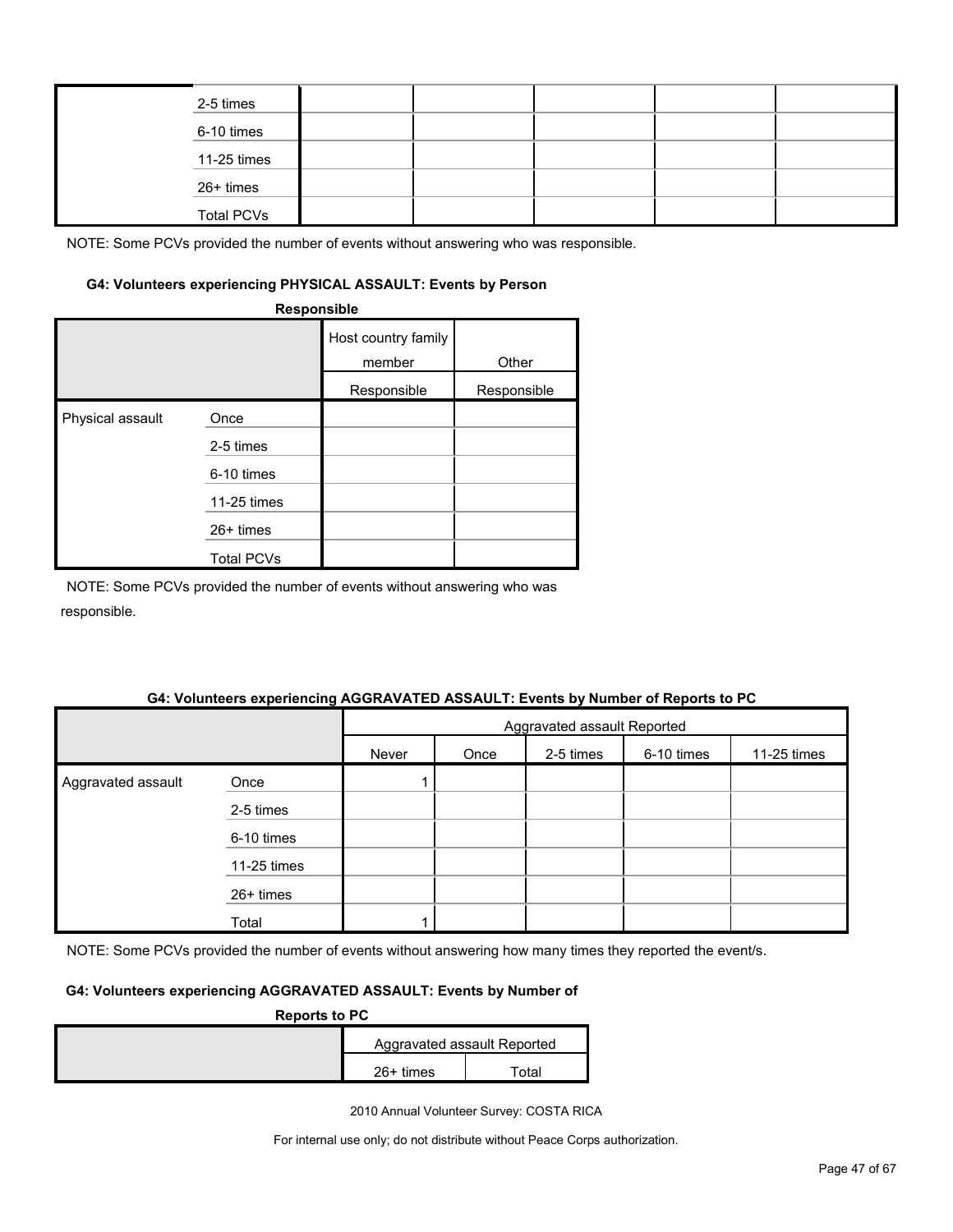| | | | | | | |
|---|---|---|---|---|---|---|
| | 2-5 times | | | | | |
| | 6-10 times | | | | | |
| | 11-25 times | | | | | |
| | 26+ times | | | | | |
| | Total PCVs | | | | | |

NOTE: Some PCVs provided the number of events without answering who was responsible.

#### G4: Volunteers experiencing PHYSICAL ASSAULT: Events by Person Responsible

| | | Host country family member | Other |
|---|---|---|---|
| | | Responsible | Responsible |
| Physical assault | Once | | |
| | 2-5 times | | |
| | 6-10 times | | |
| | 11-25 times | | |
| | 26+ times | | |
| | Total PCVs | | |

NOTE: Some PCVs provided the number of events without answering who was responsible.

#### G4: Volunteers experiencing AGGRAVATED ASSAULT: Events by Number of Reports to PC

| | | Aggravated assault Reported | | | | |
|---|---|---|---|---|---|---|
| | | Never | Once | 2-5 times | 6-10 times | 11-25 times |
| Aggravated assault | Once | 1 | | | | |
| | 2-5 times | | | | | |
| | 6-10 times | | | | | |
| | 11-25 times | | | | | |
| | 26+ times | | | | | |
| | Total | 1 | | | | |

NOTE: Some PCVs provided the number of events without answering how many times they reported the event/s.

#### G4: Volunteers experiencing AGGRAVATED ASSAULT: Events by Number of Reports to PC

| | Aggravated assault Reported | |
|---|---|---|
| | 26+ times | Total |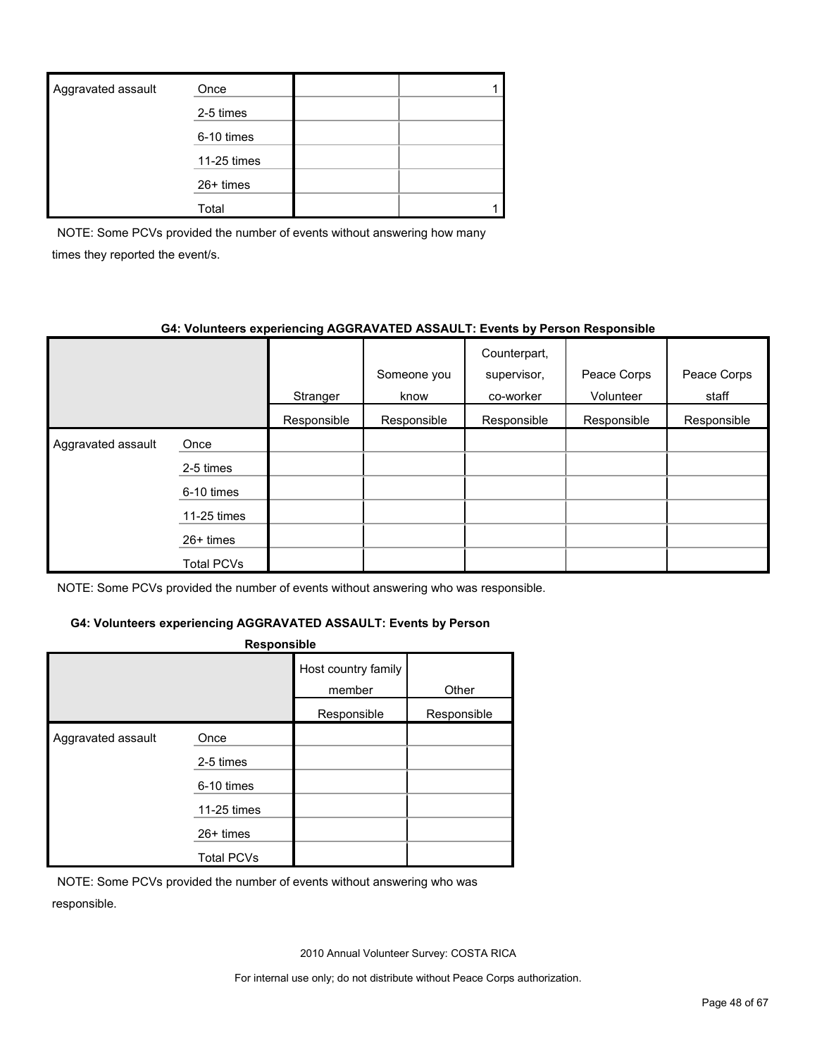| | | | |
|---|---|---|---|
| Aggravated assault | Once | | 1 |
| | 2-5 times | | |
| | 6-10 times | | |
| | 11-25 times | | |
| | 26+ times | | |
| | Total | | 1 |

NOTE: Some PCVs provided the number of events without answering how many times they reported the event/s.

**G4: Volunteers experiencing AGGRAVATED ASSAULT: Events by Person Responsible**

| | | Stranger | Someone you know | Counterpart, supervisor, co-worker | Peace Corps Volunteer | Peace Corps staff |
|---|---|---|---|---|---|---|
| | | Responsible | Responsible | Responsible | Responsible | Responsible |
| Aggravated assault | Once | | | | | |
| | 2-5 times | | | | | |
| | 6-10 times | | | | | |
| | 11-25 times | | | | | |
| | 26+ times | | | | | |
| | Total PCVs | | | | | |

NOTE: Some PCVs provided the number of events without answering who was responsible.

**G4: Volunteers experiencing AGGRAVATED ASSAULT: Events by Person Responsible**

| | | Host country family member | Other |
|---|---|---|---|
| | | Responsible | Responsible |
| Aggravated assault | Once | | |
| | 2-5 times | | |
| | 6-10 times | | |
| | 11-25 times | | |
| | 26+ times | | |
| | Total PCVs | | |

NOTE: Some PCVs provided the number of events without answering who was responsible.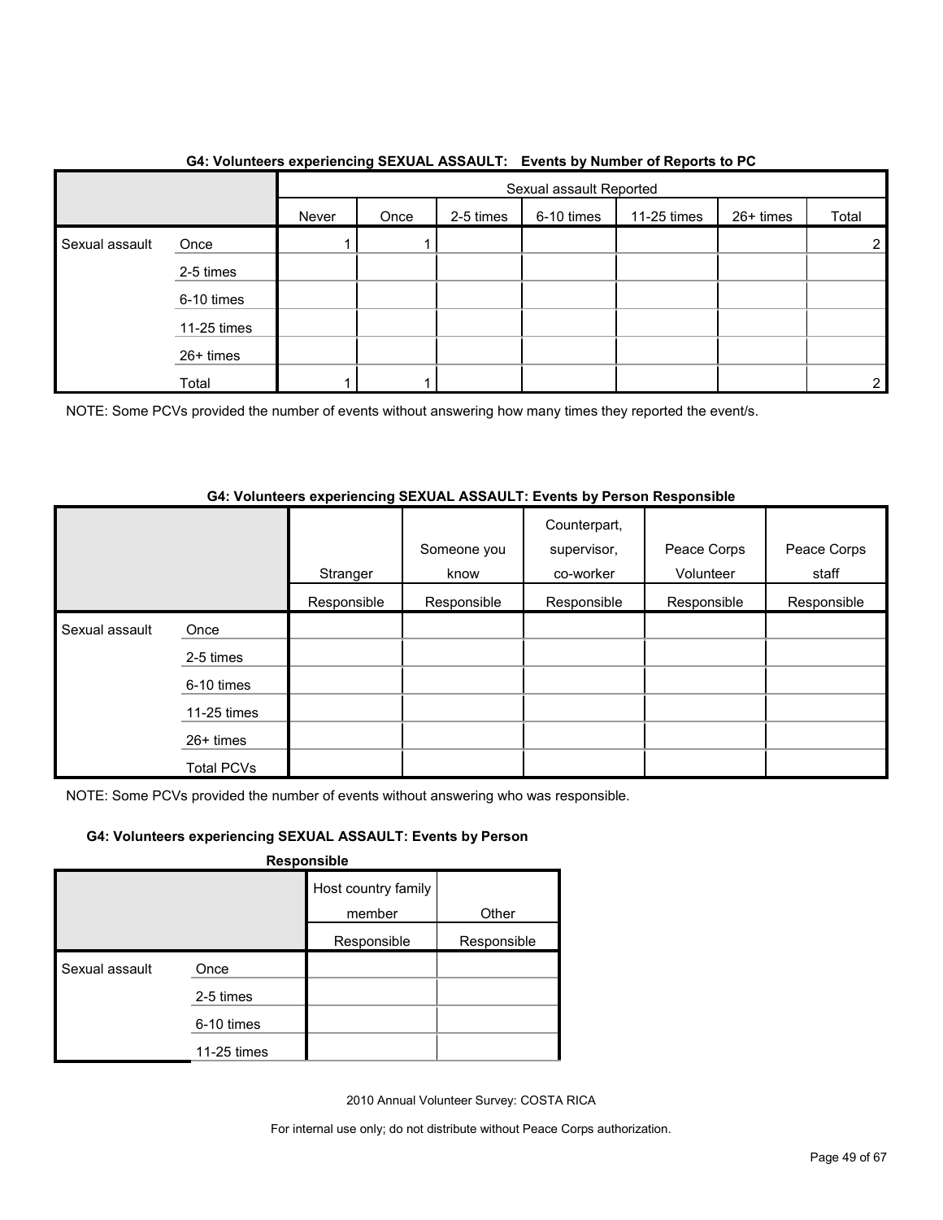**G4: Volunteers experiencing SEXUAL ASSAULT: Events by Number of Reports to PC**

| | | Sexual assault Reported | | | | | | |
|---|---|---|---|---|---|---|---|---|
| | | Never | Once | 2-5 times | 6-10 times | 11-25 times | 26+ times | Total |
| Sexual assault | Once | 1 | 1 | | | | | 2 |
| | 2-5 times | | | | | | | |
| | 6-10 times | | | | | | | |
| | 11-25 times | | | | | | | |
| | 26+ times | | | | | | | |
| | Total | 1 | 1 | | | | | 2 |

NOTE: Some PCVs provided the number of events without answering how many times they reported the event/s.

**G4: Volunteers experiencing SEXUAL ASSAULT: Events by Person Responsible**

| | | Stranger | Someone you know | Counterpart, supervisor, co-worker | Peace Corps Volunteer | Peace Corps staff |
|---|---|---|---|---|---|---|
| | | Responsible | Responsible | Responsible | Responsible | Responsible |
| Sexual assault | Once | | | | | |
| | 2-5 times | | | | | |
| | 6-10 times | | | | | |
| | 11-25 times | | | | | |
| | 26+ times | | | | | |
| | Total PCVs | | | | | |

NOTE: Some PCVs provided the number of events without answering who was responsible.

**G4: Volunteers experiencing SEXUAL ASSAULT: Events by Person Responsible**

| | | Host country family member | Other |
|---|---|---|---|
| | | Responsible | Responsible |
| Sexual assault | Once | | |
| | 2-5 times | | |
| | 6-10 times | | |
| | 11-25 times | | |

2010 Annual Volunteer Survey: COSTA RICA

For internal use only; do not distribute without Peace Corps authorization.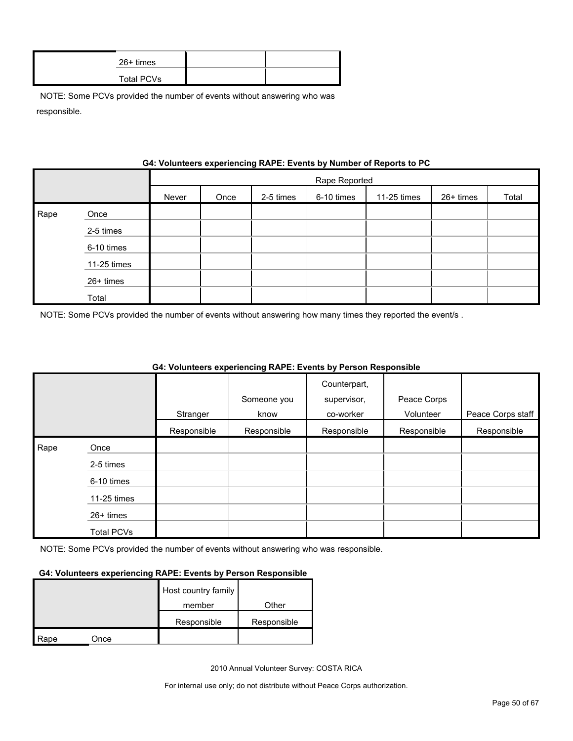| | | | |
|---|---|---|---|
| | 26+ times | | |
| | Total PCVs | | |

NOTE: Some PCVs provided the number of events without answering who was responsible.

**G4: Volunteers experiencing RAPE: Events by Number of Reports to PC**

| | | Rape Reported | | | | | | |
|---|---|---|---|---|---|---|---|---|
| | | Never | Once | 2-5 times | 6-10 times | 11-25 times | 26+ times | Total |
| Rape | Once | | | | | | | |
| | 2-5 times | | | | | | | |
| | 6-10 times | | | | | | | |
| | 11-25 times | | | | | | | |
| | 26+ times | | | | | | | |
| | Total | | | | | | | |

NOTE: Some PCVs provided the number of events without answering how many times they reported the event/s .

**G4: Volunteers experiencing RAPE: Events by Person Responsible**

| | | Stranger | Someone you know | Counterpart, supervisor, co-worker | Peace Corps Volunteer | Peace Corps staff |
|---|---|---|---|---|---|---|
| | | Responsible | Responsible | Responsible | Responsible | Responsible |
| Rape | Once | | | | | |
| | 2-5 times | | | | | |
| | 6-10 times | | | | | |
| | 11-25 times | | | | | |
| | 26+ times | | | | | |
| | Total PCVs | | | | | |

NOTE: Some PCVs provided the number of events without answering who was responsible.

**G4: Volunteers experiencing RAPE: Events by Person Responsible**

| | | Host country family member | Other |
|---|---|---|---|
| | | Responsible | Responsible |
| Rape | Once | | |

2010 Annual Volunteer Survey: COSTA RICA

For internal use only; do not distribute without Peace Corps authorization.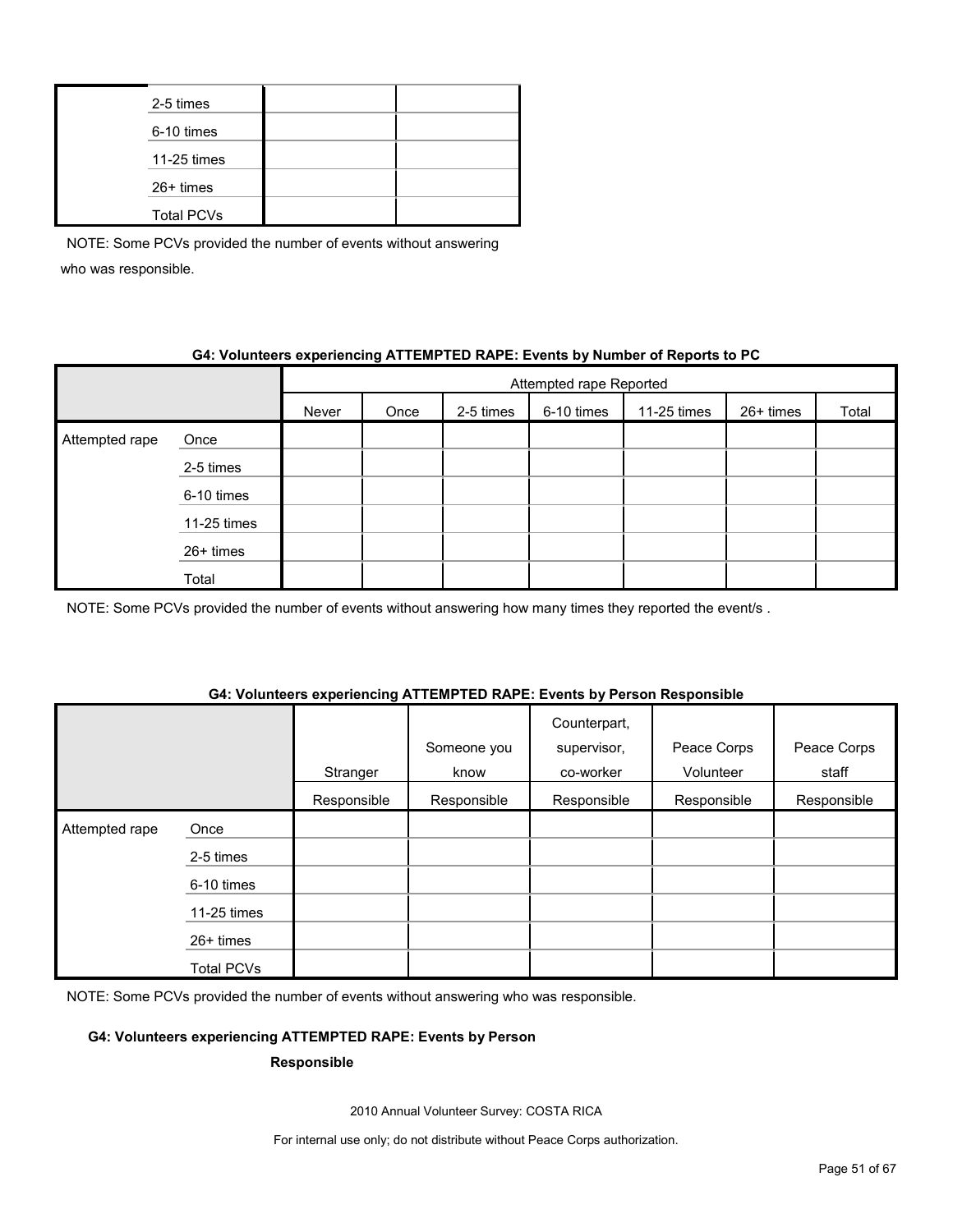| | | | |
|---|---|---|---|
| | 2-5 times | | |
| | 6-10 times | | |
| | 11-25 times | | |
| | 26+ times | | |
| | Total PCVs | | |

NOTE: Some PCVs provided the number of events without answering who was responsible.

**G4: Volunteers experiencing ATTEMPTED RAPE: Events by Number of Reports to PC**

| | | Attempted rape Reported | | | | | | |
|---|---|---|---|---|---|---|---|---|
| | | Never | Once | 2-5 times | 6-10 times | 11-25 times | 26+ times | Total |
| Attempted rape | Once | | | | | | | |
| | 2-5 times | | | | | | | |
| | 6-10 times | | | | | | | |
| | 11-25 times | | | | | | | |
| | 26+ times | | | | | | | |
| | Total | | | | | | | |

NOTE: Some PCVs provided the number of events without answering how many times they reported the event/s .

**G4: Volunteers experiencing ATTEMPTED RAPE: Events by Person Responsible**

| | | Stranger Responsible | Someone you know Responsible | Counterpart, supervisor, co-worker Responsible | Peace Corps Volunteer Responsible | Peace Corps staff Responsible |
|---|---|---|---|---|---|---|
| Attempted rape | Once | | | | | |
| | 2-5 times | | | | | |
| | 6-10 times | | | | | |
| | 11-25 times | | | | | |
| | 26+ times | | | | | |
| | Total PCVs | | | | | |

NOTE: Some PCVs provided the number of events without answering who was responsible.

**G4: Volunteers experiencing ATTEMPTED RAPE: Events by Person Responsible**

2010 Annual Volunteer Survey: COSTA RICA

For internal use only; do not distribute without Peace Corps authorization.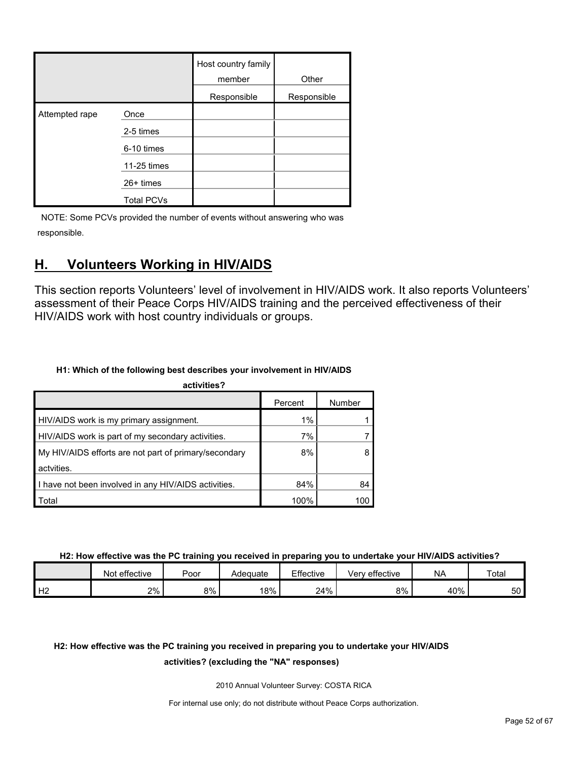| | | Host country family member | Other |
|---|---|---|---|
| | | Responsible | Responsible |
| Attempted rape | Once | | |
| | 2-5 times | | |
| | 6-10 times | | |
| | 11-25 times | | |
| | 26+ times | | |
| | Total PCVs | | |

NOTE: Some PCVs provided the number of events without answering who was responsible.

## H. Volunteers Working in HIV/AIDS

This section reports Volunteers' level of involvement in HIV/AIDS work. It also reports Volunteers' assessment of their Peace Corps HIV/AIDS training and the perceived effectiveness of their HIV/AIDS work with host country individuals or groups.

**H1: Which of the following best describes your involvement in HIV/AIDS activities?**

| | Percent | Number |
|---|---|---|
| HIV/AIDS work is my primary assignment. | 1% | 1 |
| HIV/AIDS work is part of my secondary activities. | 7% | 7 |
| My HIV/AIDS efforts are not part of primary/secondary actvities. | 8% | 8 |
| I have not been involved in any HIV/AIDS activities. | 84% | 84 |
| Total | 100% | 100 |

**H2: How effective was the PC training you received in preparing you to undertake your HIV/AIDS activities?**

| | Not effective | Poor | Adequate | Effective | Very effective | NA | Total |
|---|---|---|---|---|---|---|---|
| H2 | 2% | 8% | 18% | 24% | 8% | 40% | 50 |

**H2: How effective was the PC training you received in preparing you to undertake your HIV/AIDS activities? (excluding the "NA" responses)**

2010 Annual Volunteer Survey: COSTA RICA

For internal use only; do not distribute without Peace Corps authorization.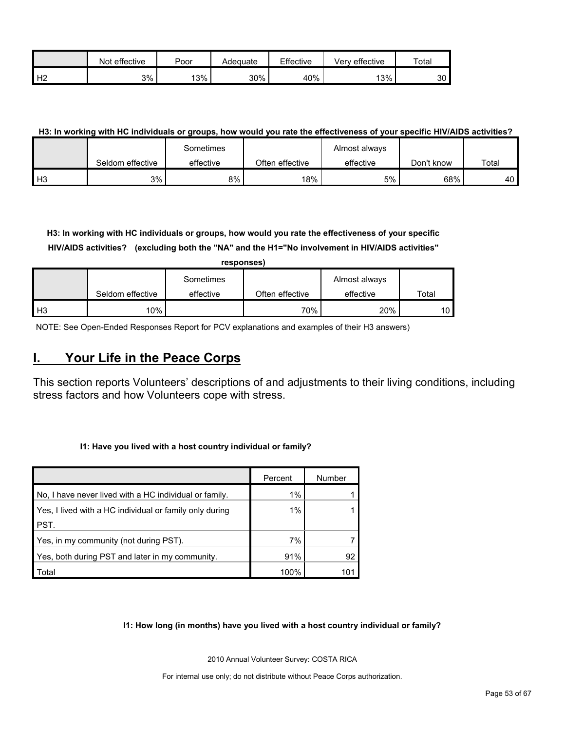| | Not effective | Poor | Adequate | Effective | Very effective | Total |
|---|---|---|---|---|---|---|
| H2 | 3% | 13% | 30% | 40% | 13% | 30 |

**H3: In working with HC individuals or groups, how would you rate the effectiveness of your specific HIV/AIDS activities?**

| | Seldom effective | Sometimes effective | Often effective | Almost always effective | Don't know | Total |
|---|---|---|---|---|---|---|
| H3 | 3% | 8% | 18% | 5% | 68% | 40 |

**H3: In working with HC individuals or groups, how would you rate the effectiveness of your specific HIV/AIDS activities? (excluding both the "NA" and the H1="No involvement in HIV/AIDS activities" responses)**

| | Seldom effective | Sometimes effective | Often effective | Almost always effective | Total |
|---|---|---|---|---|---|
| H3 | 10% | | 70% | 20% | 10 |

NOTE: See Open-Ended Responses Report for PCV explanations and examples of their H3 answers)

## I. Your Life in the Peace Corps

This section reports Volunteers' descriptions of and adjustments to their living conditions, including stress factors and how Volunteers cope with stress.

**I1: Have you lived with a host country individual or family?**

| | Percent | Number |
|---|---|---|
| No, I have never lived with a HC individual or family. | 1% | 1 |
| Yes, I lived with a HC individual or family only during PST. | 1% | 1 |
| Yes, in my community (not during PST). | 7% | 7 |
| Yes, both during PST and later in my community. | 91% | 92 |
| Total | 100% | 101 |

**I1: How long (in months) have you lived with a host country individual or family?**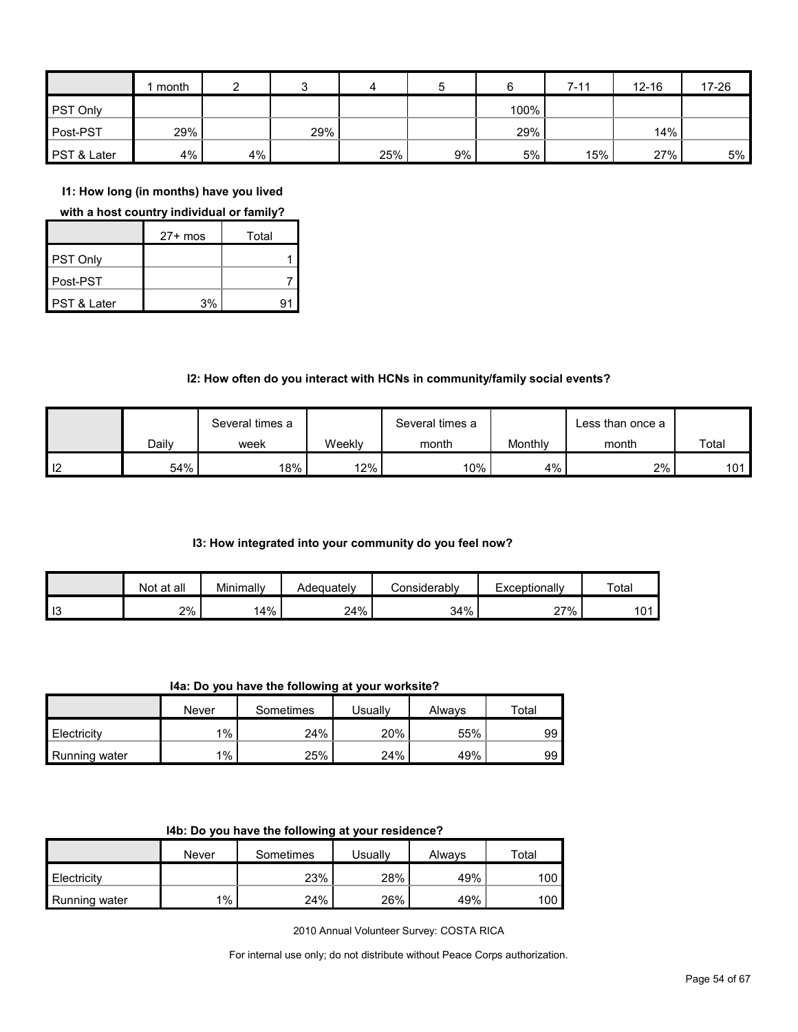| | 1 month | 2 | 3 | 4 | 5 | 6 | 7-11 | 12-16 | 17-26 | 27+ mos | Total |
|---|---|---|---|---|---|---|---|---|---|---|---|
| PST Only | | | | | | 100% | | | | | 1 |
| Post-PST | 29% | | 29% | | | 29% | | 14% | | | 7 |
| PST & Later | 4% | 4% | | 25% | 9% | 5% | 15% | 27% | 5% | 3% | 91 |

**I1: How long (in months) have you lived with a host country individual or family?**

**I2: How often do you interact with HCNs in community/family social events?**

| | Daily | Several times a week | Weekly | Several times a month | Monthly | Less than once a month | Total |
|---|---|---|---|---|---|---|---|
| I2 | 54% | 18% | 12% | 10% | 4% | 2% | 101 |

**I3: How integrated into your community do you feel now?**

| | Not at all | Minimally | Adequately | Considerably | Exceptionally | Total |
|---|---|---|---|---|---|---|
| I3 | 2% | 14% | 24% | 34% | 27% | 101 |

**I4a: Do you have the following at your worksite?**

| | Never | Sometimes | Usually | Always | Total |
|---|---|---|---|---|---|
| Electricity | 1% | 24% | 20% | 55% | 99 |
| Running water | 1% | 25% | 24% | 49% | 99 |

**I4b: Do you have the following at your residence?**

| | Never | Sometimes | Usually | Always | Total |
|---|---|---|---|---|---|
| Electricity | | 23% | 28% | 49% | 100 |
| Running water | 1% | 24% | 26% | 49% | 100 |

2010 Annual Volunteer Survey: COSTA RICA

For internal use only; do not distribute without Peace Corps authorization.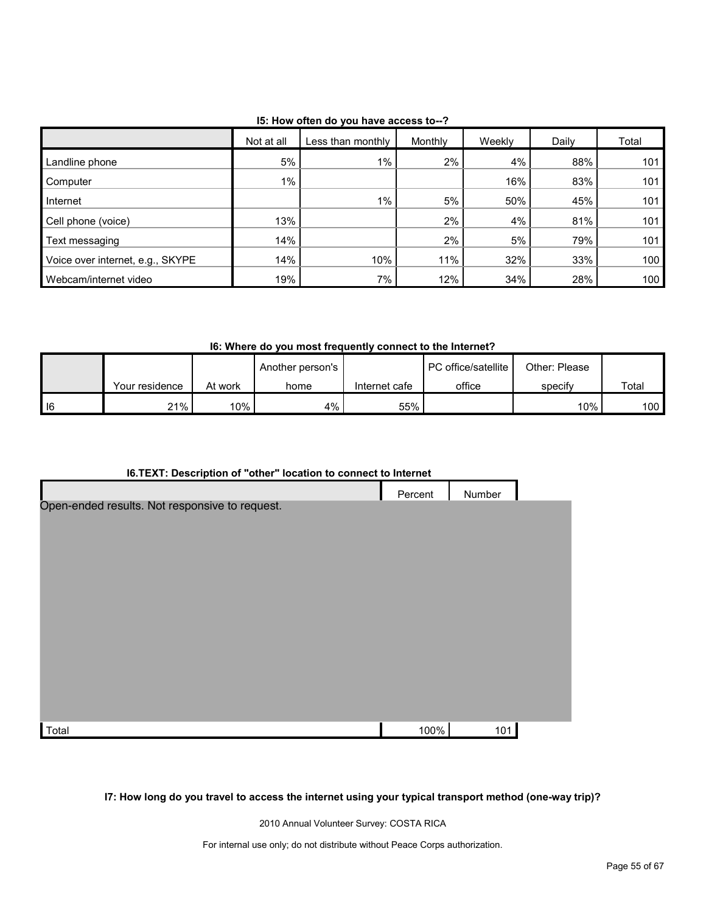**I5: How often do you have access to--?**

| | Not at all | Less than monthly | Monthly | Weekly | Daily | Total |
|---|---|---|---|---|---|---|
| Landline phone | 5% | 1% | 2% | 4% | 88% | 101 |
| Computer | 1% | | | 16% | 83% | 101 |
| Internet | | 1% | 5% | 50% | 45% | 101 |
| Cell phone (voice) | 13% | | 2% | 4% | 81% | 101 |
| Text messaging | 14% | | 2% | 5% | 79% | 101 |
| Voice over internet, e.g., SKYPE | 14% | 10% | 11% | 32% | 33% | 100 |
| Webcam/internet video | 19% | 7% | 12% | 34% | 28% | 100 |

**I6: Where do you most frequently connect to the Internet?**

| | Your residence | At work | Another person's home | Internet cafe | PC office/satellite office | Other: Please specify | Total |
|---|---|---|---|---|---|---|---|
| I6 | 21% | 10% | 4% | 55% | | 10% | 100 |

**I6.TEXT: Description of "other" location to connect to Internet**

| | Percent | Number |
|---|---|---|
| Open-ended results. Not responsive to request. | | |
| Total | 100% | 101 |

**I7: How long do you travel to access the internet using your typical transport method (one-way trip)?**

2010 Annual Volunteer Survey: COSTA RICA

For internal use only; do not distribute without Peace Corps authorization.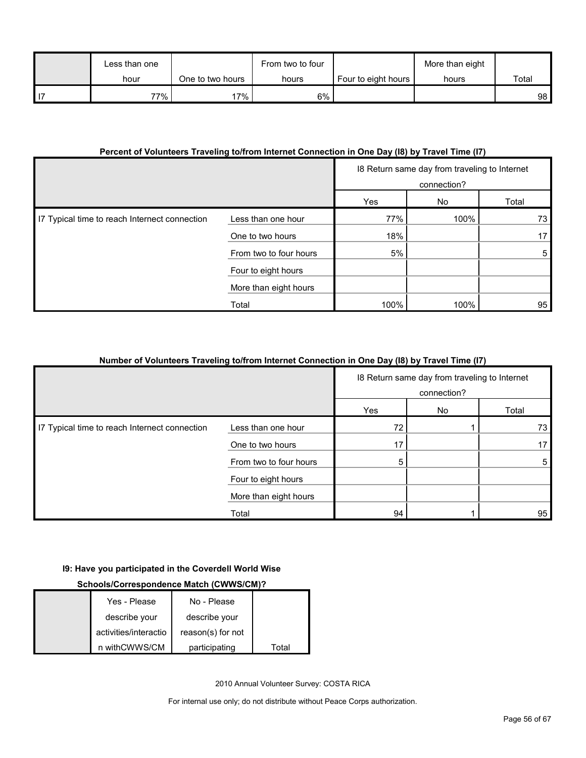| | Less than one hour | One to two hours | From two to four hours | Four to eight hours | More than eight hours | Total |
|---|---|---|---|---|---|---|
| I7 | 77% | 17% | 6% | | | 98 |

**Percent of Volunteers Traveling to/from Internet Connection in One Day (I8) by Travel Time (I7)**

| | | I8 Return same day from traveling to Internet connection? | | |
|---|---|---|---|---|
| | | Yes | No | Total |
| I7 Typical time to reach Internet connection | Less than one hour | 77% | 100% | 73 |
| | One to two hours | 18% | | 17 |
| | From two to four hours | 5% | | 5 |
| | Four to eight hours | | | |
| | More than eight hours | | | |
| | Total | 100% | 100% | 95 |

**Number of Volunteers Traveling to/from Internet Connection in One Day (I8) by Travel Time (I7)**

| | | I8 Return same day from traveling to Internet connection? | | |
|---|---|---|---|---|
| | | Yes | No | Total |
| I7 Typical time to reach Internet connection | Less than one hour | 72 | 1 | 73 |
| | One to two hours | 17 | | 17 |
| | From two to four hours | 5 | | 5 |
| | Four to eight hours | | | |
| | More than eight hours | | | |
| | Total | 94 | 1 | 95 |

**I9: Have you participated in the Coverdell World Wise Schools/Correspondence Match (CWWS/CM)?**

| | Yes - Please describe your activities/interaction withCWWS/CM | No - Please describe your reason(s) for not participating | Total |
|---|---|---|---|

2010 Annual Volunteer Survey: COSTA RICA

For internal use only; do not distribute without Peace Corps authorization.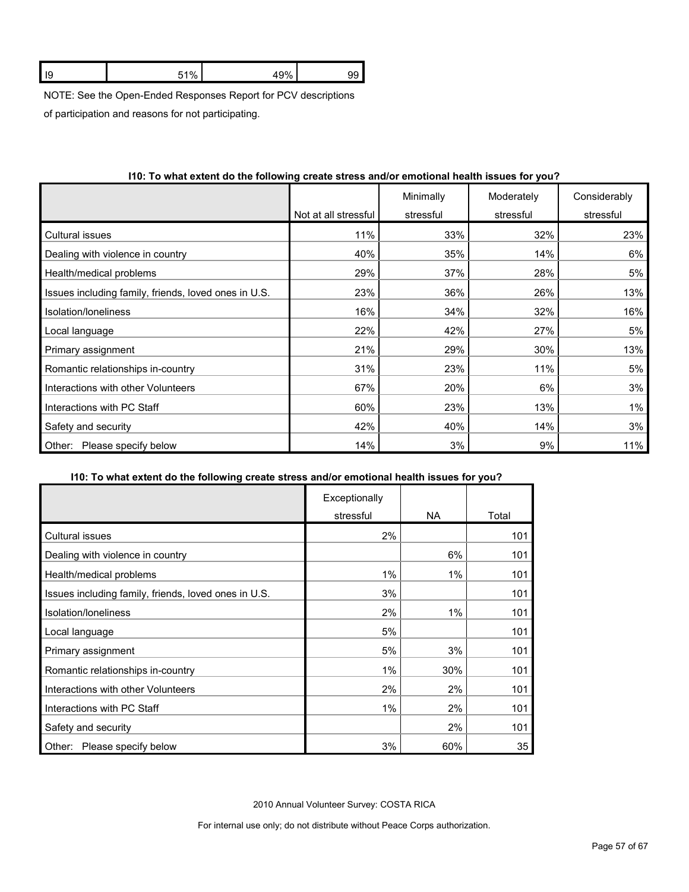| I9 | 51% | 49% | 99 |
|---|---|---|---|

NOTE: See the Open-Ended Responses Report for PCV descriptions of participation and reasons for not participating.

**I10: To what extent do the following create stress and/or emotional health issues for you?**

| | Not at all stressful | Minimally stressful | Moderately stressful | Considerably stressful |
|---|---|---|---|---|
| Cultural issues | 11% | 33% | 32% | 23% |
| Dealing with violence in country | 40% | 35% | 14% | 6% |
| Health/medical problems | 29% | 37% | 28% | 5% |
| Issues including family, friends, loved ones in U.S. | 23% | 36% | 26% | 13% |
| Isolation/loneliness | 16% | 34% | 32% | 16% |
| Local language | 22% | 42% | 27% | 5% |
| Primary assignment | 21% | 29% | 30% | 13% |
| Romantic relationships in-country | 31% | 23% | 11% | 5% |
| Interactions with other Volunteers | 67% | 20% | 6% | 3% |
| Interactions with PC Staff | 60% | 23% | 13% | 1% |
| Safety and security | 42% | 40% | 14% | 3% |
| Other: Please specify below | 14% | 3% | 9% | 11% |

**I10: To what extent do the following create stress and/or emotional health issues for you?**

| | Exceptionally stressful | NA | Total |
|---|---|---|---|
| Cultural issues | 2% | | 101 |
| Dealing with violence in country | | 6% | 101 |
| Health/medical problems | 1% | 1% | 101 |
| Issues including family, friends, loved ones in U.S. | 3% | | 101 |
| Isolation/loneliness | 2% | 1% | 101 |
| Local language | 5% | | 101 |
| Primary assignment | 5% | 3% | 101 |
| Romantic relationships in-country | 1% | 30% | 101 |
| Interactions with other Volunteers | 2% | 2% | 101 |
| Interactions with PC Staff | 1% | 2% | 101 |
| Safety and security | | 2% | 101 |
| Other: Please specify below | 3% | 60% | 35 |

2010 Annual Volunteer Survey: COSTA RICA

For internal use only; do not distribute without Peace Corps authorization.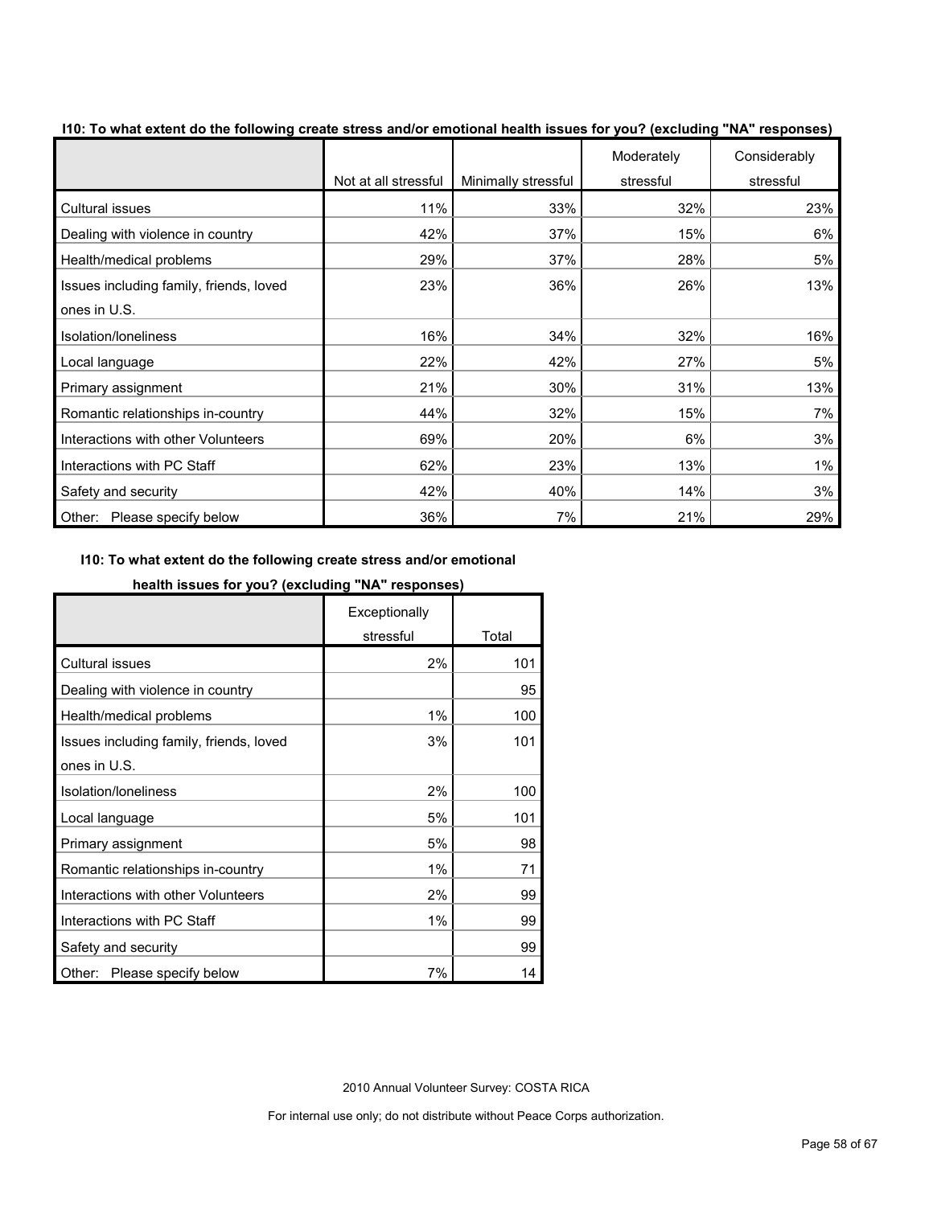**I10: To what extent do the following create stress and/or emotional health issues for you? (excluding "NA" responses)**

| | Not at all stressful | Minimally stressful | Moderately stressful | Considerably stressful | Exceptionally stressful | Total |
|---|---|---|---|---|---|---|
| Cultural issues | 11% | 33% | 32% | 23% | 2% | 101 |
| Dealing with violence in country | 42% | 37% | 15% | 6% | | 95 |
| Health/medical problems | 29% | 37% | 28% | 5% | 1% | 100 |
| Issues including family, friends, loved ones in U.S. | 23% | 36% | 26% | 13% | 3% | 101 |
| Isolation/loneliness | 16% | 34% | 32% | 16% | 2% | 100 |
| Local language | 22% | 42% | 27% | 5% | 5% | 101 |
| Primary assignment | 21% | 30% | 31% | 13% | 5% | 98 |
| Romantic relationships in-country | 44% | 32% | 15% | 7% | 1% | 71 |
| Interactions with other Volunteers | 69% | 20% | 6% | 3% | 2% | 99 |
| Interactions with PC Staff | 62% | 23% | 13% | 1% | 1% | 99 |
| Safety and security | 42% | 40% | 14% | 3% | | 99 |
| Other: Please specify below | 36% | 7% | 21% | 29% | 7% | 14 |

2010 Annual Volunteer Survey: COSTA RICA

For internal use only; do not distribute without Peace Corps authorization.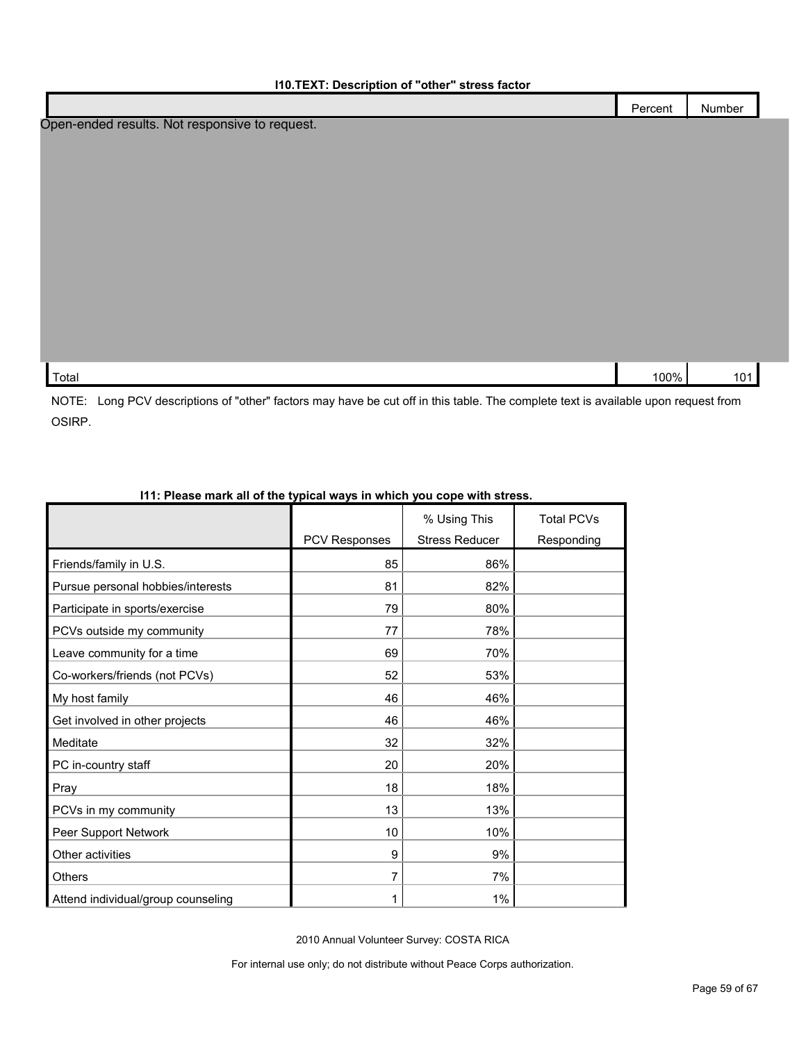**I10.TEXT: Description of "other" stress factor**

| | Percent | Number |
|---|---|---|
| Open-ended results. Not responsive to request. | | |
| Total | 100% | 101 |

NOTE: Long PCV descriptions of "other" factors may have be cut off in this table. The complete text is available upon request from OSIRP.

**I11: Please mark all of the typical ways in which you cope with stress.**

| | PCV Responses | % Using This Stress Reducer | Total PCVs Responding |
|---|---|---|---|
| Friends/family in U.S. | 85 | 86% | |
| Pursue personal hobbies/interests | 81 | 82% | |
| Participate in sports/exercise | 79 | 80% | |
| PCVs outside my community | 77 | 78% | |
| Leave community for a time | 69 | 70% | |
| Co-workers/friends (not PCVs) | 52 | 53% | |
| My host family | 46 | 46% | |
| Get involved in other projects | 46 | 46% | |
| Meditate | 32 | 32% | |
| PC in-country staff | 20 | 20% | |
| Pray | 18 | 18% | |
| PCVs in my community | 13 | 13% | |
| Peer Support Network | 10 | 10% | |
| Other activities | 9 | 9% | |
| Others | 7 | 7% | |
| Attend individual/group counseling | 1 | 1% | |

2010 Annual Volunteer Survey: COSTA RICA

For internal use only; do not distribute without Peace Corps authorization.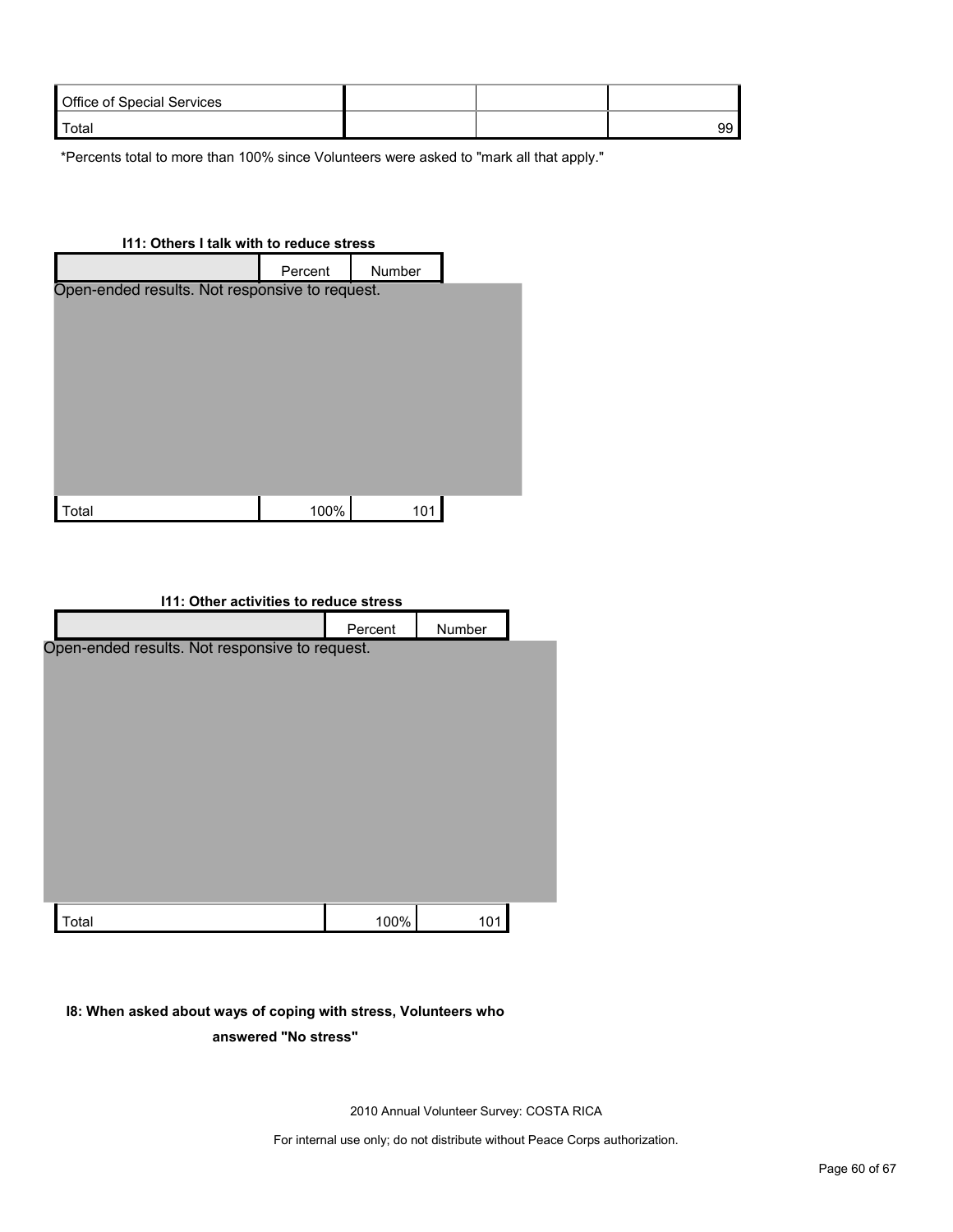| Office of Special Services | | | |
|---|---|---|---|
| Total | | | 99 |

*Percents total to more than 100% since Volunteers were asked to "mark all that apply."

**I11: Others I talk with to reduce stress**

| | Percent | Number |
|---|---|---|
| Open-ended results. Not responsive to request. | | |
| Total | 100% | 101 |

**I11: Other activities to reduce stress**

| | Percent | Number |
|---|---|---|
| Open-ended results. Not responsive to request. | | |
| Total | 100% | 101 |

**I8: When asked about ways of coping with stress, Volunteers who answered "No stress"**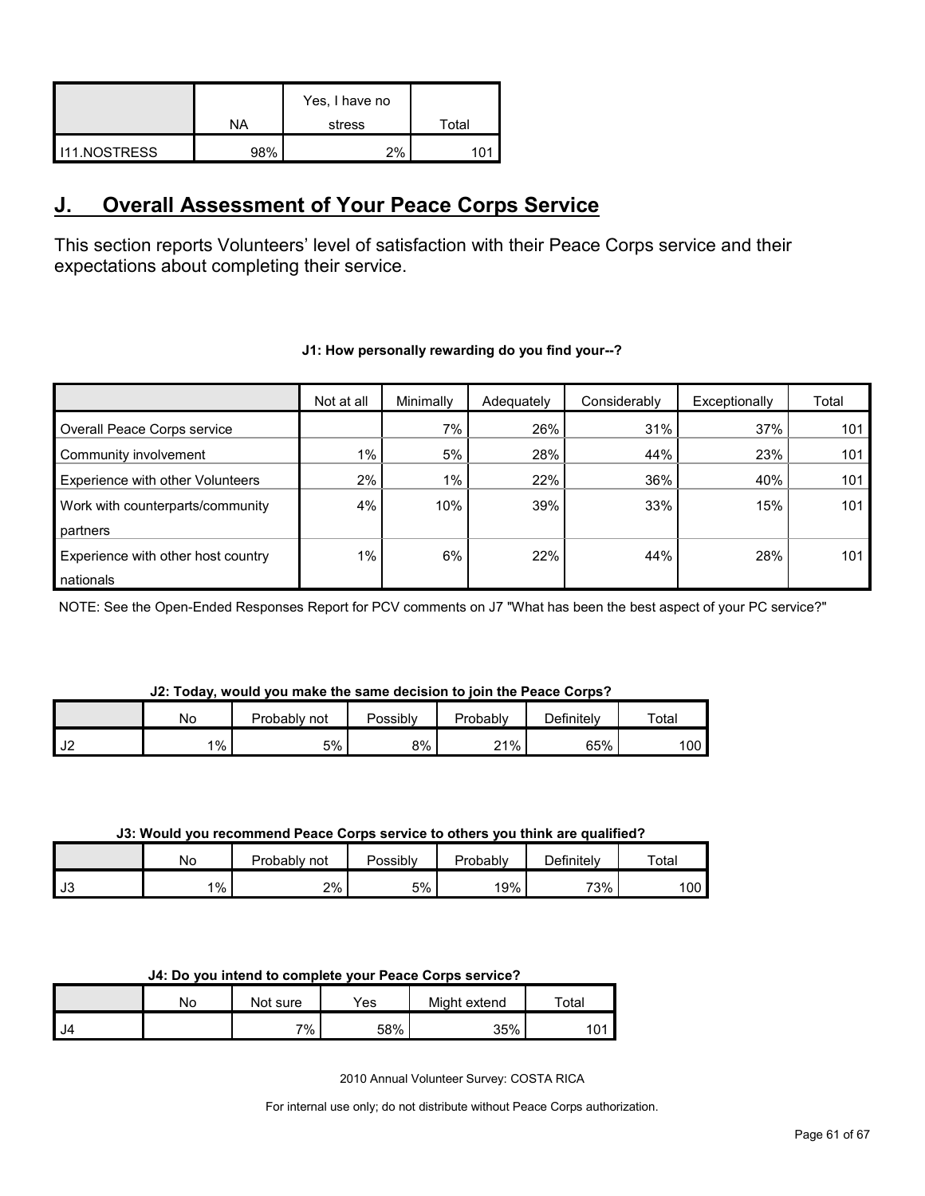| | NA | Yes, I have no stress | Total |
|---|---|---|---|
| I11.NOSTRESS | 98% | 2% | 101 |

## J. Overall Assessment of Your Peace Corps Service

This section reports Volunteers' level of satisfaction with their Peace Corps service and their expectations about completing their service.

**J1: How personally rewarding do you find your--?**

| | Not at all | Minimally | Adequately | Considerably | Exceptionally | Total |
|---|---|---|---|---|---|---|
| Overall Peace Corps service | | 7% | 26% | 31% | 37% | 101 |
| Community involvement | 1% | 5% | 28% | 44% | 23% | 101 |
| Experience with other Volunteers | 2% | 1% | 22% | 36% | 40% | 101 |
| Work with counterparts/community partners | 4% | 10% | 39% | 33% | 15% | 101 |
| Experience with other host country nationals | 1% | 6% | 22% | 44% | 28% | 101 |

NOTE: See the Open-Ended Responses Report for PCV comments on J7 "What has been the best aspect of your PC service?"

**J2: Today, would you make the same decision to join the Peace Corps?**

| | No | Probably not | Possibly | Probably | Definitely | Total |
|---|---|---|---|---|---|---|
| J2 | 1% | 5% | 8% | 21% | 65% | 100 |

**J3: Would you recommend Peace Corps service to others you think are qualified?**

| | No | Probably not | Possibly | Probably | Definitely | Total |
|---|---|---|---|---|---|---|
| J3 | 1% | 2% | 5% | 19% | 73% | 100 |

**J4: Do you intend to complete your Peace Corps service?**

| | No | Not sure | Yes | Might extend | Total |
|---|---|---|---|---|---|
| J4 | | 7% | 58% | 35% | 101 |

2010 Annual Volunteer Survey: COSTA RICA

For internal use only; do not distribute without Peace Corps authorization.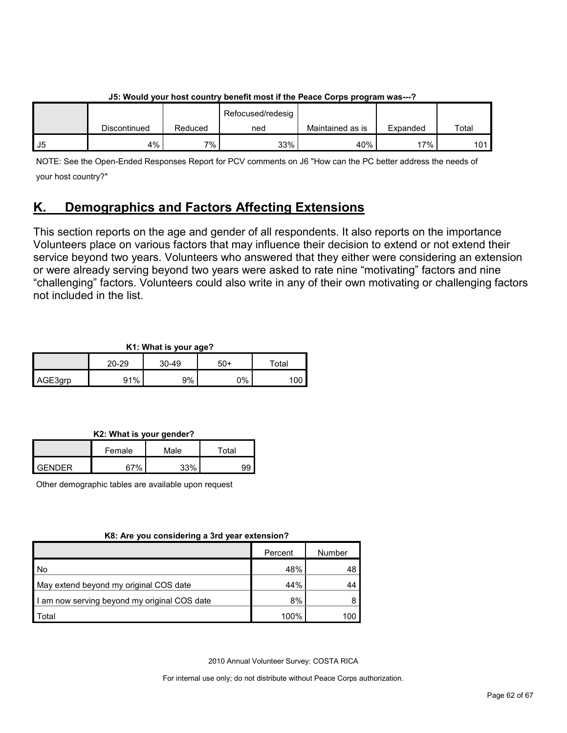**J5: Would your host country benefit most if the Peace Corps program was---?**

| | Discontinued | Reduced | Refocused/redesigned | Maintained as is | Expanded | Total |
|---|---|---|---|---|---|---|
| J5 | 4% | 7% | 33% | 40% | 17% | 101 |

NOTE: See the Open-Ended Responses Report for PCV comments on J6 "How can the PC better address the needs of your host country?"

## K. Demographics and Factors Affecting Extensions

This section reports on the age and gender of all respondents. It also reports on the importance Volunteers place on various factors that may influence their decision to extend or not extend their service beyond two years. Volunteers who answered that they either were considering an extension or were already serving beyond two years were asked to rate nine "motivating" factors and nine "challenging" factors. Volunteers could also write in any of their own motivating or challenging factors not included in the list.

**K1: What is your age?**

| | 20-29 | 30-49 | 50+ | Total |
|---|---|---|---|---|
| AGE3grp | 91% | 9% | 0% | 100 |

**K2: What is your gender?**

| | Female | Male | Total |
|---|---|---|---|
| GENDER | 67% | 33% | 99 |

Other demographic tables are available upon request

**K8: Are you considering a 3rd year extension?**

| | Percent | Number |
|---|---|---|
| No | 48% | 48 |
| May extend beyond my original COS date | 44% | 44 |
| I am now serving beyond my original COS date | 8% | 8 |
| Total | 100% | 100 |

2010 Annual Volunteer Survey: COSTA RICA

For internal use only; do not distribute without Peace Corps authorization.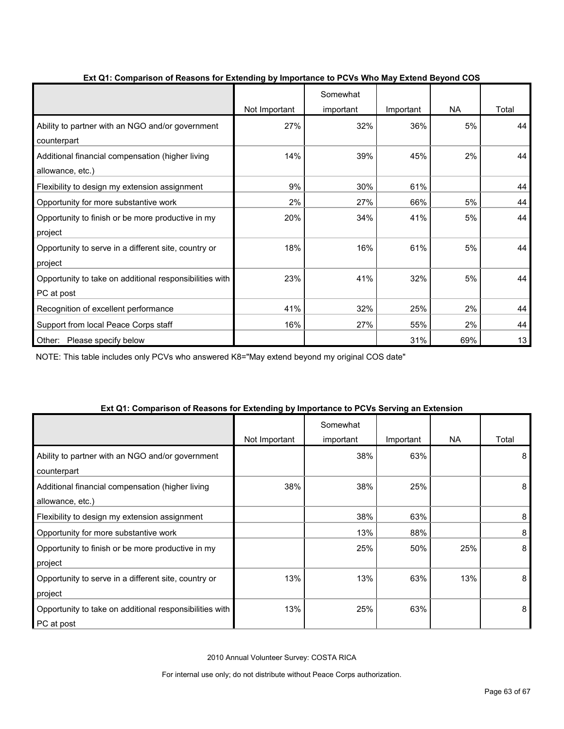**Ext Q1: Comparison of Reasons for Extending by Importance to PCVs Who May Extend Beyond COS**

| | Not Important | Somewhat important | Important | NA | Total |
|---|---|---|---|---|---|
| Ability to partner with an NGO and/or government counterpart | 27% | 32% | 36% | 5% | 44 |
| Additional financial compensation (higher living allowance, etc.) | 14% | 39% | 45% | 2% | 44 |
| Flexibility to design my extension assignment | 9% | 30% | 61% | | 44 |
| Opportunity for more substantive work | 2% | 27% | 66% | 5% | 44 |
| Opportunity to finish or be more productive in my project | 20% | 34% | 41% | 5% | 44 |
| Opportunity to serve in a different site, country or project | 18% | 16% | 61% | 5% | 44 |
| Opportunity to take on additional responsibilities with PC at post | 23% | 41% | 32% | 5% | 44 |
| Recognition of excellent performance | 41% | 32% | 25% | 2% | 44 |
| Support from local Peace Corps staff | 16% | 27% | 55% | 2% | 44 |
| Other: Please specify below | | | 31% | 69% | 13 |

NOTE: This table includes only PCVs who answered K8="May extend beyond my original COS date"

**Ext Q1: Comparison of Reasons for Extending by Importance to PCVs Serving an Extension**

| | Not Important | Somewhat important | Important | NA | Total |
|---|---|---|---|---|---|
| Ability to partner with an NGO and/or government counterpart | | 38% | 63% | | 8 |
| Additional financial compensation (higher living allowance, etc.) | 38% | 38% | 25% | | 8 |
| Flexibility to design my extension assignment | | 38% | 63% | | 8 |
| Opportunity for more substantive work | | 13% | 88% | | 8 |
| Opportunity to finish or be more productive in my project | | 25% | 50% | 25% | 8 |
| Opportunity to serve in a different site, country or project | 13% | 13% | 63% | 13% | 8 |
| Opportunity to take on additional responsibilities with PC at post | 13% | 25% | 63% | | 8 |

2010 Annual Volunteer Survey: COSTA RICA

For internal use only; do not distribute without Peace Corps authorization.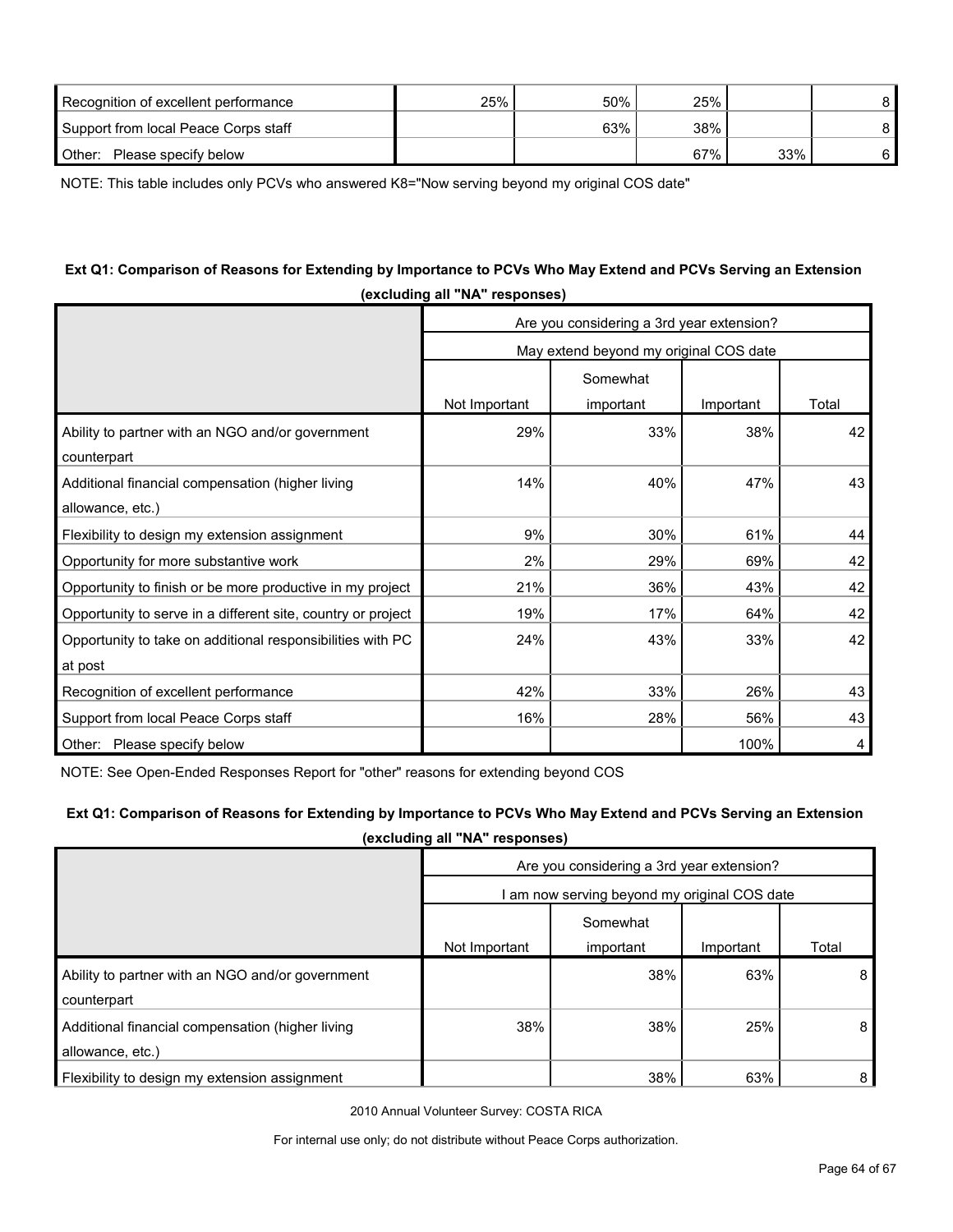| | | | | | |
|---|---|---|---|---|---|
| Recognition of excellent performance | 25% | 50% | 25% | | 8 |
| Support from local Peace Corps staff | | 63% | 38% | | 8 |
| Other: Please specify below | | | 67% | 33% | 6 |

NOTE: This table includes only PCVs who answered K8="Now serving beyond my original COS date"

### Ext Q1: Comparison of Reasons for Extending by Importance to PCVs Who May Extend and PCVs Serving an Extension (excluding all "NA" responses)

| | Are you considering a 3rd year extension? | | | |
|---|---|---|---|---|
| | May extend beyond my original COS date | | | |
| | Not Important | Somewhat important | Important | Total |
| Ability to partner with an NGO and/or government counterpart | 29% | 33% | 38% | 42 |
| Additional financial compensation (higher living allowance, etc.) | 14% | 40% | 47% | 43 |
| Flexibility to design my extension assignment | 9% | 30% | 61% | 44 |
| Opportunity for more substantive work | 2% | 29% | 69% | 42 |
| Opportunity to finish or be more productive in my project | 21% | 36% | 43% | 42 |
| Opportunity to serve in a different site, country or project | 19% | 17% | 64% | 42 |
| Opportunity to take on additional responsibilities with PC at post | 24% | 43% | 33% | 42 |
| Recognition of excellent performance | 42% | 33% | 26% | 43 |
| Support from local Peace Corps staff | 16% | 28% | 56% | 43 |
| Other: Please specify below | | | 100% | 4 |

NOTE: See Open-Ended Responses Report for "other" reasons for extending beyond COS

### Ext Q1: Comparison of Reasons for Extending by Importance to PCVs Who May Extend and PCVs Serving an Extension (excluding all "NA" responses)

| | Are you considering a 3rd year extension? | | | |
|---|---|---|---|---|
| | I am now serving beyond my original COS date | | | |
| | Not Important | Somewhat important | Important | Total |
| Ability to partner with an NGO and/or government counterpart | | 38% | 63% | 8 |
| Additional financial compensation (higher living allowance, etc.) | 38% | 38% | 25% | 8 |
| Flexibility to design my extension assignment | | 38% | 63% | 8 |

2010 Annual Volunteer Survey: COSTA RICA

For internal use only; do not distribute without Peace Corps authorization.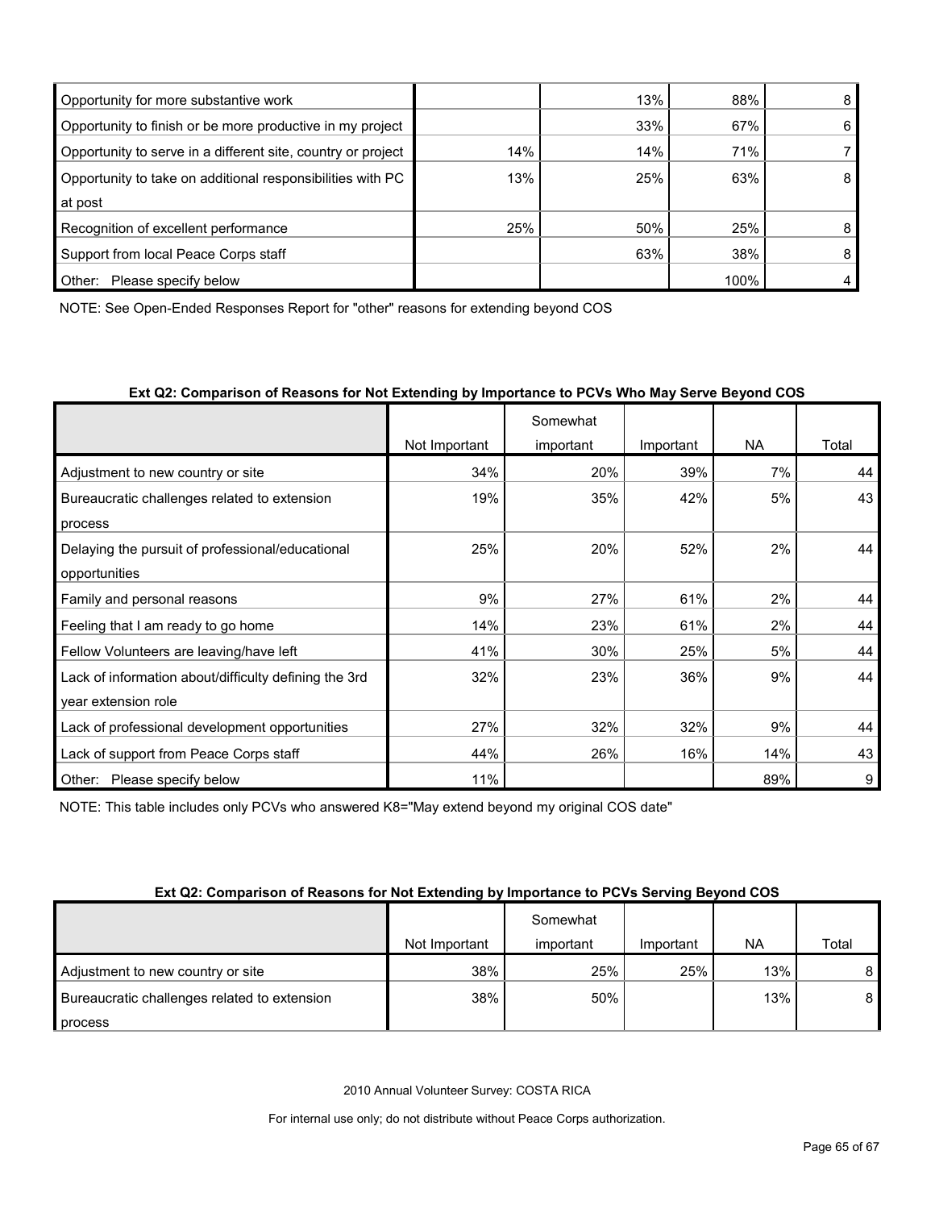| | | | | |
|---|---|---|---|---|
| Opportunity for more substantive work | | 13% | 88% | 8 |
| Opportunity to finish or be more productive in my project | | 33% | 67% | 6 |
| Opportunity to serve in a different site, country or project | 14% | 14% | 71% | 7 |
| Opportunity to take on additional responsibilities with PC at post | 13% | 25% | 63% | 8 |
| Recognition of excellent performance | 25% | 50% | 25% | 8 |
| Support from local Peace Corps staff | | 63% | 38% | 8 |
| Other: Please specify below | | | 100% | 4 |

NOTE: See Open-Ended Responses Report for "other" reasons for extending beyond COS

**Ext Q2: Comparison of Reasons for Not Extending by Importance to PCVs Who May Serve Beyond COS**

| | Not Important | Somewhat important | Important | NA | Total |
|---|---|---|---|---|---|
| Adjustment to new country or site | 34% | 20% | 39% | 7% | 44 |
| Bureaucratic challenges related to extension process | 19% | 35% | 42% | 5% | 43 |
| Delaying the pursuit of professional/educational opportunities | 25% | 20% | 52% | 2% | 44 |
| Family and personal reasons | 9% | 27% | 61% | 2% | 44 |
| Feeling that I am ready to go home | 14% | 23% | 61% | 2% | 44 |
| Fellow Volunteers are leaving/have left | 41% | 30% | 25% | 5% | 44 |
| Lack of information about/difficulty defining the 3rd year extension role | 32% | 23% | 36% | 9% | 44 |
| Lack of professional development opportunities | 27% | 32% | 32% | 9% | 44 |
| Lack of support from Peace Corps staff | 44% | 26% | 16% | 14% | 43 |
| Other: Please specify below | 11% | | | 89% | 9 |

NOTE: This table includes only PCVs who answered K8="May extend beyond my original COS date"

**Ext Q2: Comparison of Reasons for Not Extending by Importance to PCVs Serving Beyond COS**

| | Not Important | Somewhat important | Important | NA | Total |
|---|---|---|---|---|---|
| Adjustment to new country or site | 38% | 25% | 25% | 13% | 8 |
| Bureaucratic challenges related to extension process | 38% | 50% | | 13% | 8 |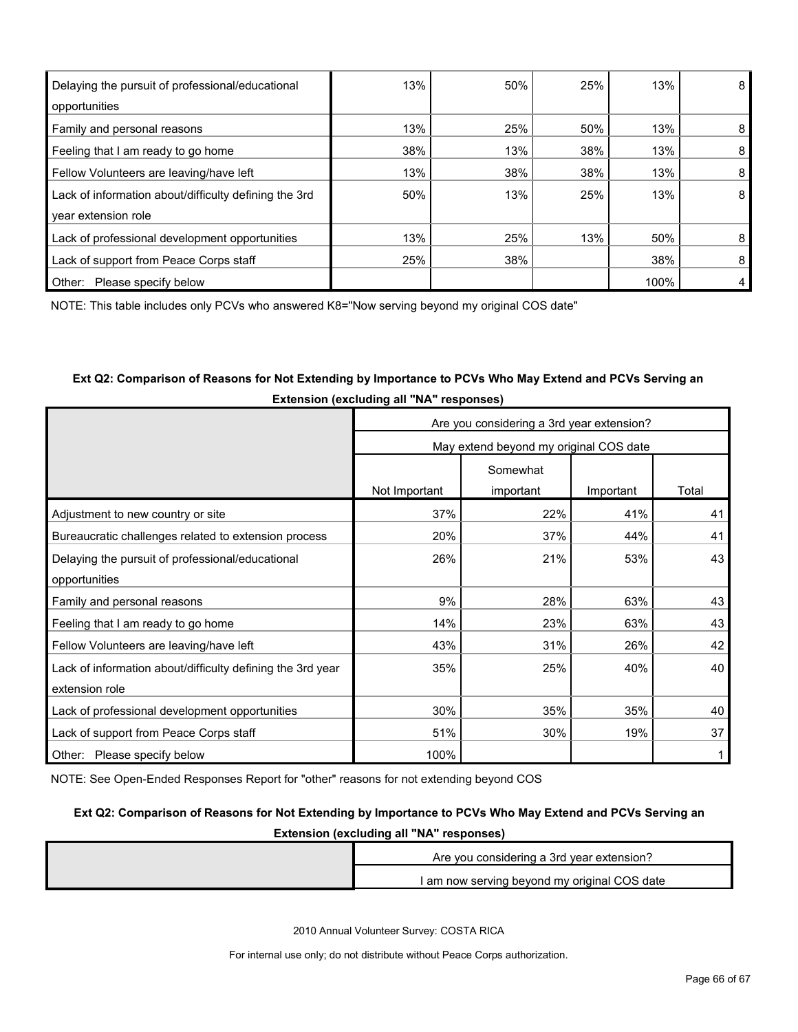| | | | | | |
|---|---|---|---|---|---|
| Delaying the pursuit of professional/educational opportunities | 13% | 50% | 25% | 13% | 8 |
| Family and personal reasons | 13% | 25% | 50% | 13% | 8 |
| Feeling that I am ready to go home | 38% | 13% | 38% | 13% | 8 |
| Fellow Volunteers are leaving/have left | 13% | 38% | 38% | 13% | 8 |
| Lack of information about/difficulty defining the 3rd year extension role | 50% | 13% | 25% | 13% | 8 |
| Lack of professional development opportunities | 13% | 25% | 13% | 50% | 8 |
| Lack of support from Peace Corps staff | 25% | 38% | | 38% | 8 |
| Other: Please specify below | | | | 100% | 4 |

NOTE: This table includes only PCVs who answered K8="Now serving beyond my original COS date"

**Ext Q2: Comparison of Reasons for Not Extending by Importance to PCVs Who May Extend and PCVs Serving an Extension (excluding all "NA" responses)**

| | Are you considering a 3rd year extension? | | | |
|---|---|---|---|---|
| | May extend beyond my original COS date | | | |
| | Not Important | Somewhat important | Important | Total |
| Adjustment to new country or site | 37% | 22% | 41% | 41 |
| Bureaucratic challenges related to extension process | 20% | 37% | 44% | 41 |
| Delaying the pursuit of professional/educational opportunities | 26% | 21% | 53% | 43 |
| Family and personal reasons | 9% | 28% | 63% | 43 |
| Feeling that I am ready to go home | 14% | 23% | 63% | 43 |
| Fellow Volunteers are leaving/have left | 43% | 31% | 26% | 42 |
| Lack of information about/difficulty defining the 3rd year extension role | 35% | 25% | 40% | 40 |
| Lack of professional development opportunities | 30% | 35% | 35% | 40 |
| Lack of support from Peace Corps staff | 51% | 30% | 19% | 37 |
| Other: Please specify below | 100% | | | 1 |

NOTE: See Open-Ended Responses Report for "other" reasons for not extending beyond COS

**Ext Q2: Comparison of Reasons for Not Extending by Importance to PCVs Who May Extend and PCVs Serving an Extension (excluding all "NA" responses)**

| | Are you considering a 3rd year extension? |
|---|---|
| | I am now serving beyond my original COS date |

2010 Annual Volunteer Survey: COSTA RICA

For internal use only; do not distribute without Peace Corps authorization.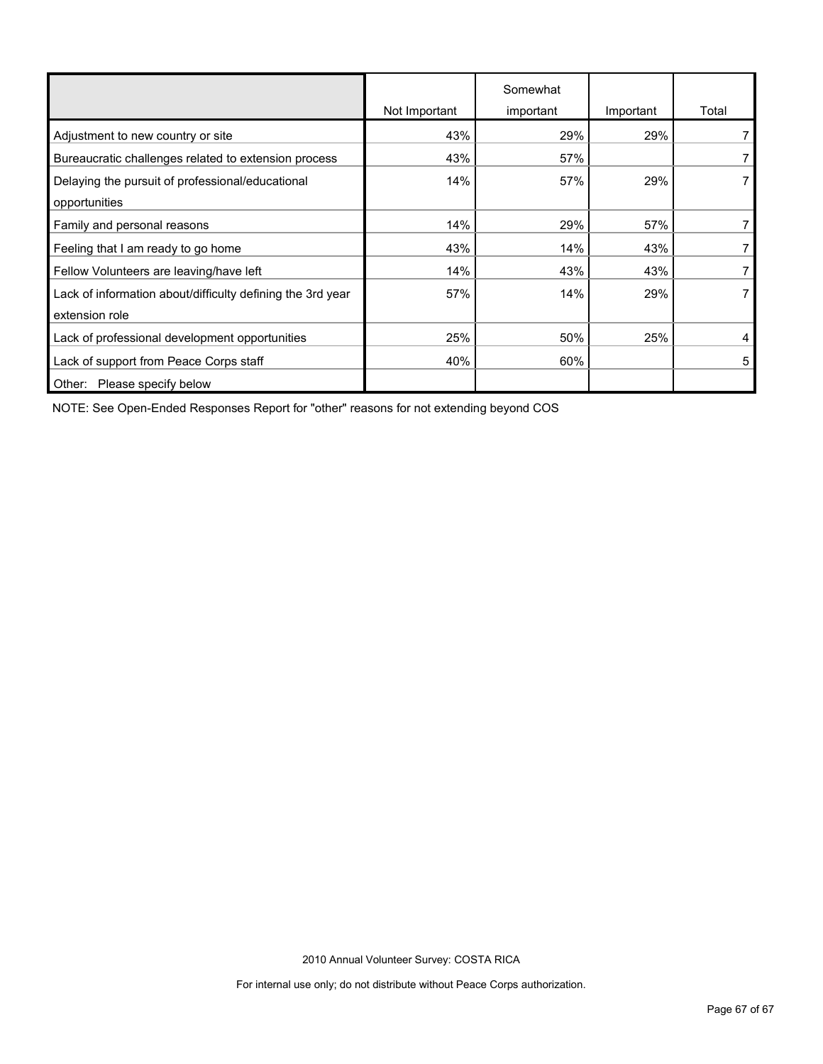| | Not Important | Somewhat important | Important | Total |
|---|---|---|---|---|
| Adjustment to new country or site | 43% | 29% | 29% | 7 |
| Bureaucratic challenges related to extension process | 43% | 57% | | 7 |
| Delaying the pursuit of professional/educational opportunities | 14% | 57% | 29% | 7 |
| Family and personal reasons | 14% | 29% | 57% | 7 |
| Feeling that I am ready to go home | 43% | 14% | 43% | 7 |
| Fellow Volunteers are leaving/have left | 14% | 43% | 43% | 7 |
| Lack of information about/difficulty defining the 3rd year extension role | 57% | 14% | 29% | 7 |
| Lack of professional development opportunities | 25% | 50% | 25% | 4 |
| Lack of support from Peace Corps staff | 40% | 60% | | 5 |
| Other: Please specify below | | | | |

NOTE: See Open-Ended Responses Report for "other" reasons for not extending beyond COS

2010 Annual Volunteer Survey: COSTA RICA

For internal use only; do not distribute without Peace Corps authorization.